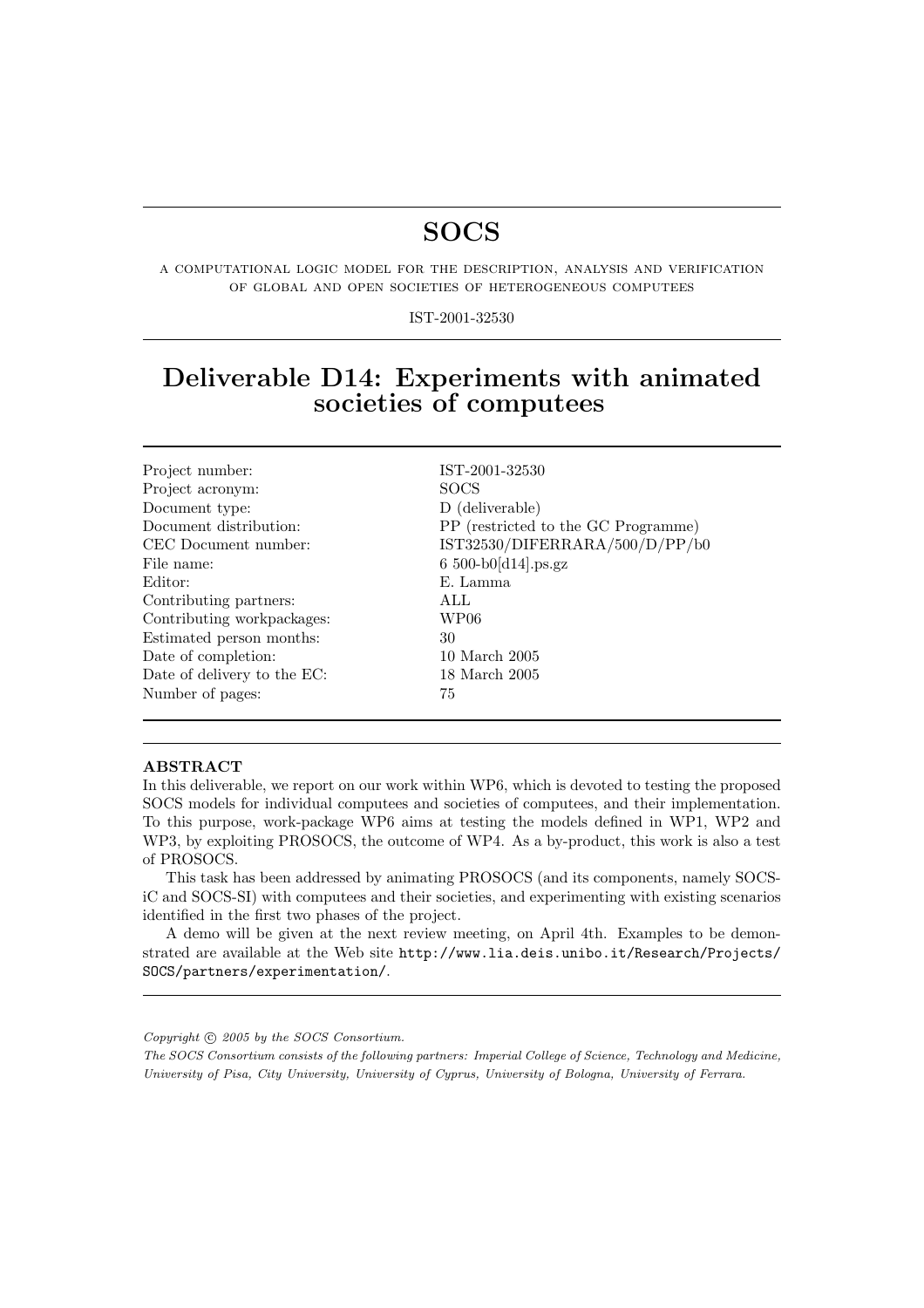# SOCS

A COMPUTATIONAL LOGIC MODEL FOR THE DESCRIPTION, ANALYSIS AND VERIFICATION OF GLOBAL AND OPEN SOCIETIES OF HETEROGENEOUS COMPUTEES

IST-2001-32530

# Deliverable D14: Experiments with animated societies of computees

| | |
|---|---|
| Project number: | IST-2001-32530 |
| Project acronym: | SOCS |
| Document type: | D (deliverable) |
| Document distribution: | PP (restricted to the GC Programme) |
| CEC Document number: | IST32530/DIFERRARA/500/D/PP/b0 |
| File name: | 6 500-b0[d14].ps.gz |
| Editor: | E. Lamma |
| Contributing partners: | ALL |
| Contributing workpackages: | WP06 |
| Estimated person months: | 30 |
| Date of completion: | 10 March 2005 |
| Date of delivery to the EC: | 18 March 2005 |
| Number of pages: | 75 |

**ABSTRACT**

In this deliverable, we report on our work within WP6, which is devoted to testing the proposed SOCS models for individual computees and societies of computees, and their implementation. To this purpose, work-package WP6 aims at testing the models defined in WP1, WP2 and WP3, by exploiting PROSOCS, the outcome of WP4. As a by-product, this work is also a test of PROSOCS.

This task has been addressed by animating PROSOCS (and its components, namely SOCS-iC and SOCS-SI) with computees and their societies, and experimenting with existing scenarios identified in the first two phases of the project.

A demo will be given at the next review meeting, on April 4th. Examples to be demonstrated are available at the Web site `http://www.lia.deis.unibo.it/Research/Projects/SOCS/partners/experimentation/`.

*Copyright © 2005 by the SOCS Consortium.*

*The SOCS Consortium consists of the following partners: Imperial College of Science, Technology and Medicine, University of Pisa, City University, University of Cyprus, University of Bologna, University of Ferrara.*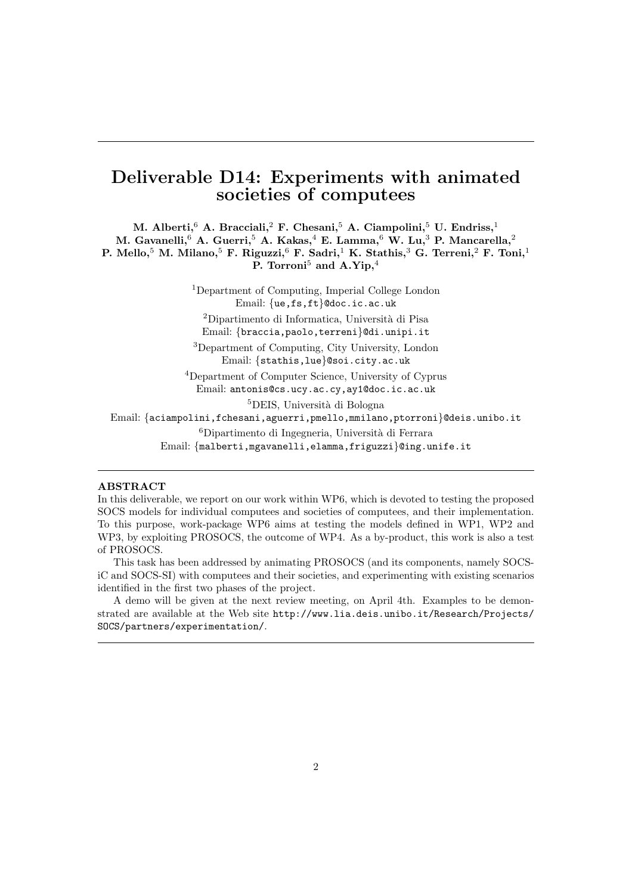# Deliverable D14: Experiments with animated societies of computees

**M. Alberti,[6] A. Bracciali,[2] F. Chesani,[5] A. Ciampolini,[5] U. Endriss,[1] M. Gavanelli,[6] A. Guerri,[5] A. Kakas,[4] E. Lamma,[6] W. Lu,[3] P. Mancarella,[2] P. Mello,[5] M. Milano,[5] F. Riguzzi,[6] F. Sadri,[1] K. Stathis,[3] G. Terreni,[2] F. Toni,[1] P. Torroni[5] and A.Yip,[4]**

[1]Department of Computing, Imperial College London
Email: {ue,fs,ft}@doc.ic.ac.uk

[2]Dipartimento di Informatica, Università di Pisa
Email: {braccia,paolo,terreni}@di.unipi.it

[3]Department of Computing, City University, London
Email: {stathis,lue}@soi.city.ac.uk

[4]Department of Computer Science, University of Cyprus
Email: antonis@cs.ucy.ac.cy,ay1@doc.ic.ac.uk

[5]DEIS, Università di Bologna
Email: {aciampolini,fchesani,aguerri,pmello,mmilano,ptorroni}@deis.unibo.it

[6]Dipartimento di Ingegneria, Università di Ferrara
Email: {malberti,mgavanelli,elamma,friguzzi}@ing.unife.it

---

**ABSTRACT**

In this deliverable, we report on our work within WP6, which is devoted to testing the proposed SOCS models for individual computees and societies of computees, and their implementation. To this purpose, work-package WP6 aims at testing the models defined in WP1, WP2 and WP3, by exploiting PROSOCS, the outcome of WP4. As a by-product, this work is also a test of PROSOCS.

This task has been addressed by animating PROSOCS (and its components, namely SOCS-iC and SOCS-SI) with computees and their societies, and experimenting with existing scenarios identified in the first two phases of the project.

A demo will be given at the next review meeting, on April 4th. Examples to be demonstrated are available at the Web site http://www.lia.deis.unibo.it/Research/Projects/SOCS/partners/experimentation/.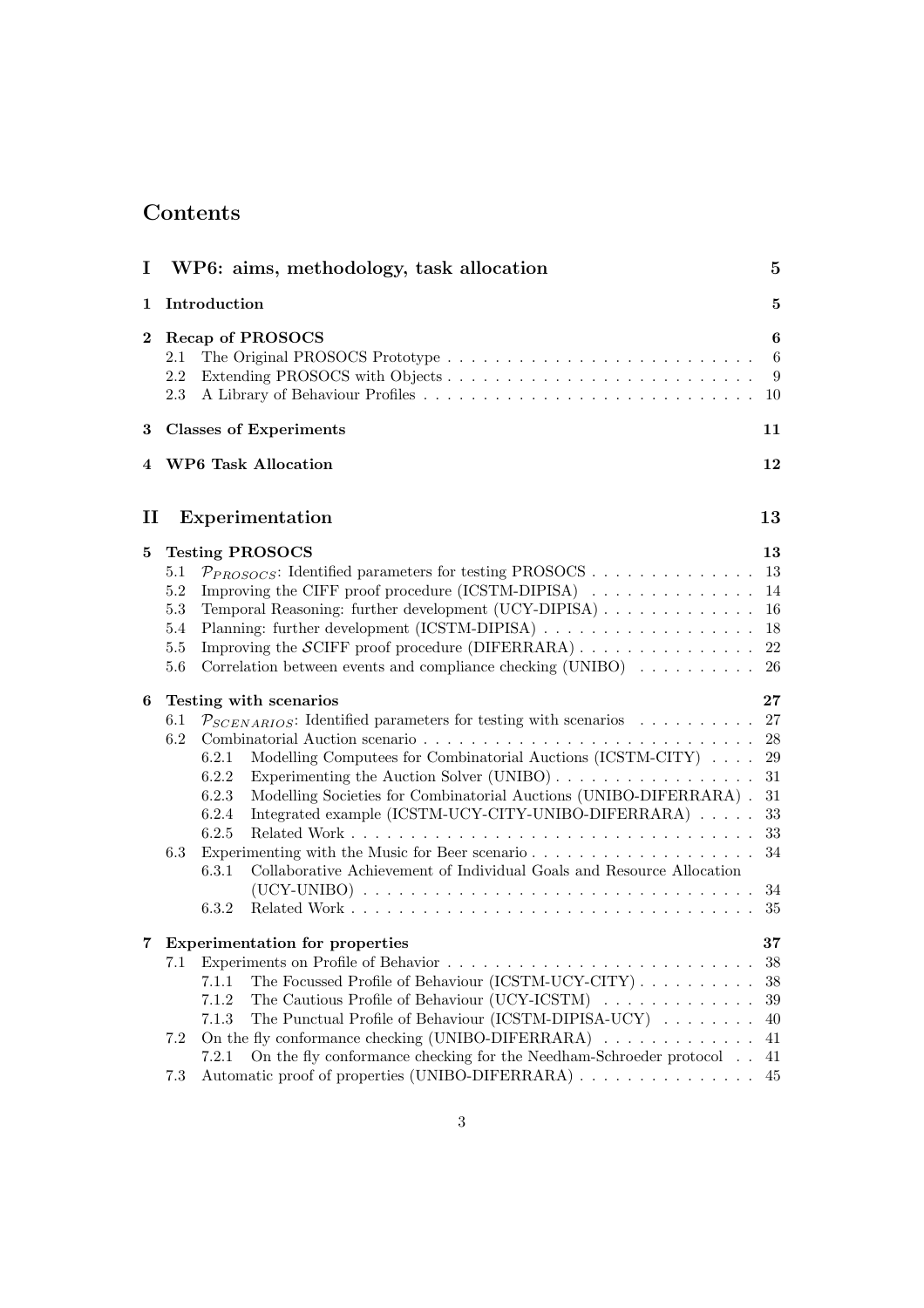# Contents

| | | |
|---|---|---|
| **I** | **WP6: aims, methodology, task allocation** | **5** |
| **1** | **Introduction** | **5** |
| **2** | **Recap of PROSOCS** | **6** |
| 2.1 | The Original PROSOCS Prototype | 6 |
| 2.2 | Extending PROSOCS with Objects | 9 |
| 2.3 | A Library of Behaviour Profiles | 10 |
| **3** | **Classes of Experiments** | **11** |
| **4** | **WP6 Task Allocation** | **12** |
| **II** | **Experimentation** | **13** |
| **5** | **Testing PROSOCS** | **13** |
| 5.1 | $\mathcal{P}_{PROSOCS}$: Identified parameters for testing PROSOCS | 13 |
| 5.2 | Improving the CIFF proof procedure (ICSTM-DIPISA) | 14 |
| 5.3 | Temporal Reasoning: further development (UCY-DIPISA) | 16 |
| 5.4 | Planning: further development (ICSTM-DIPISA) | 18 |
| 5.5 | Improving the $\mathcal{S}$CIFF proof procedure (DIFERRARA) | 22 |
| 5.6 | Correlation between events and compliance checking (UNIBO) | 26 |
| **6** | **Testing with scenarios** | **27** |
| 6.1 | $\mathcal{P}_{SCENARIOS}$: Identified parameters for testing with scenarios | 27 |
| 6.2 | Combinatorial Auction scenario | 28 |
| 6.2.1 | Modelling Computees for Combinatorial Auctions (ICSTM-CITY) | 29 |
| 6.2.2 | Experimenting the Auction Solver (UNIBO) | 31 |
| 6.2.3 | Modelling Societies for Combinatorial Auctions (UNIBO-DIFERRARA) | 31 |
| 6.2.4 | Integrated example (ICSTM-UCY-CITY-UNIBO-DIFERRARA) | 33 |
| 6.2.5 | Related Work | 33 |
| 6.3 | Experimenting with the Music for Beer scenario | 34 |
| 6.3.1 | Collaborative Achievement of Individual Goals and Resource Allocation (UCY-UNIBO) | 34 |
| 6.3.2 | Related Work | 35 |
| **7** | **Experimentation for properties** | **37** |
| 7.1 | Experiments on Profile of Behavior | 38 |
| 7.1.1 | The Focussed Profile of Behaviour (ICSTM-UCY-CITY) | 38 |
| 7.1.2 | The Cautious Profile of Behaviour (UCY-ICSTM) | 39 |
| 7.1.3 | The Punctual Profile of Behaviour (ICSTM-DIPISA-UCY) | 40 |
| 7.2 | On the fly conformance checking (UNIBO-DIFERRARA) | 41 |
| 7.2.1 | On the fly conformance checking for the Needham-Schroeder protocol | 41 |
| 7.3 | Automatic proof of properties (UNIBO-DIFERRARA) | 45 |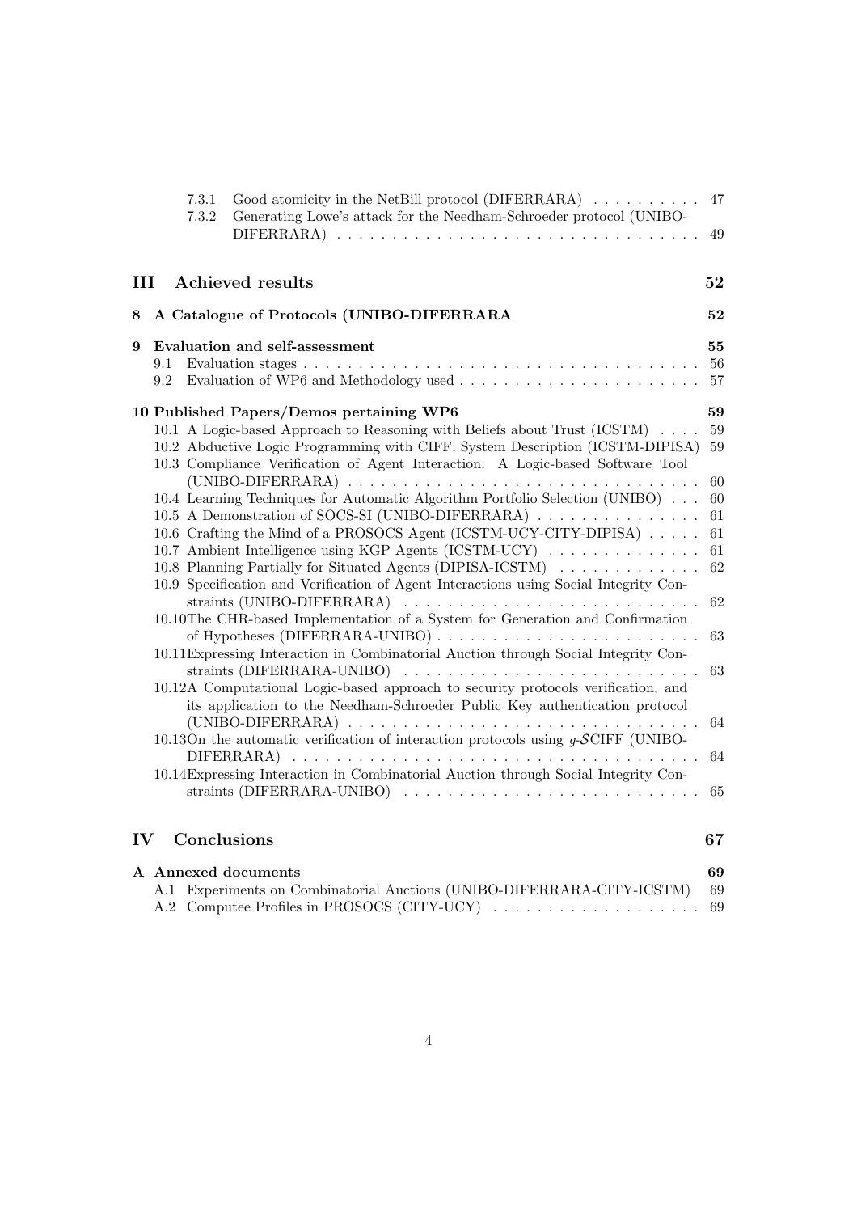- 7.3.1 Good atomicity in the NetBill protocol (DIFERRARA) . . . . . . . . . . 47
- 7.3.2 Generating Lowe's attack for the Needham-Schroeder protocol (UNIBO-DIFERRARA) . . . . . . . . . . . . . . . . . . . . . . . . . . . . . . . . 49

# III Achieved results 52

## 8 A Catalogue of Protocols (UNIBO-DIFERRARA 52

## 9 Evaluation and self-assessment 55

- 9.1 Evaluation stages . . . . . . . . . . . . . . . . . . . . . . . . . . . . . . . . . 56
- 9.2 Evaluation of WP6 and Methodology used . . . . . . . . . . . . . . . . . . . . 57

## 10 Published Papers/Demos pertaining WP6 59

- 10.1 A Logic-based Approach to Reasoning with Beliefs about Trust (ICSTM) . . . . 59
- 10.2 Abductive Logic Programming with CIFF: System Description (ICSTM-DIPISA) 59
- 10.3 Compliance Verification of Agent Interaction: A Logic-based Software Tool (UNIBO-DIFERRARA) . . . . . . . . . . . . . . . . . . . . . . . . . . . . . . 60
- 10.4 Learning Techniques for Automatic Algorithm Portfolio Selection (UNIBO) . . . 60
- 10.5 A Demonstration of SOCS-SI (UNIBO-DIFERRARA) . . . . . . . . . . . . . . . 61
- 10.6 Crafting the Mind of a PROSOCS Agent (ICSTM-UCY-CITY-DIPISA) . . . . . 61
- 10.7 Ambient Intelligence using KGP Agents (ICSTM-UCY) . . . . . . . . . . . . . 61
- 10.8 Planning Partially for Situated Agents (DIPISA-ICSTM) . . . . . . . . . . . . 62
- 10.9 Specification and Verification of Agent Interactions using Social Integrity Constraints (UNIBO-DIFERRARA) . . . . . . . . . . . . . . . . . . . . . . . . . . 62
- 10.10 The CHR-based Implementation of a System for Generation and Confirmation of Hypotheses (DIFERRARA-UNIBO) . . . . . . . . . . . . . . . . . . . . . . . 63
- 10.11 Expressing Interaction in Combinatorial Auction through Social Integrity Constraints (DIFERRARA-UNIBO) . . . . . . . . . . . . . . . . . . . . . . . . . . 63
- 10.12 A Computational Logic-based approach to security protocols verification, and its application to the Needham-Schroeder Public Key authentication protocol (UNIBO-DIFERRARA) . . . . . . . . . . . . . . . . . . . . . . . . . . . . . . 64
- 10.13 On the automatic verification of interaction protocols using $g$-$\mathcal{S}$CIFF (UNIBO-DIFERRARA) . . . . . . . . . . . . . . . . . . . . . . . . . . . . . . . . . . 64
- 10.14 Expressing Interaction in Combinatorial Auction through Social Integrity Constraints (DIFERRARA-UNIBO) . . . . . . . . . . . . . . . . . . . . . . . . . . 65

# IV Conclusions 67

## A Annexed documents 69

- A.1 Experiments on Combinatorial Auctions (UNIBO-DIFERRARA-CITY-ICSTM) 69
- A.2 Computee Profiles in PROSOCS (CITY-UCY) . . . . . . . . . . . . . . . . . . 69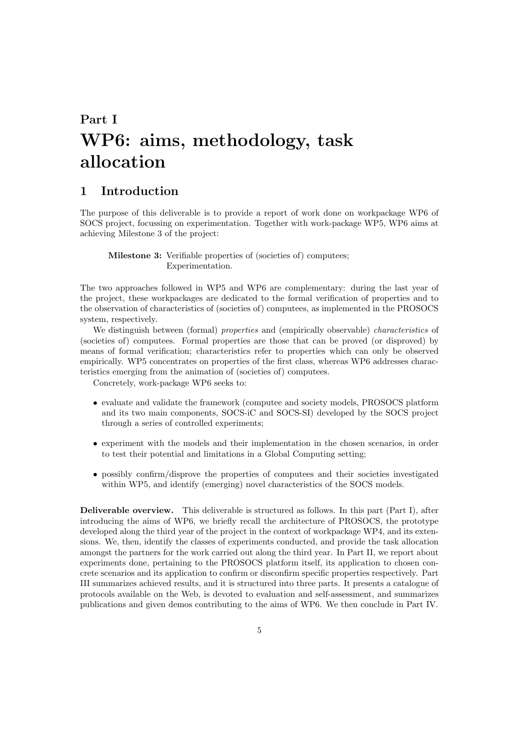# Part I

# WP6: aims, methodology, task allocation

## 1 Introduction

The purpose of this deliverable is to provide a report of work done on workpackage WP6 of SOCS project, focussing on experimentation. Together with work-package WP5, WP6 aims at achieving Milestone 3 of the project:

> **Milestone 3:** Verifiable properties of (societies of) computees;
> Experimentation.

The two approaches followed in WP5 and WP6 are complementary: during the last year of the project, these workpackages are dedicated to the formal verification of properties and to the observation of characteristics of (societies of) computees, as implemented in the PROSOCS system, respectively.

We distinguish between (formal) *properties* and (empirically observable) *characteristics* of (societies of) computees. Formal properties are those that can be proved (or disproved) by means of formal verification; characteristics refer to properties which can only be observed empirically. WP5 concentrates on properties of the first class, whereas WP6 addresses characteristics emerging from the animation of (societies of) computees.

Concretely, work-package WP6 seeks to:

- evaluate and validate the framework (computee and society models, PROSOCS platform and its two main components, SOCS-iC and SOCS-SI) developed by the SOCS project through a series of controlled experiments;
- experiment with the models and their implementation in the chosen scenarios, in order to test their potential and limitations in a Global Computing setting;
- possibly confirm/disprove the properties of computees and their societies investigated within WP5, and identify (emerging) novel characteristics of the SOCS models.

**Deliverable overview.** This deliverable is structured as follows. In this part (Part I), after introducing the aims of WP6, we briefly recall the architecture of PROSOCS, the prototype developed along the third year of the project in the context of workpackage WP4, and its extensions. We, then, identify the classes of experiments conducted, and provide the task allocation amongst the partners for the work carried out along the third year. In Part II, we report about experiments done, pertaining to the PROSOCS platform itself, its application to chosen concrete scenarios and its application to confirm or disconfirm specific properties respectively. Part III summarizes achieved results, and it is structured into three parts. It presents a catalogue of protocols available on the Web, is devoted to evaluation and self-assessment, and summarizes publications and given demos contributing to the aims of WP6. We then conclude in Part IV.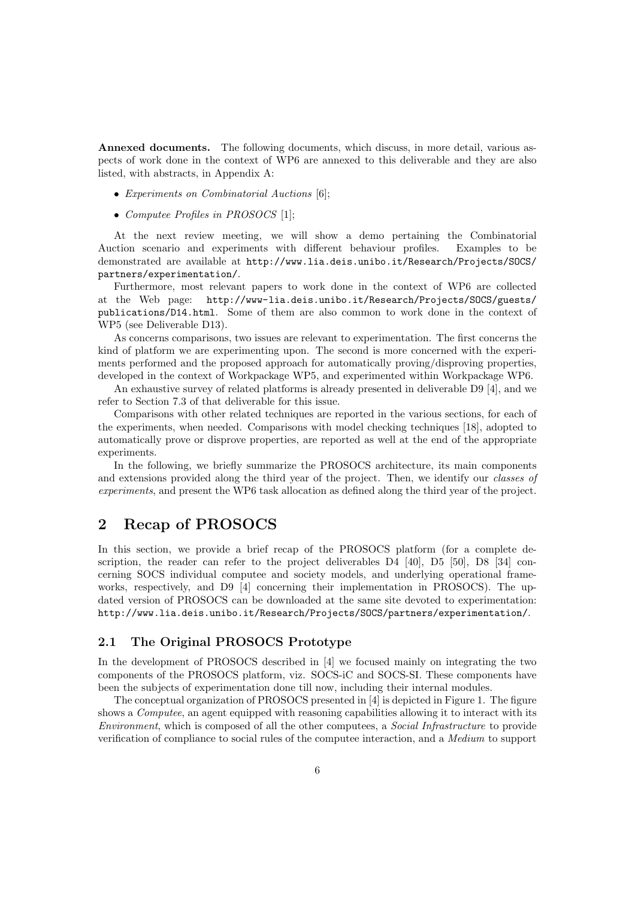**Annexed documents.** The following documents, which discuss, in more detail, various aspects of work done in the context of WP6 are annexed to this deliverable and they are also listed, with abstracts, in Appendix A:

- *Experiments on Combinatorial Auctions* [6];
- *Computee Profiles in PROSOCS* [1];

At the next review meeting, we will show a demo pertaining the Combinatorial Auction scenario and experiments with different behaviour profiles. Examples to be demonstrated are available at `http://www.lia.deis.unibo.it/Research/Projects/SOCS/partners/experimentation/`.

Furthermore, most relevant papers to work done in the context of WP6 are collected at the Web page: `http://www-lia.deis.unibo.it/Research/Projects/SOCS/guests/publications/D14.html`. Some of them are also common to work done in the context of WP5 (see Deliverable D13).

As concerns comparisons, two issues are relevant to experimentation. The first concerns the kind of platform we are experimenting upon. The second is more concerned with the experiments performed and the proposed approach for automatically proving/disproving properties, developed in the context of Workpackage WP5, and experimented within Workpackage WP6.

An exhaustive survey of related platforms is already presented in deliverable D9 [4], and we refer to Section 7.3 of that deliverable for this issue.

Comparisons with other related techniques are reported in the various sections, for each of the experiments, when needed. Comparisons with model checking techniques [18], adopted to automatically prove or disprove properties, are reported as well at the end of the appropriate experiments.

In the following, we briefly summarize the PROSOCS architecture, its main components and extensions provided along the third year of the project. Then, we identify our *classes of experiments*, and present the WP6 task allocation as defined along the third year of the project.

## 2 Recap of PROSOCS

In this section, we provide a brief recap of the PROSOCS platform (for a complete description, the reader can refer to the project deliverables D4 [40], D5 [50], D8 [34] concerning SOCS individual computee and society models, and underlying operational frameworks, respectively, and D9 [4] concerning their implementation in PROSOCS). The updated version of PROSOCS can be downloaded at the same site devoted to experimentation: `http://www.lia.deis.unibo.it/Research/Projects/SOCS/partners/experimentation/`.

### 2.1 The Original PROSOCS Prototype

In the development of PROSOCS described in [4] we focused mainly on integrating the two components of the PROSOCS platform, viz. SOCS-iC and SOCS-SI. These components have been the subjects of experimentation done till now, including their internal modules.

The conceptual organization of PROSOCS presented in [4] is depicted in Figure 1. The figure shows a *Computee*, an agent equipped with reasoning capabilities allowing it to interact with its *Environment*, which is composed of all the other computees, a *Social Infrastructure* to provide verification of compliance to social rules of the computee interaction, and a *Medium* to support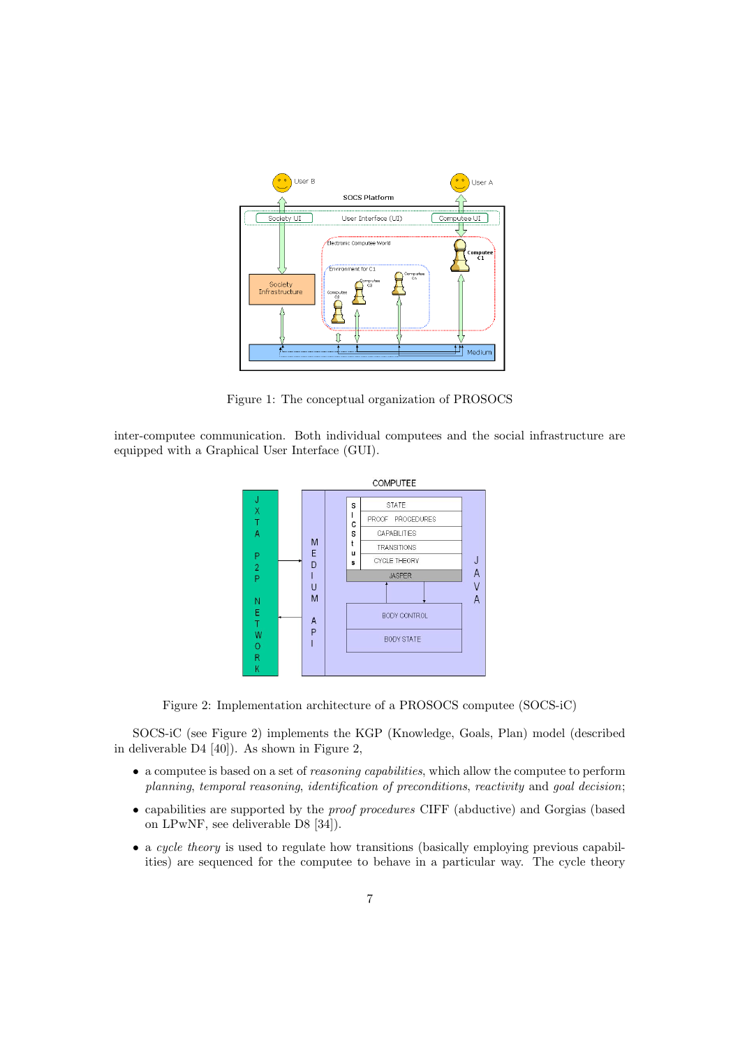Figure 1: The conceptual organization of PROSOCS

inter-compute communication. Both individual computees and the social infrastructure are equipped with a Graphical User Interface (GUI).

Figure 2: Implementation architecture of a PROSOCS computee (SOCS-iC)

SOCS-iC (see Figure 2) implements the KGP (Knowledge, Goals, Plan) model (described in deliverable D4 [40]). As shown in Figure 2,

- a computee is based on a set of *reasoning capabilities*, which allow the computee to perform *planning*, *temporal reasoning*, *identification of preconditions*, *reactivity* and *goal decision*;
- capabilities are supported by the *proof procedures* CIFF (abductive) and Gorgias (based on LPwNF, see deliverable D8 [34]).
- a *cycle theory* is used to regulate how transitions (basically employing previous capabilities) are sequenced for the computee to behave in a particular way. The cycle theory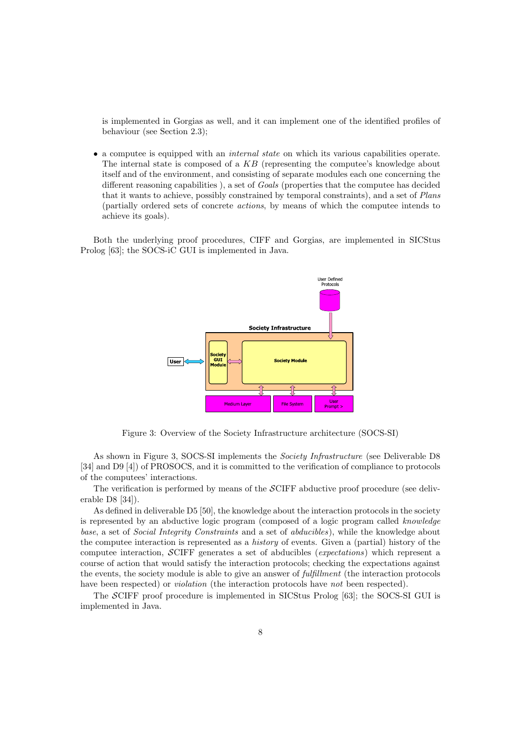is implemented in Gorgias as well, and it can implement one of the identified profiles of behaviour (see Section 2.3);

- a computee is equipped with an *internal state* on which its various capabilities operate. The internal state is composed of a $KB$ (representing the computee's knowledge about itself and of the environment, and consisting of separate modules each one concerning the different reasoning capabilities ), a set of *Goals* (properties that the computee has decided that it wants to achieve, possibly constrained by temporal constraints), and a set of *Plans* (partially ordered sets of concrete *actions*, by means of which the computee intends to achieve its goals).

Both the underlying proof procedures, CIFF and Gorgias, are implemented in SICStus Prolog [63]; the SOCS-iC GUI is implemented in Java.

Figure 3: Overview of the Society Infrastructure architecture (SOCS-SI)

As shown in Figure 3, SOCS-SI implements the *Society Infrastructure* (see Deliverable D8 [34] and D9 [4]) of PROSOCS, and it is committed to the verification of compliance to protocols of the computees' interactions.

The verification is performed by means of the $\mathcal{S}$CIFF abductive proof procedure (see deliverable D8 [34]).

As defined in deliverable D5 [50], the knowledge about the interaction protocols in the society is represented by an abductive logic program (composed of a logic program called *knowledge base*, a set of *Social Integrity Constraints* and a set of *abducibles*), while the knowledge about the computee interaction is represented as a *history* of events. Given a (partial) history of the computee interaction, $\mathcal{S}$CIFF generates a set of abducibles (*expectations*) which represent a course of action that would satisfy the interaction protocols; checking the expectations against the events, the society module is able to give an answer of *fulfillment* (the interaction protocols have been respected) or *violation* (the interaction protocols have *not* been respected).

The $\mathcal{S}$CIFF proof procedure is implemented in SICStus Prolog [63]; the SOCS-SI GUI is implemented in Java.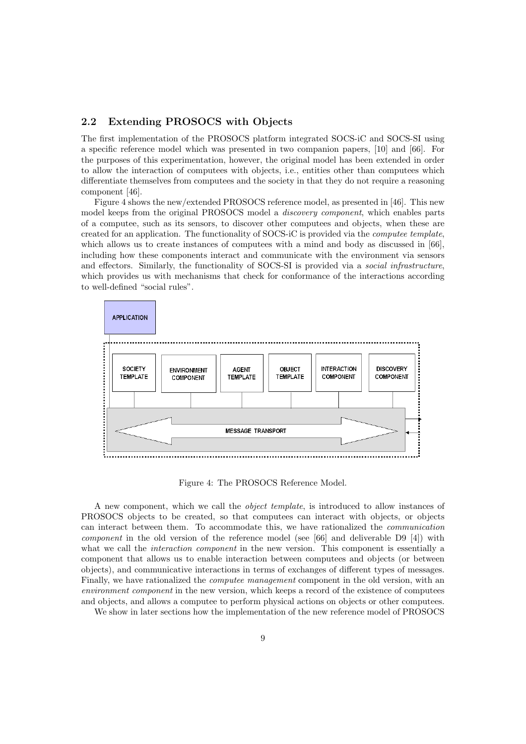### 2.2 Extending PROSOCS with Objects

The first implementation of the PROSOCS platform integrated SOCS-iC and SOCS-SI using a specific reference model which was presented in two companion papers, [10] and [66]. For the purposes of this experimentation, however, the original model has been extended in order to allow the interaction of computees with objects, i.e., entities other than computees which differentiate themselves from computees and the society in that they do not require a reasoning component [46].

Figure 4 shows the new/extended PROSOCS reference model, as presented in [46]. This new model keeps from the original PROSOCS model a *discovery component*, which enables parts of a computee, such as its sensors, to discover other computees and objects, when these are created for an application. The functionality of SOCS-iC is provided via the *computee template*, which allows us to create instances of computees with a mind and body as discussed in [66], including how these components interact and communicate with the environment via sensors and effectors. Similarly, the functionality of SOCS-SI is provided via a *social infrastructure*, which provides us with mechanisms that check for conformance of the interactions according to well-defined "social rules".

APPLICATION

SOCIETY TEMPLATE | ENVIRONMENT COMPONENT | AGENT TEMPLATE | OBJECT TEMPLATE | INTERACTION COMPONENT | DISCOVERY COMPONENT

MESSAGE TRANSPORT

Figure 4: The PROSOCS Reference Model.

A new component, which we call the *object template*, is introduced to allow instances of PROSOCS objects to be created, so that computees can interact with objects, or objects can interact between them. To accommodate this, we have rationalized the *communication component* in the old version of the reference model (see [66] and deliverable D9 [4]) with what we call the *interaction component* in the new version. This component is essentially a component that allows us to enable interaction between computees and objects (or between objects), and communicative interactions in terms of exchanges of different types of messages. Finally, we have rationalized the *computee management* component in the old version, with an *environment component* in the new version, which keeps a record of the existence of computees and objects, and allows a computee to perform physical actions on objects or other computees.

We show in later sections how the implementation of the new reference model of PROSOCS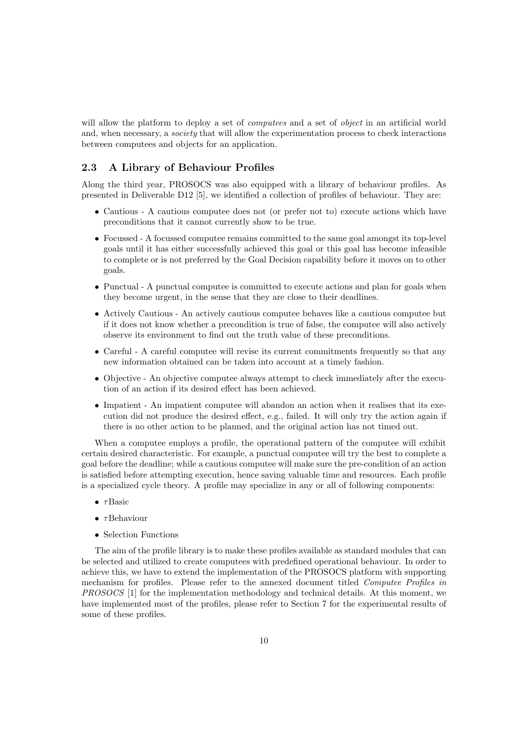will allow the platform to deploy a set of *computees* and a set of *object* in an artificial world and, when necessary, a *society* that will allow the experimentation process to check interactions between computees and objects for an application.

### 2.3 A Library of Behaviour Profiles

Along the third year, PROSOCS was also equipped with a library of behaviour profiles. As presented in Deliverable D12 [5], we identified a collection of profiles of behaviour. They are:

- Cautious - A cautious computee does not (or prefer not to) execute actions which have preconditions that it cannot currently show to be true.
- Focussed - A focussed computee remains committed to the same goal amongst its top-level goals until it has either successfully achieved this goal or this goal has become infeasible to complete or is not preferred by the Goal Decision capability before it moves on to other goals.
- Punctual - A punctual computee is committed to execute actions and plan for goals when they become urgent, in the sense that they are close to their deadlines.
- Actively Cautious - An actively cautious computee behaves like a cautious computee but if it does not know whether a precondition is true of false, the computee will also actively observe its environment to find out the truth value of these preconditions.
- Careful - A careful computee will revise its current commitments frequently so that any new information obtained can be taken into account at a timely fashion.
- Objective - An objective computee always attempt to check immediately after the execution of an action if its desired effect has been achieved.
- Impatient - An impatient computee will abandon an action when it realises that its execution did not produce the desired effect, e.g., failed. It will only try the action again if there is no other action to be planned, and the original action has not timed out.

When a computee employs a profile, the operational pattern of the computee will exhibit certain desired characteristic. For example, a punctual computee will try the best to complete a goal before the deadline; while a cautious computee will make sure the pre-condition of an action is satisfied before attempting execution, hence saving valuable time and resources. Each profile is a specialized cycle theory. A profile may specialize in any or all of following components:

- $\tau$Basic
- $\tau$Behaviour
- Selection Functions

The aim of the profile library is to make these profiles available as standard modules that can be selected and utilized to create computees with predefined operational behaviour. In order to achieve this, we have to extend the implementation of the PROSOCS platform with supporting mechanism for profiles. Please refer to the annexed document titled *Computee Profiles in PROSOCS* [1] for the implementation methodology and technical details. At this moment, we have implemented most of the profiles, please refer to Section 7 for the experimental results of some of these profiles.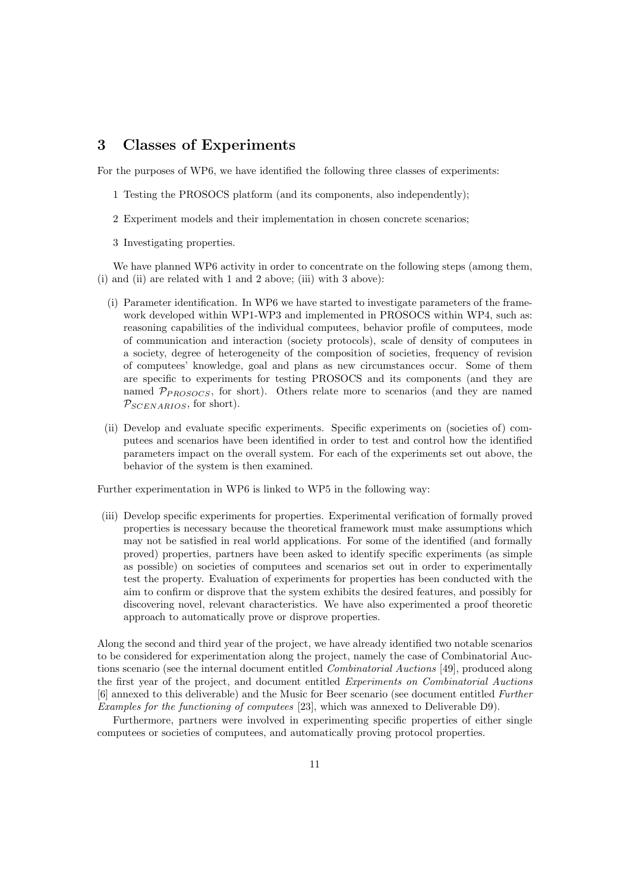## 3 Classes of Experiments

For the purposes of WP6, we have identified the following three classes of experiments:

1 Testing the PROSOCS platform (and its components, also independently);

2 Experiment models and their implementation in chosen concrete scenarios;

3 Investigating properties.

We have planned WP6 activity in order to concentrate on the following steps (among them, (i) and (ii) are related with 1 and 2 above; (iii) with 3 above):

(i) Parameter identification. In WP6 we have started to investigate parameters of the framework developed within WP1-WP3 and implemented in PROSOCS within WP4, such as: reasoning capabilities of the individual computees, behavior profile of computees, mode of communication and interaction (society protocols), scale of density of computees in a society, degree of heterogeneity of the composition of societies, frequency of revision of computees' knowledge, goal and plans as new circumstances occur. Some of them are specific to experiments for testing PROSOCS and its components (and they are named $\mathcal{P}_{PROSOCS}$, for short). Others relate more to scenarios (and they are named $\mathcal{P}_{SCENARIOS}$, for short).

(ii) Develop and evaluate specific experiments. Specific experiments on (societies of) computees and scenarios have been identified in order to test and control how the identified parameters impact on the overall system. For each of the experiments set out above, the behavior of the system is then examined.

Further experimentation in WP6 is linked to WP5 in the following way:

(iii) Develop specific experiments for properties. Experimental verification of formally proved properties is necessary because the theoretical framework must make assumptions which may not be satisfied in real world applications. For some of the identified (and formally proved) properties, partners have been asked to identify specific experiments (as simple as possible) on societies of computees and scenarios set out in order to experimentally test the property. Evaluation of experiments for properties has been conducted with the aim to confirm or disprove that the system exhibits the desired features, and possibly for discovering novel, relevant characteristics. We have also experimented a proof theoretic approach to automatically prove or disprove properties.

Along the second and third year of the project, we have already identified two notable scenarios to be considered for experimentation along the project, namely the case of Combinatorial Auctions scenario (see the internal document entitled *Combinatorial Auctions* [49], produced along the first year of the project, and document entitled *Experiments on Combinatorial Auctions* [6] annexed to this deliverable) and the Music for Beer scenario (see document entitled *Further Examples for the functioning of computees* [23], which was annexed to Deliverable D9).

Furthermore, partners were involved in experimenting specific properties of either single computees or societies of computees, and automatically proving protocol properties.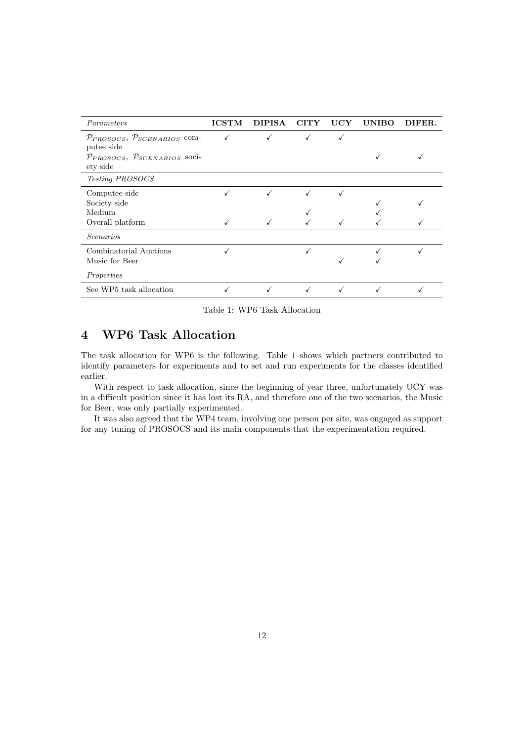| *Parameters* | **ICSTM** | **DIPISA** | **CITY** | **UCY** | **UNIBO** | **DIFER.** |
|---|---|---|---|---|---|---|
| $\mathcal{P}_{PROSOCS}$, $\mathcal{P}_{SCENARIOS}$ computee side | ✓ | ✓ | ✓ | ✓ | | |
| $\mathcal{P}_{PROSOCS}$, $\mathcal{P}_{SCENARIOS}$ society side | | | | | ✓ | ✓ |
| *Testing PROSOCS* | | | | | | |
| Computee side | ✓ | ✓ | ✓ | ✓ | | |
| Society side | | | | | ✓ | ✓ |
| Medium | | | ✓ | | ✓ | |
| Overall platform | ✓ | ✓ | ✓ | ✓ | ✓ | ✓ |
| *Scenarios* | | | | | | |
| Combinatorial Auctions | ✓ | | ✓ | | ✓ | ✓ |
| Music for Beer | | | | ✓ | ✓ | |
| *Properties* | | | | | | |
| See WP5 task allocation | ✓ | ✓ | ✓ | ✓ | ✓ | ✓ |

Table 1: WP6 Task Allocation

# 4 WP6 Task Allocation

The task allocation for WP6 is the following. Table 1 shows which partners contributed to identify parameters for experiments and to set and run experiments for the classes identified earlier.

With respect to task allocation, since the beginning of year three, unfortunately UCY was in a difficult position since it has lost its RA, and therefore one of the two scenarios, the Music for Beer, was only partially experimented.

It was also agreed that the WP4 team, involving one person per site, was engaged as support for any tuning of PROSOCS and its main components that the experimentation required.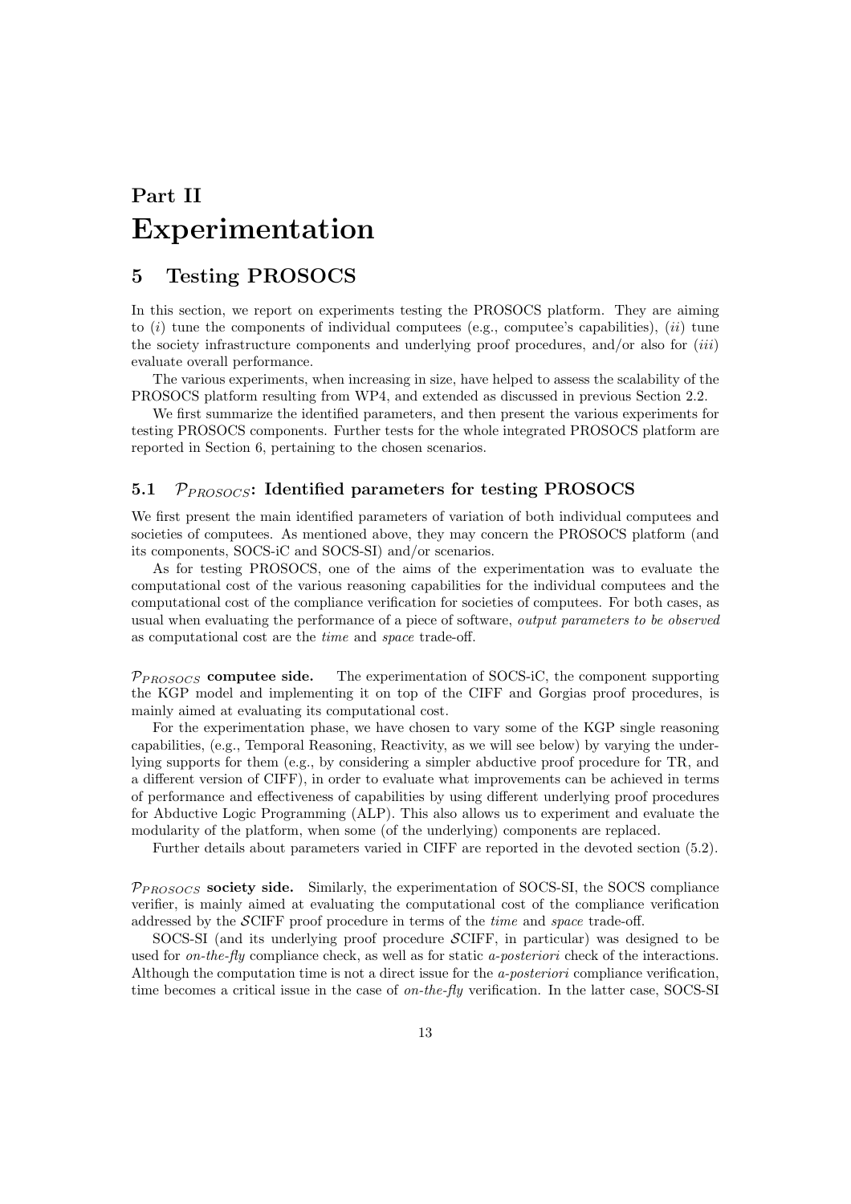# Part II
# Experimentation

## 5 Testing PROSOCS

In this section, we report on experiments testing the PROSOCS platform. They are aiming to (*i*) tune the components of individual computees (e.g., computee's capabilities), (*ii*) tune the society infrastructure components and underlying proof procedures, and/or also for (*iii*) evaluate overall performance.

The various experiments, when increasing in size, have helped to assess the scalability of the PROSOCS platform resulting from WP4, and extended as discussed in previous Section 2.2.

We first summarize the identified parameters, and then present the various experiments for testing PROSOCS components. Further tests for the whole integrated PROSOCS platform are reported in Section 6, pertaining to the chosen scenarios.

### 5.1 $\mathcal{P}_{PROSOCS}$: Identified parameters for testing PROSOCS

We first present the main identified parameters of variation of both individual computees and societies of computees. As mentioned above, they may concern the PROSOCS platform (and its components, SOCS-iC and SOCS-SI) and/or scenarios.

As for testing PROSOCS, one of the aims of the experimentation was to evaluate the computational cost of the various reasoning capabilities for the individual computees and the computational cost of the compliance verification for societies of computees. For both cases, as usual when evaluating the performance of a piece of software, *output parameters to be observed* as computational cost are the *time* and *space* trade-off.

**$\mathcal{P}_{PROSOCS}$ computee side.** The experimentation of SOCS-iC, the component supporting the KGP model and implementing it on top of the CIFF and Gorgias proof procedures, is mainly aimed at evaluating its computational cost.

For the experimentation phase, we have chosen to vary some of the KGP single reasoning capabilities, (e.g., Temporal Reasoning, Reactivity, as we will see below) by varying the underlying supports for them (e.g., by considering a simpler abductive proof procedure for TR, and a different version of CIFF), in order to evaluate what improvements can be achieved in terms of performance and effectiveness of capabilities by using different underlying proof procedures for Abductive Logic Programming (ALP). This also allows us to experiment and evaluate the modularity of the platform, when some (of the underlying) components are replaced.

Further details about parameters varied in CIFF are reported in the devoted section (5.2).

**$\mathcal{P}_{PROSOCS}$ society side.** Similarly, the experimentation of SOCS-SI, the SOCS compliance verifier, is mainly aimed at evaluating the computational cost of the compliance verification addressed by the $\mathcal{S}$CIFF proof procedure in terms of the *time* and *space* trade-off.

SOCS-SI (and its underlying proof procedure $\mathcal{S}$CIFF, in particular) was designed to be used for *on-the-fly* compliance check, as well as for static *a-posteriori* check of the interactions. Although the computation time is not a direct issue for the *a-posteriori* compliance verification, time becomes a critical issue in the case of *on-the-fly* verification. In the latter case, SOCS-SI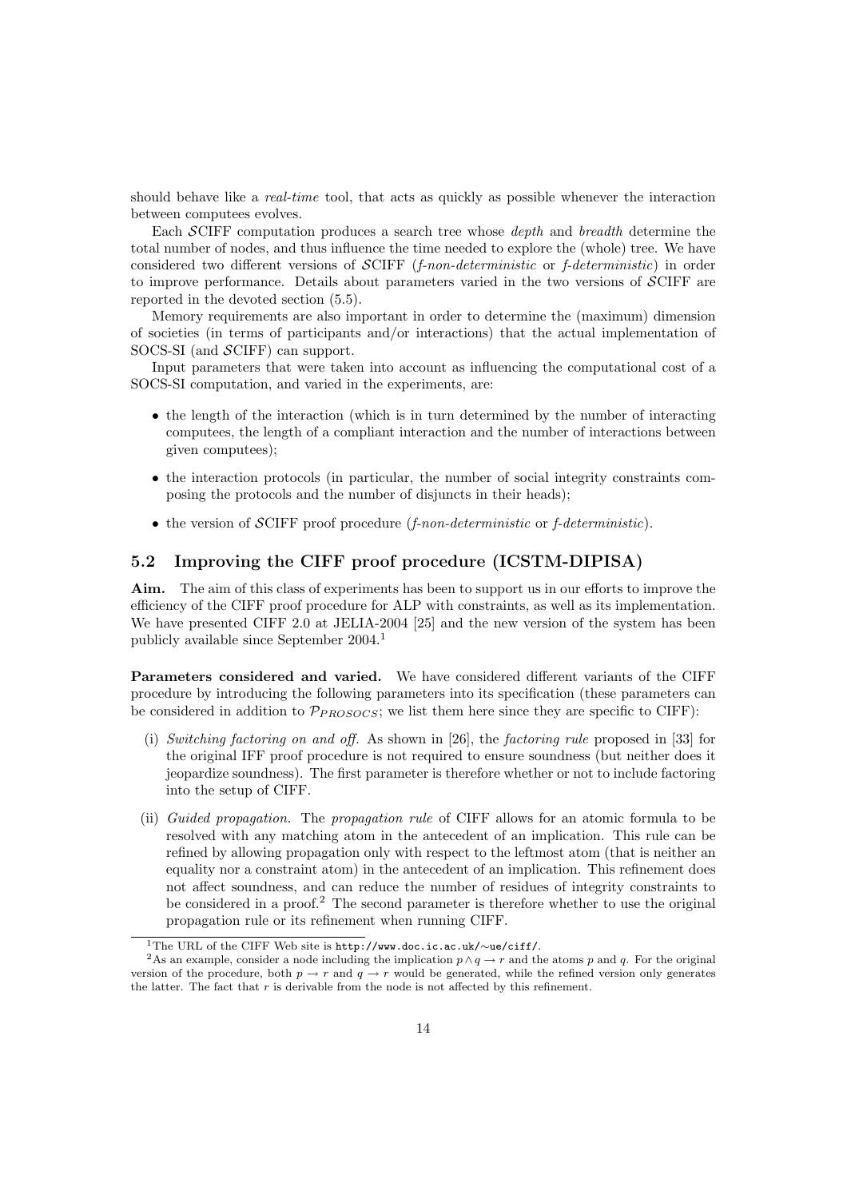should behave like a *real-time* tool, that acts as quickly as possible whenever the interaction between computees evolves.

Each $\mathcal{S}$CIFF computation produces a search tree whose *depth* and *breadth* determine the total number of nodes, and thus influence the time needed to explore the (whole) tree. We have considered two different versions of $\mathcal{S}$CIFF (*f-non-deterministic* or *f-deterministic*) in order to improve performance. Details about parameters varied in the two versions of $\mathcal{S}$CIFF are reported in the devoted section (5.5).

Memory requirements are also important in order to determine the (maximum) dimension of societies (in terms of participants and/or interactions) that the actual implementation of SOCS-SI (and $\mathcal{S}$CIFF) can support.

Input parameters that were taken into account as influencing the computational cost of a SOCS-SI computation, and varied in the experiments, are:

- the length of the interaction (which is in turn determined by the number of interacting computees, the length of a compliant interaction and the number of interactions between given computees);
- the interaction protocols (in particular, the number of social integrity constraints composing the protocols and the number of disjuncts in their heads);
- the version of $\mathcal{S}$CIFF proof procedure (*f-non-deterministic* or *f-deterministic*).

## 5.2 Improving the CIFF proof procedure (ICSTM-DIPISA)

**Aim.** The aim of this class of experiments has been to support us in our efforts to improve the efficiency of the CIFF proof procedure for ALP with constraints, as well as its implementation. We have presented CIFF 2.0 at JELIA-2004 [25] and the new version of the system has been publicly available since September 2004.[1]

**Parameters considered and varied.** We have considered different variants of the CIFF procedure by introducing the following parameters into its specification (these parameters can be considered in addition to $\mathcal{P}_{PROSOCS}$; we list them here since they are specific to CIFF):

(i) *Switching factoring on and off.* As shown in [26], the *factoring rule* proposed in [33] for the original IFF proof procedure is not required to ensure soundness (but neither does it jeopardize soundness). The first parameter is therefore whether or not to include factoring into the setup of CIFF.

(ii) *Guided propagation.* The *propagation rule* of CIFF allows for an atomic formula to be resolved with any matching atom in the antecedent of an implication. This rule can be refined by allowing propagation only with respect to the leftmost atom (that is neither an equality nor a constraint atom) in the antecedent of an implication. This refinement does not affect soundness, and can reduce the number of residues of integrity constraints to be considered in a proof.[2] The second parameter is therefore whether to use the original propagation rule or its refinement when running CIFF.

[1] The URL of the CIFF Web site is `http://www.doc.ic.ac.uk/∼ue/ciff/`.

[2] As an example, consider a node including the implication $p \wedge q \rightarrow r$ and the atoms $p$ and $q$. For the original version of the procedure, both $p \rightarrow r$ and $q \rightarrow r$ would be generated, while the refined version only generates the latter. The fact that $r$ is derivable from the node is not affected by this refinement.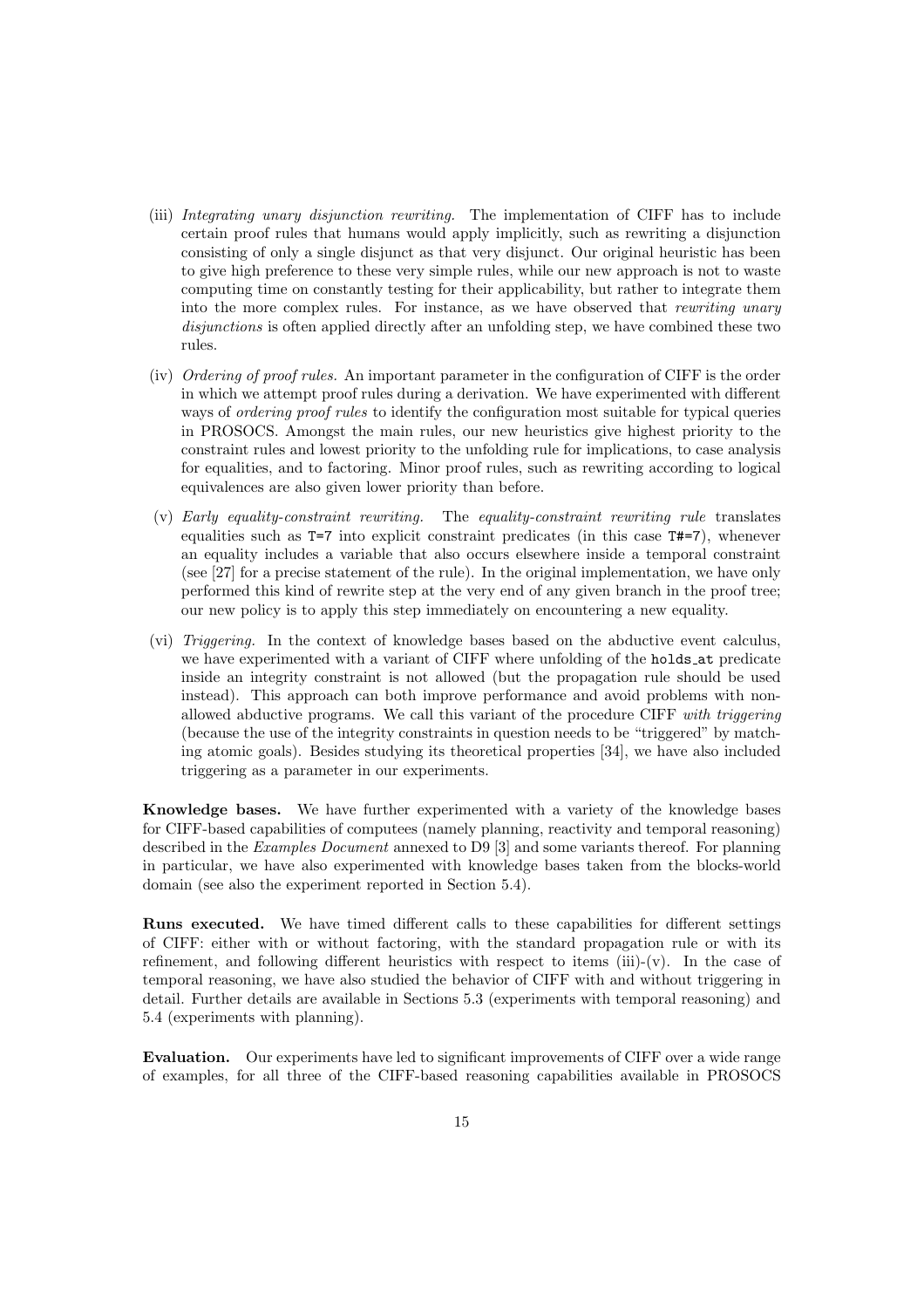(iii) *Integrating unary disjunction rewriting.* The implementation of CIFF has to include certain proof rules that humans would apply implicitly, such as rewriting a disjunction consisting of only a single disjunct as that very disjunct. Our original heuristic has been to give high preference to these very simple rules, while our new approach is not to waste computing time on constantly testing for their applicability, but rather to integrate them into the more complex rules. For instance, as we have observed that *rewriting unary disjunctions* is often applied directly after an unfolding step, we have combined these two rules.

(iv) *Ordering of proof rules.* An important parameter in the configuration of CIFF is the order in which we attempt proof rules during a derivation. We have experimented with different ways of *ordering proof rules* to identify the configuration most suitable for typical queries in PROSOCS. Amongst the main rules, our new heuristics give highest priority to the constraint rules and lowest priority to the unfolding rule for implications, to case analysis for equalities, and to factoring. Minor proof rules, such as rewriting according to logical equivalences are also given lower priority than before.

(v) *Early equality-constraint rewriting.* The *equality-constraint rewriting rule* translates equalities such as `T=7` into explicit constraint predicates (in this case `T#=7`), whenever an equality includes a variable that also occurs elsewhere inside a temporal constraint (see [27] for a precise statement of the rule). In the original implementation, we have only performed this kind of rewrite step at the very end of any given branch in the proof tree; our new policy is to apply this step immediately on encountering a new equality.

(vi) *Triggering.* In the context of knowledge bases based on the abductive event calculus, we have experimented with a variant of CIFF where unfolding of the `holds_at` predicate inside an integrity constraint is not allowed (but the propagation rule should be used instead). This approach can both improve performance and avoid problems with non-allowed abductive programs. We call this variant of the procedure CIFF *with triggering* (because the use of the integrity constraints in question needs to be "triggered" by matching atomic goals). Besides studying its theoretical properties [34], we have also included triggering as a parameter in our experiments.

**Knowledge bases.** We have further experimented with a variety of the knowledge bases for CIFF-based capabilities of computees (namely planning, reactivity and temporal reasoning) described in the *Examples Document* annexed to D9 [3] and some variants thereof. For planning in particular, we have also experimented with knowledge bases taken from the blocks-world domain (see also the experiment reported in Section 5.4).

**Runs executed.** We have timed different calls to these capabilities for different settings of CIFF: either with or without factoring, with the standard propagation rule or with its refinement, and following different heuristics with respect to items (iii)-(v). In the case of temporal reasoning, we have also studied the behavior of CIFF with and without triggering in detail. Further details are available in Sections 5.3 (experiments with temporal reasoning) and 5.4 (experiments with planning).

**Evaluation.** Our experiments have led to significant improvements of CIFF over a wide range of examples, for all three of the CIFF-based reasoning capabilities available in PROSOCS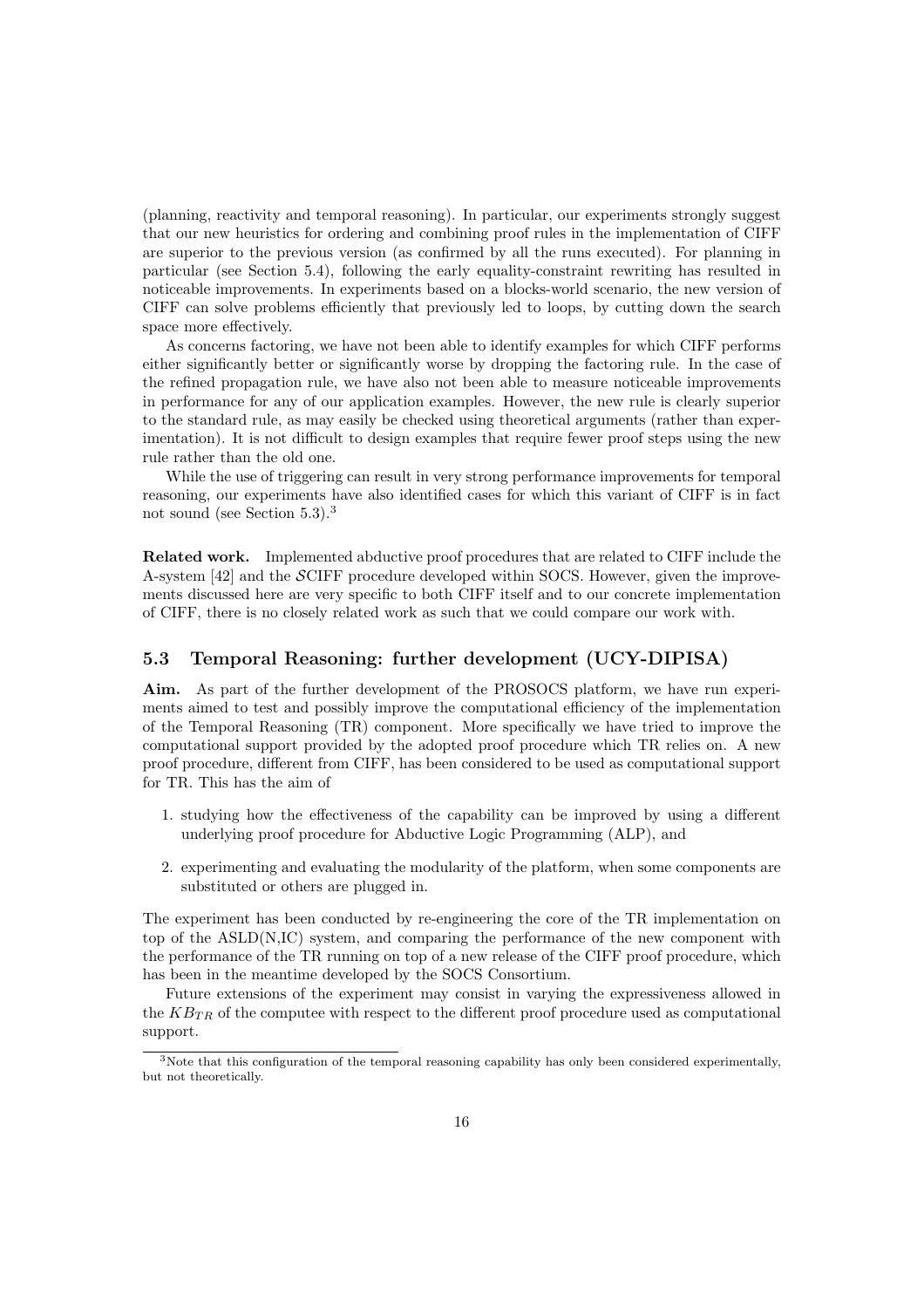(planning, reactivity and temporal reasoning). In particular, our experiments strongly suggest that our new heuristics for ordering and combining proof rules in the implementation of CIFF are superior to the previous version (as confirmed by all the runs executed). For planning in particular (see Section 5.4), following the early equality-constraint rewriting has resulted in noticeable improvements. In experiments based on a blocks-world scenario, the new version of CIFF can solve problems efficiently that previously led to loops, by cutting down the search space more effectively.

As concerns factoring, we have not been able to identify examples for which CIFF performs either significantly better or significantly worse by dropping the factoring rule. In the case of the refined propagation rule, we have also not been able to measure noticeable improvements in performance for any of our application examples. However, the new rule is clearly superior to the standard rule, as may easily be checked using theoretical arguments (rather than experimentation). It is not difficult to design examples that require fewer proof steps using the new rule rather than the old one.

While the use of triggering can result in very strong performance improvements for temporal reasoning, our experiments have also identified cases for which this variant of CIFF is in fact not sound (see Section 5.3).[3]

**Related work.** Implemented abductive proof procedures that are related to CIFF include the A-system [42] and the $\mathcal{S}$CIFF procedure developed within SOCS. However, given the improvements discussed here are very specific to both CIFF itself and to our concrete implementation of CIFF, there is no closely related work as such that we could compare our work with.

### 5.3 Temporal Reasoning: further development (UCY-DIPISA)

**Aim.** As part of the further development of the PROSOCS platform, we have run experiments aimed to test and possibly improve the computational efficiency of the implementation of the Temporal Reasoning (TR) component. More specifically we have tried to improve the computational support provided by the adopted proof procedure which TR relies on. A new proof procedure, different from CIFF, has been considered to be used as computational support for TR. This has the aim of

1. studying how the effectiveness of the capability can be improved by using a different underlying proof procedure for Abductive Logic Programming (ALP), and
2. experimenting and evaluating the modularity of the platform, when some components are substituted or others are plugged in.

The experiment has been conducted by re-engineering the core of the TR implementation on top of the ASLD(N,IC) system, and comparing the performance of the new component with the performance of the TR running on top of a new release of the CIFF proof procedure, which has been in the meantime developed by the SOCS Consortium.

Future extensions of the experiment may consist in varying the expressiveness allowed in the $KB_{TR}$ of the computee with respect to the different proof procedure used as computational support.

[3] Note that this configuration of the temporal reasoning capability has only been considered experimentally, but not theoretically.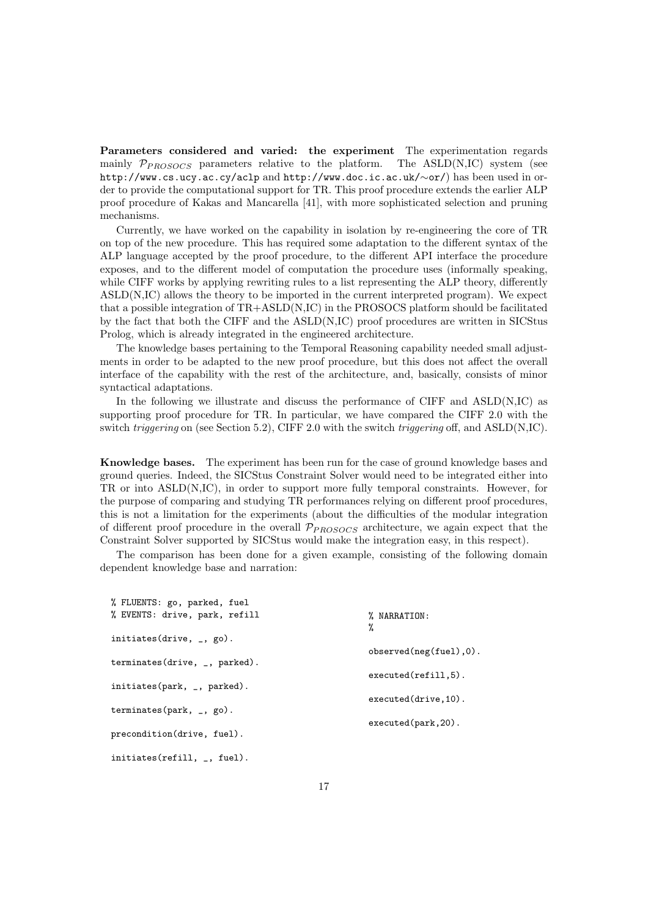**Parameters considered and varied: the experiment** The experimentation regards mainly $\mathcal{P}_{PROSOCS}$ parameters relative to the platform. The ASLD(N,IC) system (see http://www.cs.ucy.ac.cy/aclp and http://www.doc.ic.ac.uk/∼or/) has been used in order to provide the computational support for TR. This proof procedure extends the earlier ALP proof procedure of Kakas and Mancarella [41], with more sophisticated selection and pruning mechanisms.

Currently, we have worked on the capability in isolation by re-engineering the core of TR on top of the new procedure. This has required some adaptation to the different syntax of the ALP language accepted by the proof procedure, to the different API interface the procedure exposes, and to the different model of computation the procedure uses (informally speaking, while CIFF works by applying rewriting rules to a list representing the ALP theory, differently ASLD(N,IC) allows the theory to be imported in the current interpreted program). We expect that a possible integration of TR+ASLD(N,IC) in the PROSOCS platform should be facilitated by the fact that both the CIFF and the ASLD(N,IC) proof procedures are written in SICStus Prolog, which is already integrated in the engineered architecture.

The knowledge bases pertaining to the Temporal Reasoning capability needed small adjustments in order to be adapted to the new proof procedure, but this does not affect the overall interface of the capability with the rest of the architecture, and, basically, consists of minor syntactical adaptations.

In the following we illustrate and discuss the performance of CIFF and ASLD(N,IC) as supporting proof procedure for TR. In particular, we have compared the CIFF 2.0 with the switch *triggering* on (see Section 5.2), CIFF 2.0 with the switch *triggering* off, and ASLD(N,IC).

**Knowledge bases.** The experiment has been run for the case of ground knowledge bases and ground queries. Indeed, the SICStus Constraint Solver would need to be integrated either into TR or into ASLD(N,IC), in order to support more fully temporal constraints. However, for the purpose of comparing and studying TR performances relying on different proof procedures, this is not a limitation for the experiments (about the difficulties of the modular integration of different proof procedure in the overall $\mathcal{P}_{PROSOCS}$ architecture, we again expect that the Constraint Solver supported by SICStus would make the integration easy, in this respect).

The comparison has been done for a given example, consisting of the following domain dependent knowledge base and narration:

```
% FLUENTS: go, parked, fuel
% EVENTS: drive, park, refill

initiates(drive, _, go).

terminates(drive, _, parked).

initiates(park, _, parked).

terminates(park, _, go).

precondition(drive, fuel).

initiates(refill, _, fuel).
```

```
% NARRATION:
%

observed(neg(fuel),0).

executed(refill,5).

executed(drive,10).

executed(park,20).
```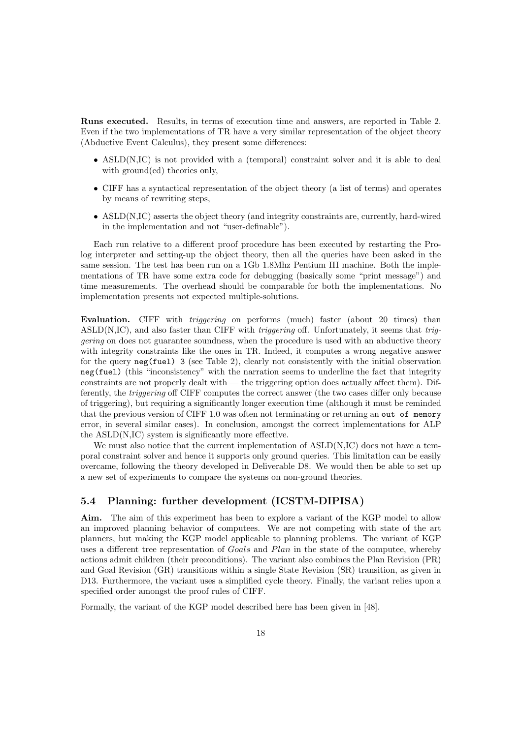**Runs executed.** Results, in terms of execution time and answers, are reported in Table 2. Even if the two implementations of TR have a very similar representation of the object theory (Abductive Event Calculus), they present some differences:

- ASLD(N,IC) is not provided with a (temporal) constraint solver and it is able to deal with ground(ed) theories only,
- CIFF has a syntactical representation of the object theory (a list of terms) and operates by means of rewriting steps,
- ASLD(N,IC) asserts the object theory (and integrity constraints are, currently, hard-wired in the implementation and not "user-definable").

Each run relative to a different proof procedure has been executed by restarting the Prolog interpreter and setting-up the object theory, then all the queries have been asked in the same session. The test has been run on a 1Gb 1.8Mhz Pentium III machine. Both the implementations of TR have some extra code for debugging (basically some "print message") and time measurements. The overhead should be comparable for both the implementations. No implementation presents not expected multiple-solutions.

**Evaluation.** CIFF with *triggering* on performs (much) faster (about 20 times) than ASLD(N,IC), and also faster than CIFF with *triggering* off. Unfortunately, it seems that *triggering* on does not guarantee soundness, when the procedure is used with an abductive theory with integrity constraints like the ones in TR. Indeed, it computes a wrong negative answer for the query `neg(fuel) 3` (see Table 2), clearly not consistently with the initial observation `neg(fuel)` (this "inconsistency" with the narration seems to underline the fact that integrity constraints are not properly dealt with — the triggering option does actually affect them). Differently, the *triggering* off CIFF computes the correct answer (the two cases differ only because of triggering), but requiring a significantly longer execution time (although it must be reminded that the previous version of CIFF 1.0 was often not terminating or returning an `out of memory` error, in several similar cases). In conclusion, amongst the correct implementations for ALP the ASLD(N,IC) system is significantly more effective.

We must also notice that the current implementation of ASLD(N,IC) does not have a temporal constraint solver and hence it supports only ground queries. This limitation can be easily overcame, following the theory developed in Deliverable D8. We would then be able to set up a new set of experiments to compare the systems on non-ground theories.

## 5.4 Planning: further development (ICSTM-DIPISA)

**Aim.** The aim of this experiment has been to explore a variant of the KGP model to allow an improved planning behavior of computees. We are not competing with state of the art planners, but making the KGP model applicable to planning problems. The variant of KGP uses a different tree representation of *Goals* and *Plan* in the state of the computee, whereby actions admit children (their preconditions). The variant also combines the Plan Revision (PR) and Goal Revision (GR) transitions within a single State Revision (SR) transition, as given in D13. Furthermore, the variant uses a simplified cycle theory. Finally, the variant relies upon a specified order amongst the proof rules of CIFF.

Formally, the variant of the KGP model described here has been given in [48].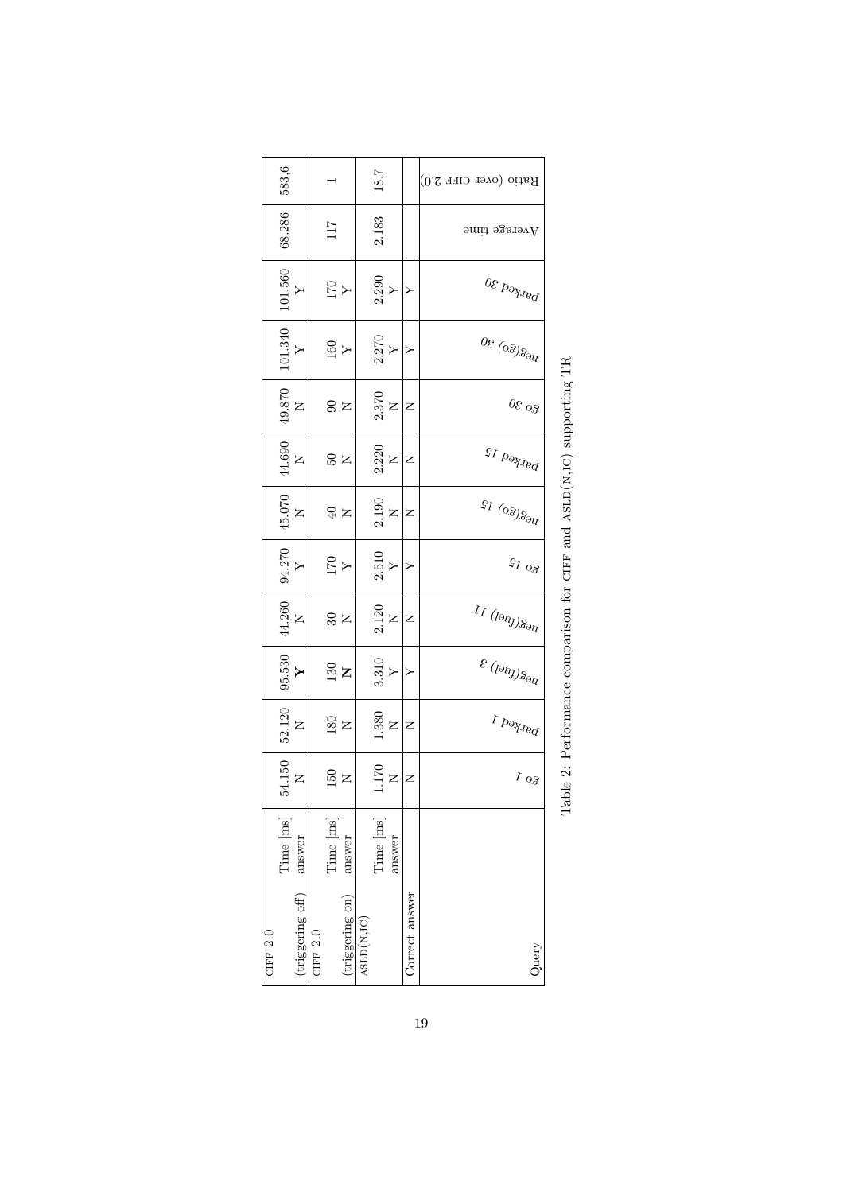| Query | | go 1 | parked 1 | neg(fuel) 3 | neg(fuel) 11 | go 15 | neg(go) 15 | parked 15 | go 30 | neg(go) 30 | parked 30 | Average time | Ratio (over CIFF 2.0) |
|---|---|---|---|---|---|---|---|---|---|---|---|---|---|
| CIFF 2.0 (triggering off) | Time [ms] | 54.150 | 52.120 | 95.530 | 44.260 | 94.270 | 45.070 | 44.690 | 49.870 | 101.340 | 101.560 | 68.286 | 583,6 |
| | answer | N | N | **Y** | N | Y | N | N | N | Y | Y | | |
| CIFF 2.0 (triggering on) | Time [ms] | 150 | 180 | 130 | 30 | 170 | 40 | 50 | 90 | 160 | 170 | 117 | 1 |
| | answer | N | N | **N** | N | Y | N | N | N | Y | Y | | |
| ASLD(N,IC) | Time [ms] | 1.170 | 1.380 | 3.310 | 2.120 | 2.510 | 2.190 | 2.220 | 2.370 | 2.270 | 2.290 | 2.183 | 18,7 |
| | answer | N | N | Y | N | Y | N | N | N | Y | Y | | |
| Correct answer | | N | N | Y | N | Y | N | N | N | Y | Y | | |

Table 2: Performance comparison for CIFF and ASLD(N,IC) supporting TR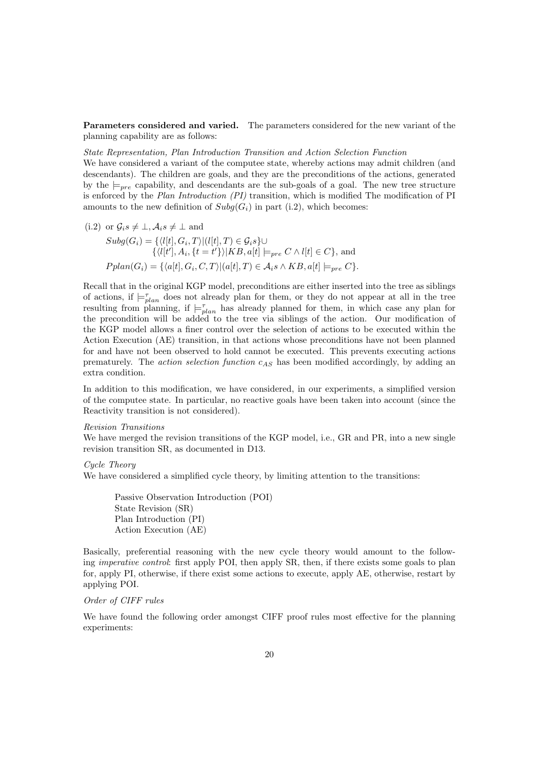**Parameters considered and varied.** The parameters considered for the new variant of the planning capability are as follows:

*State Representation, Plan Introduction Transition and Action Selection Function*

We have considered a variant of the computee state, whereby actions may admit children (and descendants). The children are goals, and they are the preconditions of the actions, generated by the $\models_{pre}$ capability, and descendants are the sub-goals of a goal. The new tree structure is enforced by the *Plan Introduction (PI)* transition, which is modified The modification of PI amounts to the new definition of $Subg(G_i)$ in part (i.2), which becomes:

(i.2) or $\mathcal{G}_i s \neq \bot, \mathcal{A}_i s \neq \bot$ and

$$Subg(G_i) = \{\langle l[t], G_i, T\rangle | (l[t], T) \in \mathcal{G}_i s\} \cup \{\langle l[t'], A_i, \{t = t'\}\rangle | KB, a[t] \models_{pre} C \wedge l[t] \in C\}, \text{ and}$$

$$Pplan(G_i) = \{\langle a[t], G_i, C, T\rangle | (a[t], T) \in \mathcal{A}_i s \wedge KB, a[t] \models_{pre} C\}.$$

Recall that in the original KGP model, preconditions are either inserted into the tree as siblings of actions, if $\models^{\tau}_{plan}$ does not already plan for them, or they do not appear at all in the tree resulting from planning, if $\models^{\tau}_{plan}$ has already planned for them, in which case any plan for the precondition will be added to the tree via siblings of the action. Our modification of the KGP model allows a finer control over the selection of actions to be executed within the Action Execution (AE) transition, in that actions whose preconditions have not been planned for and have not been observed to hold cannot be executed. This prevents executing actions prematurely. The *action selection function* $c_{AS}$ has been modified accordingly, by adding an extra condition.

In addition to this modification, we have considered, in our experiments, a simplified version of the computee state. In particular, no reactive goals have been taken into account (since the Reactivity transition is not considered).

*Revision Transitions*

We have merged the revision transitions of the KGP model, i.e., GR and PR, into a new single revision transition SR, as documented in D13.

*Cycle Theory*

We have considered a simplified cycle theory, by limiting attention to the transitions:

Passive Observation Introduction (POI)
State Revision (SR)
Plan Introduction (PI)
Action Execution (AE)

Basically, preferential reasoning with the new cycle theory would amount to the following *imperative control*: first apply POI, then apply SR, then, if there exists some goals to plan for, apply PI, otherwise, if there exist some actions to execute, apply AE, otherwise, restart by applying POI.

*Order of CIFF rules*

We have found the following order amongst CIFF proof rules most effective for the planning experiments: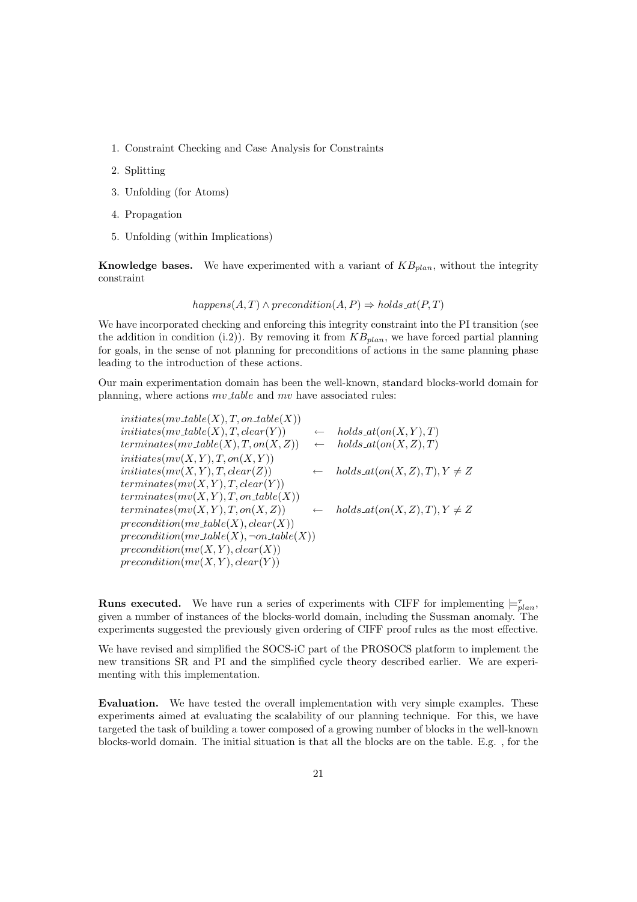1. Constraint Checking and Case Analysis for Constraints
2. Splitting
3. Unfolding (for Atoms)
4. Propagation
5. Unfolding (within Implications)

**Knowledge bases.** We have experimented with a variant of $KB_{plan}$, without the integrity constraint

$$happens(A, T) \wedge precondition(A, P) \Rightarrow holds\_at(P, T)$$

We have incorporated checking and enforcing this integrity constraint into the PI transition (see the addition in condition (i.2)). By removing it from $KB_{plan}$, we have forced partial planning for goals, in the sense of not planning for preconditions of actions in the same planning phase leading to the introduction of these actions.

Our main experimentation domain has been the well-known, standard blocks-world domain for planning, where actions $mv\_table$ and $mv$ have associated rules:

$$
\begin{array}{lll}
initiates(mv\_table(X), T, on\_table(X)) & & \\
initiates(mv\_table(X), T, clear(Y)) & \leftarrow & holds\_at(on(X,Y), T) \\
terminates(mv\_table(X), T, on(X,Z)) & \leftarrow & holds\_at(on(X,Z), T) \\
initiates(mv(X,Y), T, on(X,Y)) & & \\
initiates(mv(X,Y), T, clear(Z)) & \leftarrow & holds\_at(on(X,Z), T), Y \neq Z \\
terminates(mv(X,Y), T, clear(Y)) & & \\
terminates(mv(X,Y), T, on\_table(X)) & & \\
terminates(mv(X,Y), T, on(X,Z)) & \leftarrow & holds\_at(on(X,Z), T), Y \neq Z \\
precondition(mv\_table(X), clear(X)) & & \\
precondition(mv\_table(X), \neg on\_table(X)) & & \\
precondition(mv(X,Y), clear(X)) & & \\
precondition(mv(X,Y), clear(Y)) & &
\end{array}
$$

**Runs executed.** We have run a series of experiments with CIFF for implementing $\models^{\tau}_{plan}$, given a number of instances of the blocks-world domain, including the Sussman anomaly. The experiments suggested the previously given ordering of CIFF proof rules as the most effective.

We have revised and simplified the SOCS-iC part of the PROSOCS platform to implement the new transitions SR and PI and the simplified cycle theory described earlier. We are experimenting with this implementation.

**Evaluation.** We have tested the overall implementation with very simple examples. These experiments aimed at evaluating the scalability of our planning technique. For this, we have targeted the task of building a tower composed of a growing number of blocks in the well-known blocks-world domain. The initial situation is that all the blocks are on the table. E.g. , for the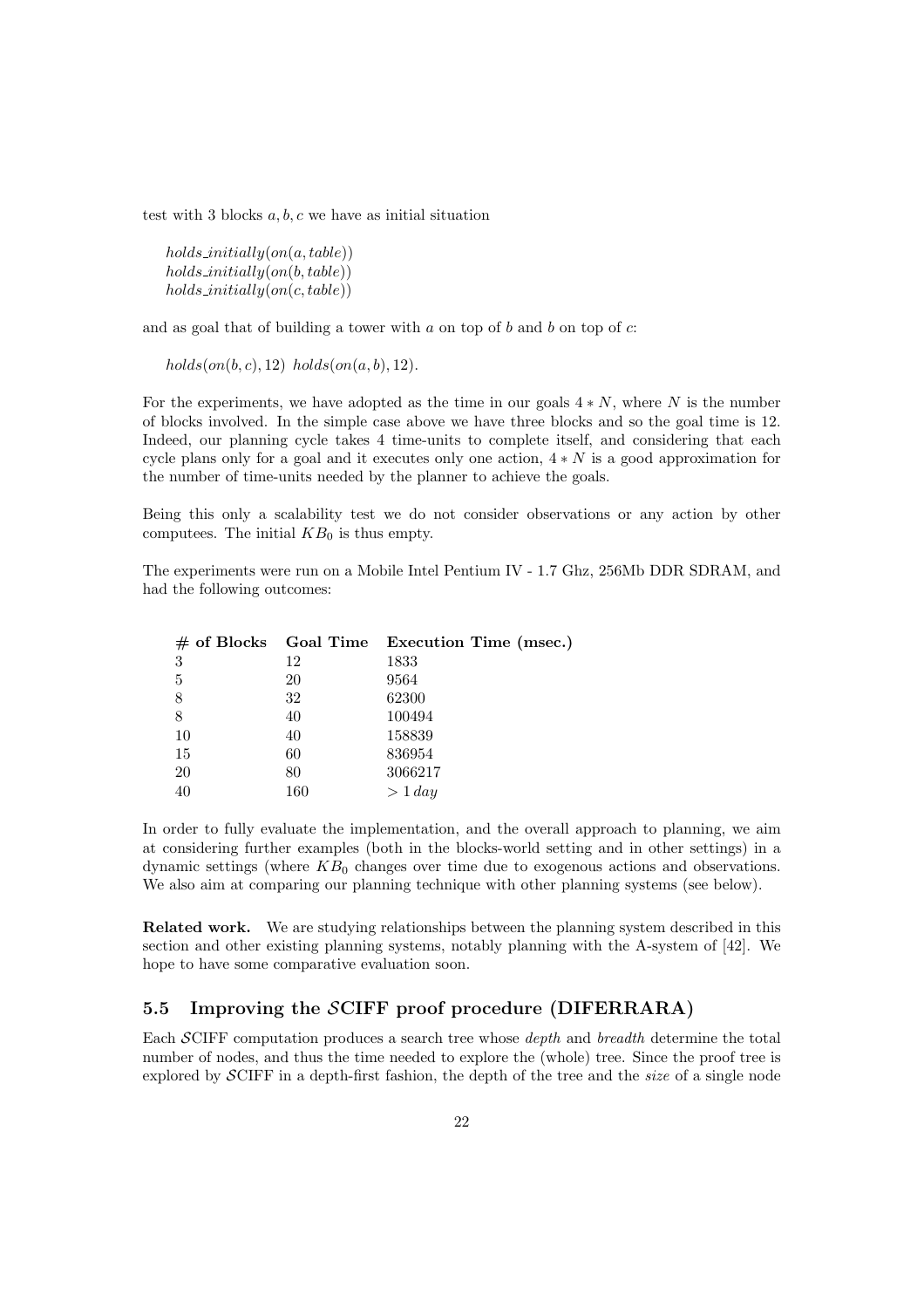test with 3 blocks $a, b, c$ we have as initial situation

$holds\_initially(on(a, table))$
$holds\_initially(on(b, table))$
$holds\_initially(on(c, table))$

and as goal that of building a tower with $a$ on top of $b$ and $b$ on top of $c$:

$holds(on(b, c), 12)$ $holds(on(a, b), 12)$.

For the experiments, we have adopted as the time in our goals $4 * N$, where $N$ is the number of blocks involved. In the simple case above we have three blocks and so the goal time is 12. Indeed, our planning cycle takes 4 time-units to complete itself, and considering that each cycle plans only for a goal and it executes only one action, $4 * N$ is a good approximation for the number of time-units needed by the planner to achieve the goals.

Being this only a scalability test we do not consider observations or any action by other computees. The initial $KB_0$ is thus empty.

The experiments were run on a Mobile Intel Pentium IV - 1.7 Ghz, 256Mb DDR SDRAM, and had the following outcomes:

| # of Blocks | Goal Time | Execution Time (msec.) |
|---|---|---|
| 3 | 12 | 1833 |
| 5 | 20 | 9564 |
| 8 | 32 | 62300 |
| 8 | 40 | 100494 |
| 10 | 40 | 158839 |
| 15 | 60 | 836954 |
| 20 | 80 | 3066217 |
| 40 | 160 | $> 1\,day$ |

In order to fully evaluate the implementation, and the overall approach to planning, we aim at considering further examples (both in the blocks-world setting and in other settings) in a dynamic settings (where $KB_0$ changes over time due to exogenous actions and observations. We also aim at comparing our planning technique with other planning systems (see below).

**Related work.** We are studying relationships between the planning system described in this section and other existing planning systems, notably planning with the A-system of [42]. We hope to have some comparative evaluation soon.

### 5.5 Improving the $\mathcal{S}$CIFF proof procedure (DIFERRARA)

Each $\mathcal{S}$CIFF computation produces a search tree whose *depth* and *breadth* determine the total number of nodes, and thus the time needed to explore the (whole) tree. Since the proof tree is explored by $\mathcal{S}$CIFF in a depth-first fashion, the depth of the tree and the *size* of a single node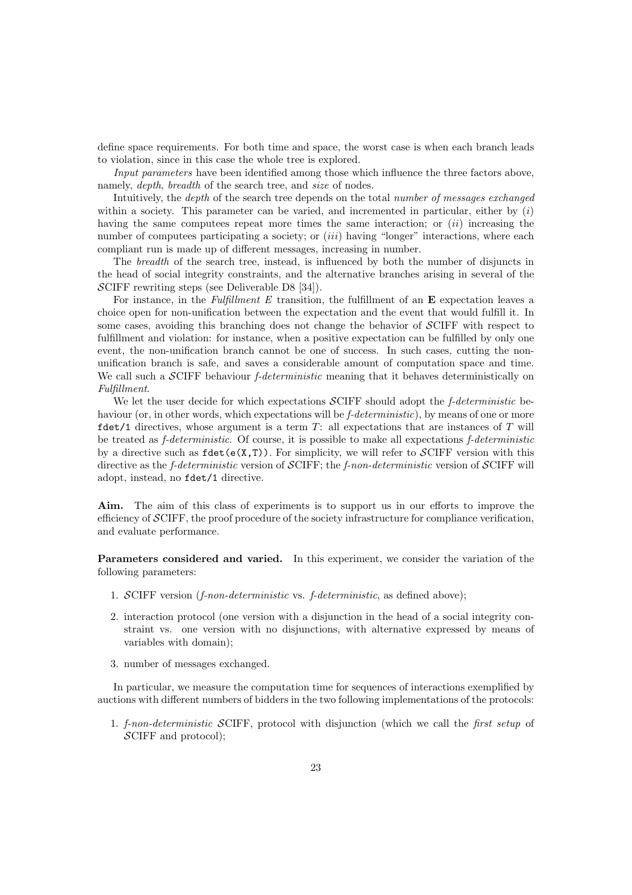define space requirements. For both time and space, the worst case is when each branch leads to violation, since in this case the whole tree is explored.

*Input parameters* have been identified among those which influence the three factors above, namely, *depth*, *breadth* of the search tree, and *size* of nodes.

Intuitively, the *depth* of the search tree depends on the total *number of messages exchanged* within a society. This parameter can be varied, and incremented in particular, either by (*i*) having the same computees repeat more times the same interaction; or (*ii*) increasing the number of computees participating a society; or (*iii*) having "longer" interactions, where each compliant run is made up of different messages, increasing in number.

The *breadth* of the search tree, instead, is influenced by both the number of disjuncts in the head of social integrity constraints, and the alternative branches arising in several of the $\mathcal{S}$CIFF rewriting steps (see Deliverable D8 [34]).

For instance, in the *Fulfillment E* transition, the fulfillment of an **E** expectation leaves a choice open for non-unification between the expectation and the event that would fulfill it. In some cases, avoiding this branching does not change the behavior of $\mathcal{S}$CIFF with respect to fulfillment and violation: for instance, when a positive expectation can be fulfilled by only one event, the non-unification branch cannot be one of success. In such cases, cutting the non-unification branch is safe, and saves a considerable amount of computation space and time. We call such a $\mathcal{S}$CIFF behaviour *f-deterministic* meaning that it behaves deterministically on *Fulfillment*.

We let the user decide for which expectations $\mathcal{S}$CIFF should adopt the *f-deterministic* behaviour (or, in other words, which expectations will be *f-deterministic*), by means of one or more `fdet/1` directives, whose argument is a term $T$: all expectations that are instances of $T$ will be treated as *f-deterministic*. Of course, it is possible to make all expectations *f-deterministic* by a directive such as `fdet(e(X,T))`. For simplicity, we will refer to $\mathcal{S}$CIFF version with this directive as the *f-deterministic* version of $\mathcal{S}$CIFF; the *f-non-deterministic* version of $\mathcal{S}$CIFF will adopt, instead, no `fdet/1` directive.

**Aim.** The aim of this class of experiments is to support us in our efforts to improve the efficiency of $\mathcal{S}$CIFF, the proof procedure of the society infrastructure for compliance verification, and evaluate performance.

**Parameters considered and varied.** In this experiment, we consider the variation of the following parameters:

1. $\mathcal{S}$CIFF version (*f-non-deterministic* vs. *f-deterministic*, as defined above);
2. interaction protocol (one version with a disjunction in the head of a social integrity constraint vs. one version with no disjunctions, with alternative expressed by means of variables with domain);
3. number of messages exchanged.

In particular, we measure the computation time for sequences of interactions exemplified by auctions with different numbers of bidders in the two following implementations of the protocols:

1. *f-non-deterministic* $\mathcal{S}$CIFF, protocol with disjunction (which we call the *first setup* of $\mathcal{S}$CIFF and protocol);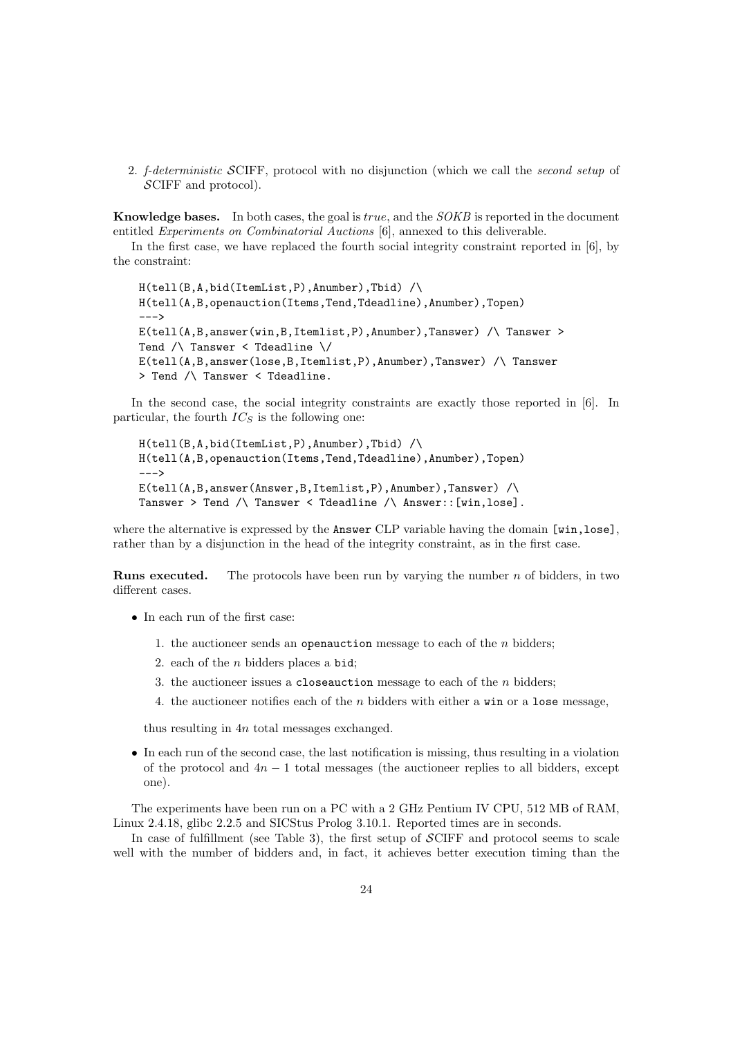2. *f-deterministic* $\mathcal{S}$CIFF, protocol with no disjunction (which we call the *second setup* of $\mathcal{S}$CIFF and protocol).

**Knowledge bases.** In both cases, the goal is *true*, and the *SOKB* is reported in the document entitled *Experiments on Combinatorial Auctions* [6], annexed to this deliverable.

In the first case, we have replaced the fourth social integrity constraint reported in [6], by the constraint:

```
H(tell(B,A,bid(ItemList,P),Anumber),Tbid) /\
H(tell(A,B,openauction(Items,Tend,Tdeadline),Anumber),Topen)
--->
E(tell(A,B,answer(win,B,Itemlist,P),Anumber),Tanswer) /\ Tanswer >
Tend /\ Tanswer < Tdeadline \/
E(tell(A,B,answer(lose,B,Itemlist,P),Anumber),Tanswer) /\ Tanswer
> Tend /\ Tanswer < Tdeadline.
```

In the second case, the social integrity constraints are exactly those reported in [6]. In particular, the fourth $IC_S$ is the following one:

```
H(tell(B,A,bid(ItemList,P),Anumber),Tbid) /\
H(tell(A,B,openauction(Items,Tend,Tdeadline),Anumber),Topen)
--->
E(tell(A,B,answer(Answer,B,Itemlist,P),Anumber),Tanswer) /\
Tanswer > Tend /\ Tanswer < Tdeadline /\ Answer::[win,lose].
```

where the alternative is expressed by the `Answer` CLP variable having the domain `[win,lose]`, rather than by a disjunction in the head of the integrity constraint, as in the first case.

**Runs executed.** The protocols have been run by varying the number $n$ of bidders, in two different cases.

- In each run of the first case:

  1. the auctioneer sends an `openauction` message to each of the $n$ bidders;
  2. each of the $n$ bidders places a `bid`;
  3. the auctioneer issues a `closeauction` message to each of the $n$ bidders;
  4. the auctioneer notifies each of the $n$ bidders with either a `win` or a `lose` message,

  thus resulting in $4n$ total messages exchanged.

- In each run of the second case, the last notification is missing, thus resulting in a violation of the protocol and $4n - 1$ total messages (the auctioneer replies to all bidders, except one).

The experiments have been run on a PC with a 2 GHz Pentium IV CPU, 512 MB of RAM, Linux 2.4.18, glibc 2.2.5 and SICStus Prolog 3.10.1. Reported times are in seconds.

In case of fulfillment (see Table 3), the first setup of $\mathcal{S}$CIFF and protocol seems to scale well with the number of bidders and, in fact, it achieves better execution timing than the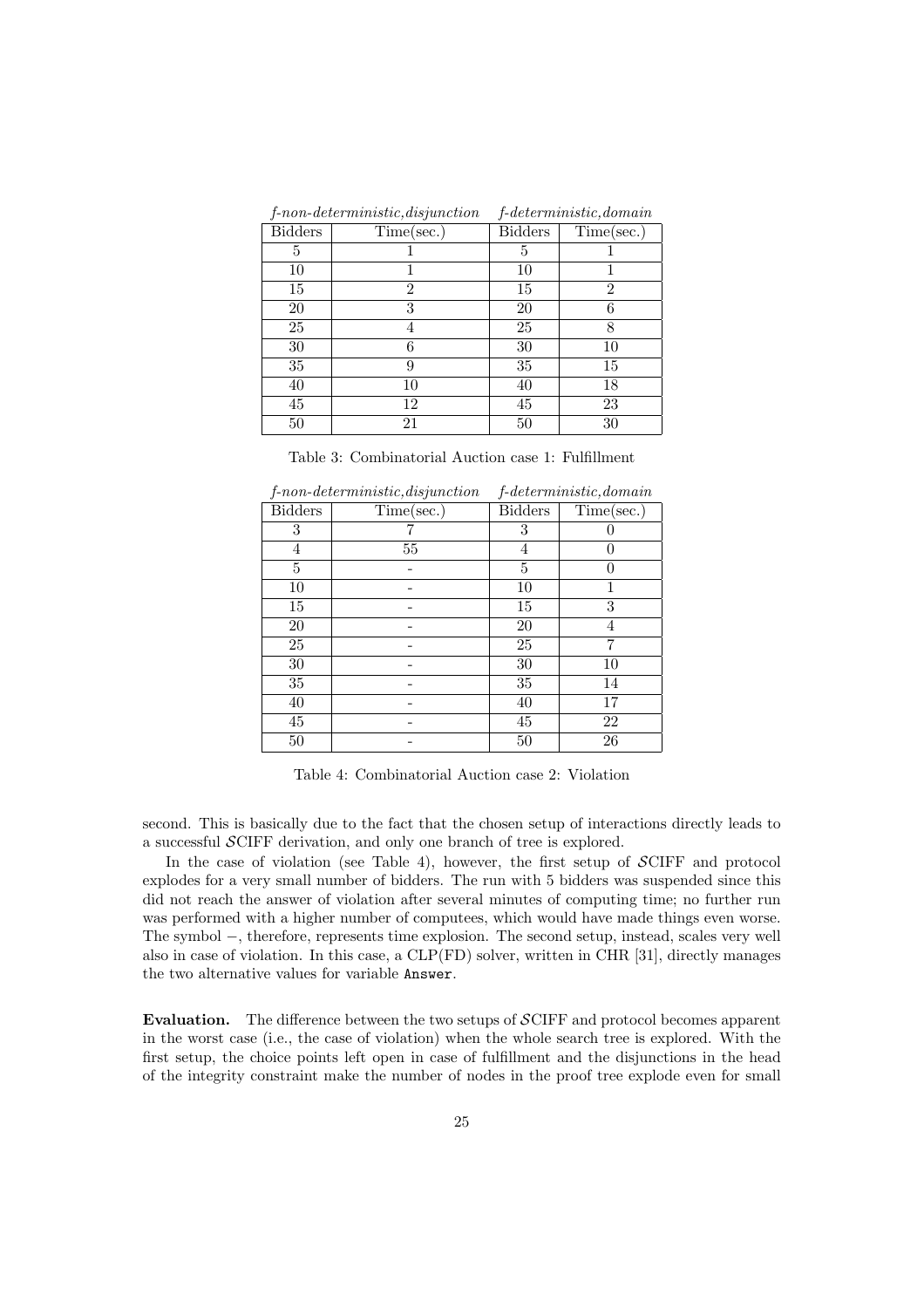| *f-non-deterministic,disjunction* | | *f-deterministic,domain* | |
|---|---|---|---|
| Bidders | Time(sec.) | Bidders | Time(sec.) |
| 5 | 1 | 5 | 1 |
| 10 | 1 | 10 | 1 |
| 15 | 2 | 15 | 2 |
| 20 | 3 | 20 | 6 |
| 25 | 4 | 25 | 8 |
| 30 | 6 | 30 | 10 |
| 35 | 9 | 35 | 15 |
| 40 | 10 | 40 | 18 |
| 45 | 12 | 45 | 23 |
| 50 | 21 | 50 | 30 |

Table 3: Combinatorial Auction case 1: Fulfillment

| *f-non-deterministic,disjunction* | | *f-deterministic,domain* | |
|---|---|---|---|
| Bidders | Time(sec.) | Bidders | Time(sec.) |
| 3 | 7 | 3 | 0 |
| 4 | 55 | 4 | 0 |
| 5 | - | 5 | 0 |
| 10 | - | 10 | 1 |
| 15 | - | 15 | 3 |
| 20 | - | 20 | 4 |
| 25 | - | 25 | 7 |
| 30 | - | 30 | 10 |
| 35 | - | 35 | 14 |
| 40 | - | 40 | 17 |
| 45 | - | 45 | 22 |
| 50 | - | 50 | 26 |

Table 4: Combinatorial Auction case 2: Violation

second. This is basically due to the fact that the chosen setup of interactions directly leads to a successful $\mathcal{S}$CIFF derivation, and only one branch of tree is explored.

In the case of violation (see Table 4), however, the first setup of $\mathcal{S}$CIFF and protocol explodes for a very small number of bidders. The run with 5 bidders was suspended since this did not reach the answer of violation after several minutes of computing time; no further run was performed with a higher number of computees, which would have made things even worse. The symbol $-$, therefore, represents time explosion. The second setup, instead, scales very well also in case of violation. In this case, a CLP(FD) solver, written in CHR [31], directly manages the two alternative values for variable `Answer`.

**Evaluation.** The difference between the two setups of $\mathcal{S}$CIFF and protocol becomes apparent in the worst case (i.e., the case of violation) when the whole search tree is explored. With the first setup, the choice points left open in case of fulfillment and the disjunctions in the head of the integrity constraint make the number of nodes in the proof tree explode even for small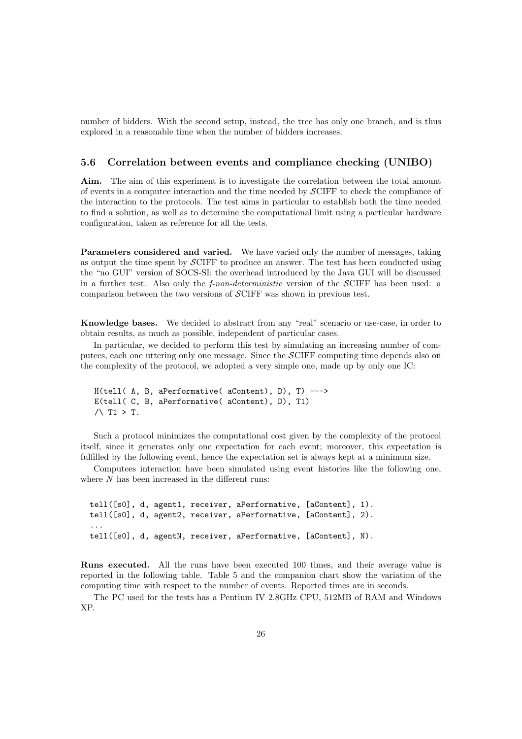number of bidders. With the second setup, instead, the tree has only one branch, and is thus explored in a reasonable time when the number of bidders increases.

### 5.6 Correlation between events and compliance checking (UNIBO)

**Aim.** The aim of this experiment is to investigate the correlation between the total amount of events in a computee interaction and the time needed by $\mathcal{S}$CIFF to check the compliance of the interaction to the protocols. The test aims in particular to establish both the time needed to find a solution, as well as to determine the computational limit using a particular hardware configuration, taken as reference for all the tests.

**Parameters considered and varied.** We have varied only the number of messages, taking as output the time spent by $\mathcal{S}$CIFF to produce an answer. The test has been conducted using the "no GUI" version of SOCS-SI: the overhead introduced by the Java GUI will be discussed in a further test. Also only the *f-non-deterministic* version of the $\mathcal{S}$CIFF has been used: a comparison between the two versions of $\mathcal{S}$CIFF was shown in previous test.

**Knowledge bases.** We decided to abstract from any "real" scenario or use-case, in order to obtain results, as much as possible, independent of particular cases.

In particular, we decided to perform this test by simulating an increasing number of computees, each one uttering only one message. Since the $\mathcal{S}$CIFF computing time depends also on the complexity of the protocol, we adopted a very simple one, made up by only one IC:

```
H(tell( A, B, aPerformative( aContent), D), T) --->
E(tell( C, B, aPerformative( aContent), D), T1)
/\ T1 > T.
```

Such a protocol minimizes the computational cost given by the complexity of the protocol itself, since it generates only one expectation for each event; moreover, this expectation is fulfilled by the following event, hence the expectation set is always kept at a minimum size.

Computees interaction have been simulated using event histories like the following one, where $N$ has been increased in the different runs:

```
tell([s0], d, agent1, receiver, aPerformative, [aContent], 1).
tell([s0], d, agent2, receiver, aPerformative, [aContent], 2).
...
tell([s0], d, agentN, receiver, aPerformative, [aContent], N).
```

**Runs executed.** All the runs have been executed 100 times, and their average value is reported in the following table. Table 5 and the companion chart show the variation of the computing time with respect to the number of events. Reported times are in seconds.

The PC used for the tests has a Pentium IV 2.8GHz CPU, 512MB of RAM and Windows XP.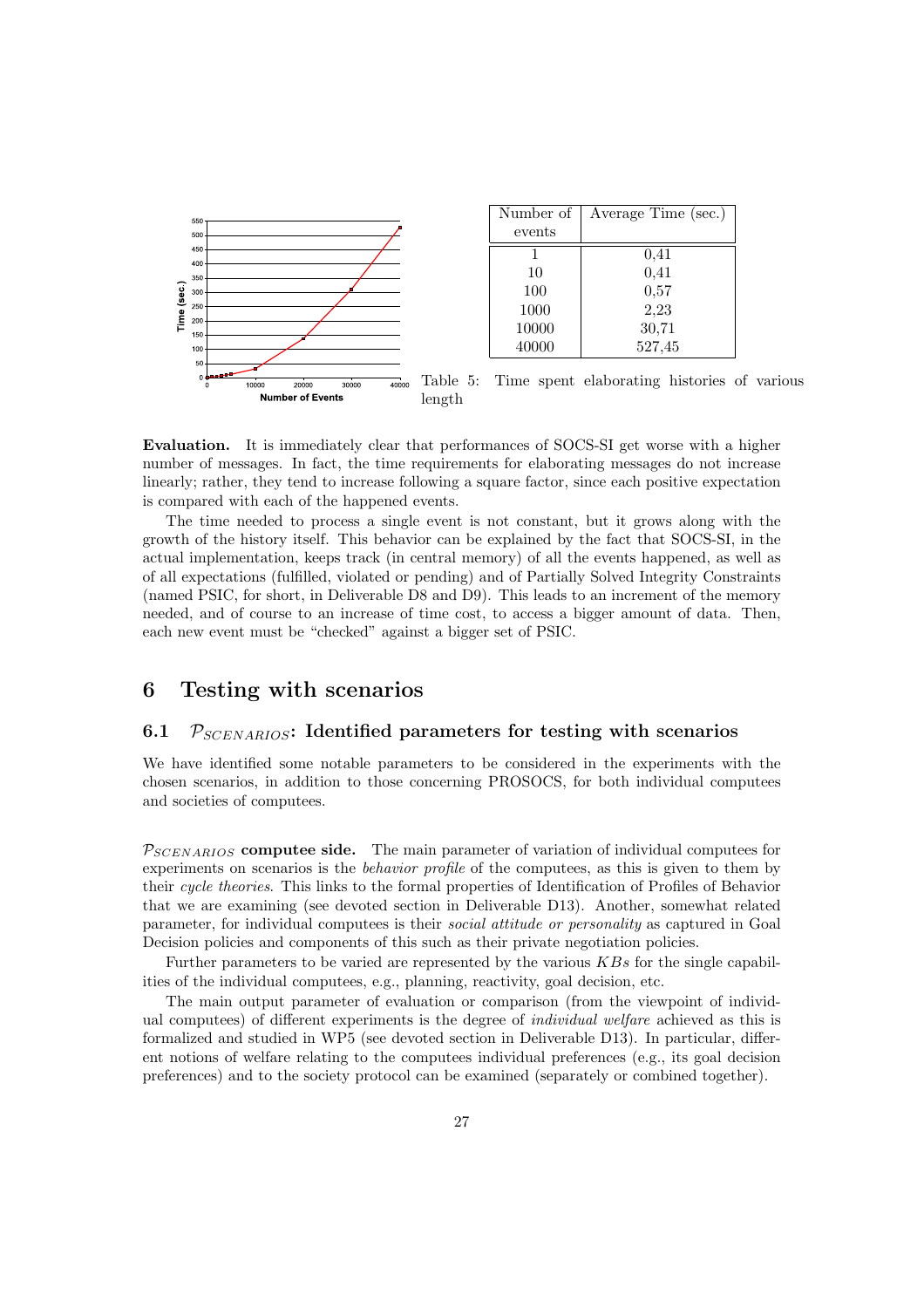| Number of events | Average Time (sec.) |
|---|---|
| 1 | 0,41 |
| 10 | 0,41 |
| 100 | 0,57 |
| 1000 | 2,23 |
| 10000 | 30,71 |
| 40000 | 527,45 |

Table 5: Time spent elaborating histories of various length

**Evaluation.** It is immediately clear that performances of SOCS-SI get worse with a higher number of messages. In fact, the time requirements for elaborating messages do not increase linearly; rather, they tend to increase following a square factor, since each positive expectation is compared with each of the happened events.

The time needed to process a single event is not constant, but it grows along with the growth of the history itself. This behavior can be explained by the fact that SOCS-SI, in the actual implementation, keeps track (in central memory) of all the events happened, as well as of all expectations (fulfilled, violated or pending) and of Partially Solved Integrity Constraints (named PSIC, for short, in Deliverable D8 and D9). This leads to an increment of the memory needed, and of course to an increase of time cost, to access a bigger amount of data. Then, each new event must be "checked" against a bigger set of PSIC.

# 6 Testing with scenarios

## 6.1 $\mathcal{P}_{SCENARIOS}$: Identified parameters for testing with scenarios

We have identified some notable parameters to be considered in the experiments with the chosen scenarios, in addition to those concerning PROSOCS, for both individual computees and societies of computees.

**$\mathcal{P}_{SCENARIOS}$ computee side.** The main parameter of variation of individual computees for experiments on scenarios is the *behavior profile* of the computees, as this is given to them by their *cycle theories*. This links to the formal properties of Identification of Profiles of Behavior that we are examining (see devoted section in Deliverable D13). Another, somewhat related parameter, for individual computees is their *social attitude or personality* as captured in Goal Decision policies and components of this such as their private negotiation policies.

Further parameters to be varied are represented by the various $KBs$ for the single capabilities of the individual computees, e.g., planning, reactivity, goal decision, etc.

The main output parameter of evaluation or comparison (from the viewpoint of individual computees) of different experiments is the degree of *individual welfare* achieved as this is formalized and studied in WP5 (see devoted section in Deliverable D13). In particular, different notions of welfare relating to the computees individual preferences (e.g., its goal decision preferences) and to the society protocol can be examined (separately or combined together).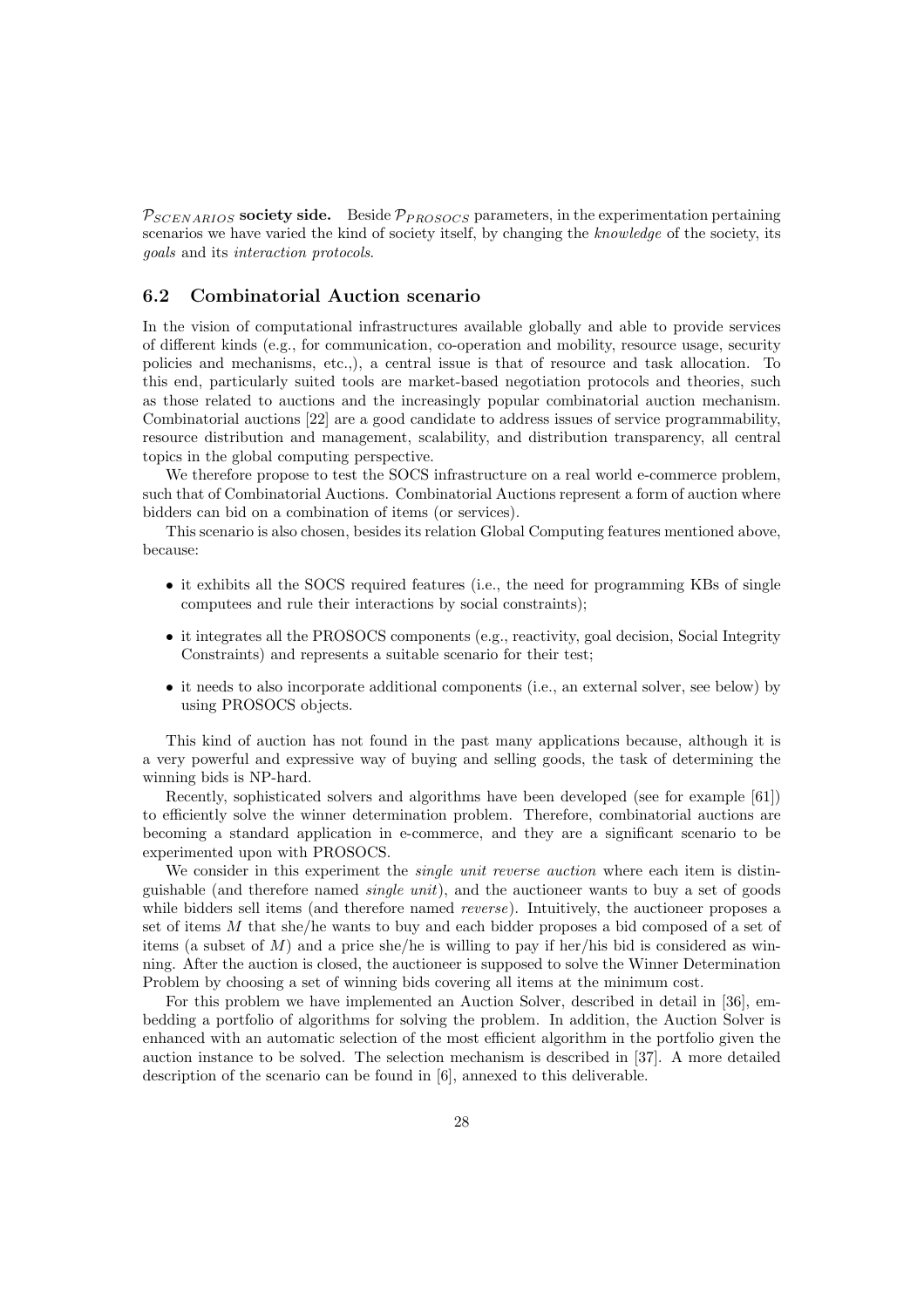**$\mathcal{P}_{SCENARIOS}$ society side.** Beside $\mathcal{P}_{PROSOCS}$ parameters, in the experimentation pertaining scenarios we have varied the kind of society itself, by changing the *knowledge* of the society, its *goals* and its *interaction protocols*.

### 6.2 Combinatorial Auction scenario

In the vision of computational infrastructures available globally and able to provide services of different kinds (e.g., for communication, co-operation and mobility, resource usage, security policies and mechanisms, etc.,), a central issue is that of resource and task allocation. To this end, particularly suited tools are market-based negotiation protocols and theories, such as those related to auctions and the increasingly popular combinatorial auction mechanism. Combinatorial auctions [22] are a good candidate to address issues of service programmability, resource distribution and management, scalability, and distribution transparency, all central topics in the global computing perspective.

We therefore propose to test the SOCS infrastructure on a real world e-commerce problem, such that of Combinatorial Auctions. Combinatorial Auctions represent a form of auction where bidders can bid on a combination of items (or services).

This scenario is also chosen, besides its relation Global Computing features mentioned above, because:

- it exhibits all the SOCS required features (i.e., the need for programming KBs of single computees and rule their interactions by social constraints);
- it integrates all the PROSOCS components (e.g., reactivity, goal decision, Social Integrity Constraints) and represents a suitable scenario for their test;
- it needs to also incorporate additional components (i.e., an external solver, see below) by using PROSOCS objects.

This kind of auction has not found in the past many applications because, although it is a very powerful and expressive way of buying and selling goods, the task of determining the winning bids is NP-hard.

Recently, sophisticated solvers and algorithms have been developed (see for example [61]) to efficiently solve the winner determination problem. Therefore, combinatorial auctions are becoming a standard application in e-commerce, and they are a significant scenario to be experimented upon with PROSOCS.

We consider in this experiment the *single unit reverse auction* where each item is distinguishable (and therefore named *single unit*), and the auctioneer wants to buy a set of goods while bidders sell items (and therefore named *reverse*). Intuitively, the auctioneer proposes a set of items $M$ that she/he wants to buy and each bidder proposes a bid composed of a set of items (a subset of $M$) and a price she/he is willing to pay if her/his bid is considered as winning. After the auction is closed, the auctioneer is supposed to solve the Winner Determination Problem by choosing a set of winning bids covering all items at the minimum cost.

For this problem we have implemented an Auction Solver, described in detail in [36], embedding a portfolio of algorithms for solving the problem. In addition, the Auction Solver is enhanced with an automatic selection of the most efficient algorithm in the portfolio given the auction instance to be solved. The selection mechanism is described in [37]. A more detailed description of the scenario can be found in [6], annexed to this deliverable.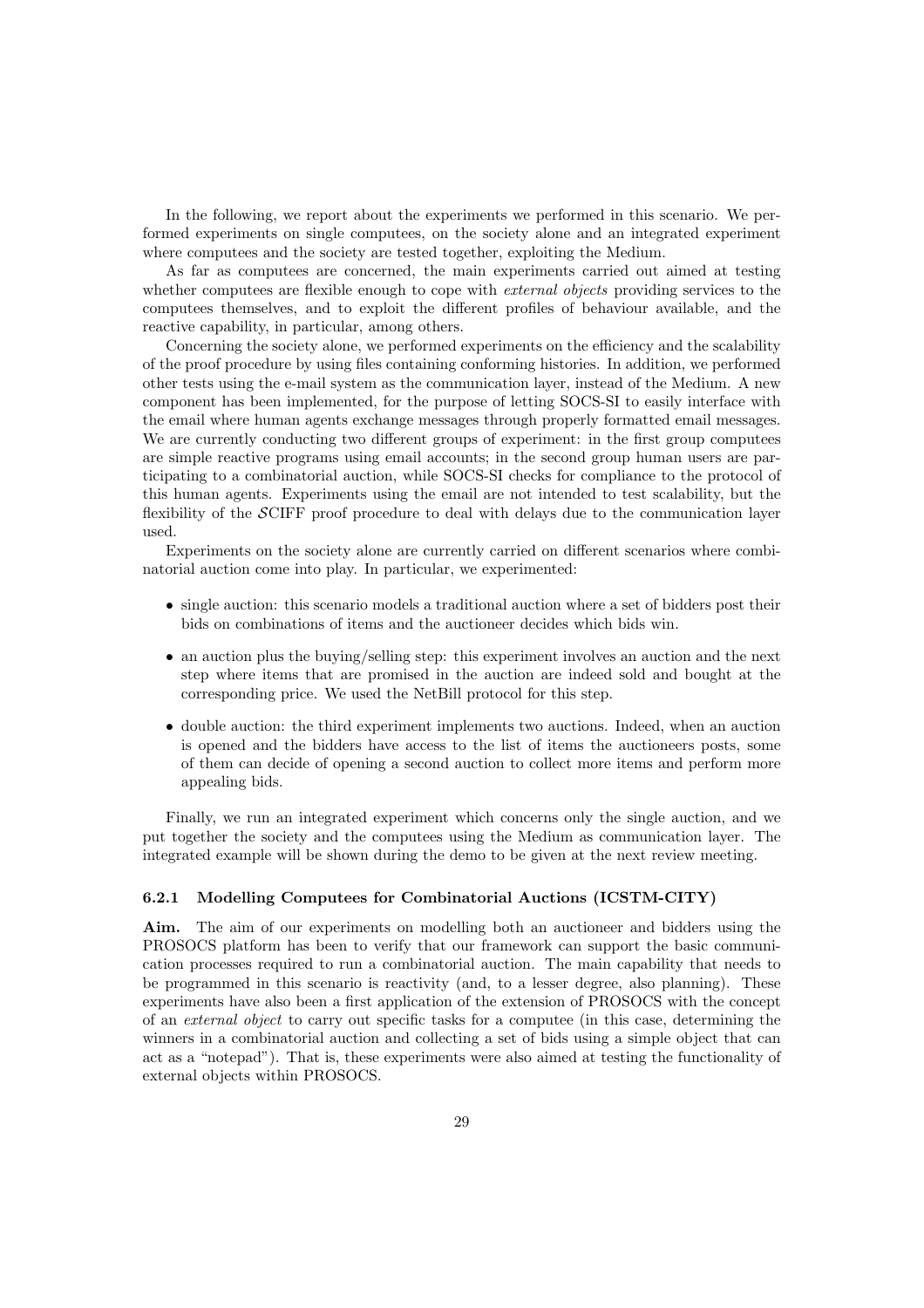In the following, we report about the experiments we performed in this scenario. We performed experiments on single computees, on the society alone and an integrated experiment where computees and the society are tested together, exploiting the Medium.

As far as computees are concerned, the main experiments carried out aimed at testing whether computees are flexible enough to cope with *external objects* providing services to the computees themselves, and to exploit the different profiles of behaviour available, and the reactive capability, in particular, among others.

Concerning the society alone, we performed experiments on the efficiency and the scalability of the proof procedure by using files containing conforming histories. In addition, we performed other tests using the e-mail system as the communication layer, instead of the Medium. A new component has been implemented, for the purpose of letting SOCS-SI to easily interface with the email where human agents exchange messages through properly formatted email messages. We are currently conducting two different groups of experiment: in the first group computees are simple reactive programs using email accounts; in the second group human users are participating to a combinatorial auction, while SOCS-SI checks for compliance to the protocol of this human agents. Experiments using the email are not intended to test scalability, but the flexibility of the $\mathcal{S}$CIFF proof procedure to deal with delays due to the communication layer used.

Experiments on the society alone are currently carried on different scenarios where combinatorial auction come into play. In particular, we experimented:

- single auction: this scenario models a traditional auction where a set of bidders post their bids on combinations of items and the auctioneer decides which bids win.
- an auction plus the buying/selling step: this experiment involves an auction and the next step where items that are promised in the auction are indeed sold and bought at the corresponding price. We used the NetBill protocol for this step.
- double auction: the third experiment implements two auctions. Indeed, when an auction is opened and the bidders have access to the list of items the auctioneers posts, some of them can decide of opening a second auction to collect more items and perform more appealing bids.

Finally, we run an integrated experiment which concerns only the single auction, and we put together the society and the computees using the Medium as communication layer. The integrated example will be shown during the demo to be given at the next review meeting.

### 6.2.1 Modelling Computees for Combinatorial Auctions (ICSTM-CITY)

**Aim.** The aim of our experiments on modelling both an auctioneer and bidders using the PROSOCS platform has been to verify that our framework can support the basic communication processes required to run a combinatorial auction. The main capability that needs to be programmed in this scenario is reactivity (and, to a lesser degree, also planning). These experiments have also been a first application of the extension of PROSOCS with the concept of an *external object* to carry out specific tasks for a computee (in this case, determining the winners in a combinatorial auction and collecting a set of bids using a simple object that can act as a "notepad"). That is, these experiments were also aimed at testing the functionality of external objects within PROSOCS.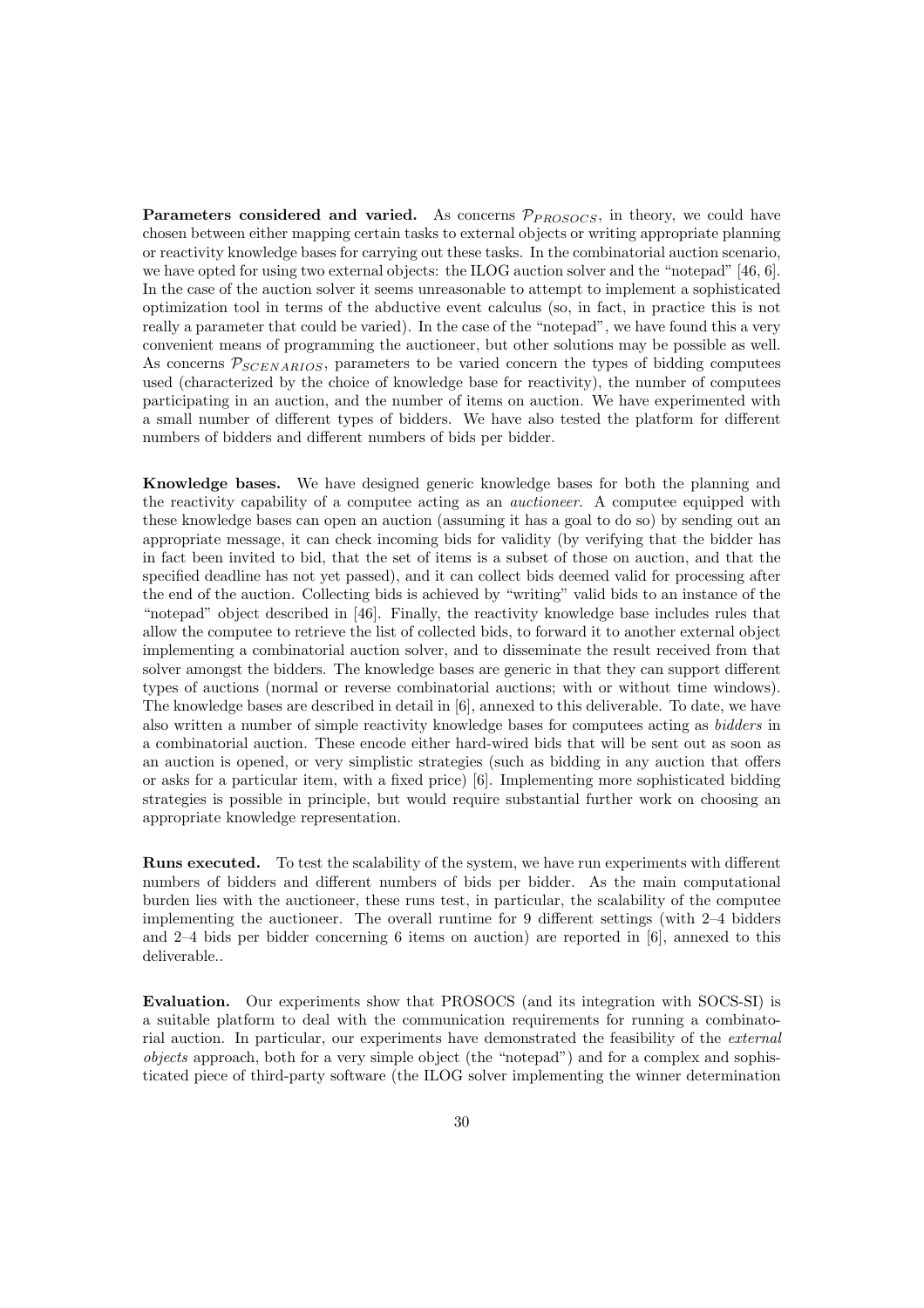**Parameters considered and varied.** As concerns $\mathcal{P}_{PROSOCS}$, in theory, we could have chosen between either mapping certain tasks to external objects or writing appropriate planning or reactivity knowledge bases for carrying out these tasks. In the combinatorial auction scenario, we have opted for using two external objects: the ILOG auction solver and the "notepad" [46, 6]. In the case of the auction solver it seems unreasonable to attempt to implement a sophisticated optimization tool in terms of the abductive event calculus (so, in fact, in practice this is not really a parameter that could be varied). In the case of the "notepad", we have found this a very convenient means of programming the auctioneer, but other solutions may be possible as well. As concerns $\mathcal{P}_{SCENARIOS}$, parameters to be varied concern the types of bidding computees used (characterized by the choice of knowledge base for reactivity), the number of computees participating in an auction, and the number of items on auction. We have experimented with a small number of different types of bidders. We have also tested the platform for different numbers of bidders and different numbers of bids per bidder.

**Knowledge bases.** We have designed generic knowledge bases for both the planning and the reactivity capability of a computee acting as an *auctioneer*. A computee equipped with these knowledge bases can open an auction (assuming it has a goal to do so) by sending out an appropriate message, it can check incoming bids for validity (by verifying that the bidder has in fact been invited to bid, that the set of items is a subset of those on auction, and that the specified deadline has not yet passed), and it can collect bids deemed valid for processing after the end of the auction. Collecting bids is achieved by "writing" valid bids to an instance of the "notepad" object described in [46]. Finally, the reactivity knowledge base includes rules that allow the computee to retrieve the list of collected bids, to forward it to another external object implementing a combinatorial auction solver, and to disseminate the result received from that solver amongst the bidders. The knowledge bases are generic in that they can support different types of auctions (normal or reverse combinatorial auctions; with or without time windows). The knowledge bases are described in detail in [6], annexed to this deliverable. To date, we have also written a number of simple reactivity knowledge bases for computees acting as *bidders* in a combinatorial auction. These encode either hard-wired bids that will be sent out as soon as an auction is opened, or very simplistic strategies (such as bidding in any auction that offers or asks for a particular item, with a fixed price) [6]. Implementing more sophisticated bidding strategies is possible in principle, but would require substantial further work on choosing an appropriate knowledge representation.

**Runs executed.** To test the scalability of the system, we have run experiments with different numbers of bidders and different numbers of bids per bidder. As the main computational burden lies with the auctioneer, these runs test, in particular, the scalability of the computee implementing the auctioneer. The overall runtime for 9 different settings (with 2–4 bidders and 2–4 bids per bidder concerning 6 items on auction) are reported in [6], annexed to this deliverable..

**Evaluation.** Our experiments show that PROSOCS (and its integration with SOCS-SI) is a suitable platform to deal with the communication requirements for running a combinatorial auction. In particular, our experiments have demonstrated the feasibility of the *external objects* approach, both for a very simple object (the "notepad") and for a complex and sophisticated piece of third-party software (the ILOG solver implementing the winner determination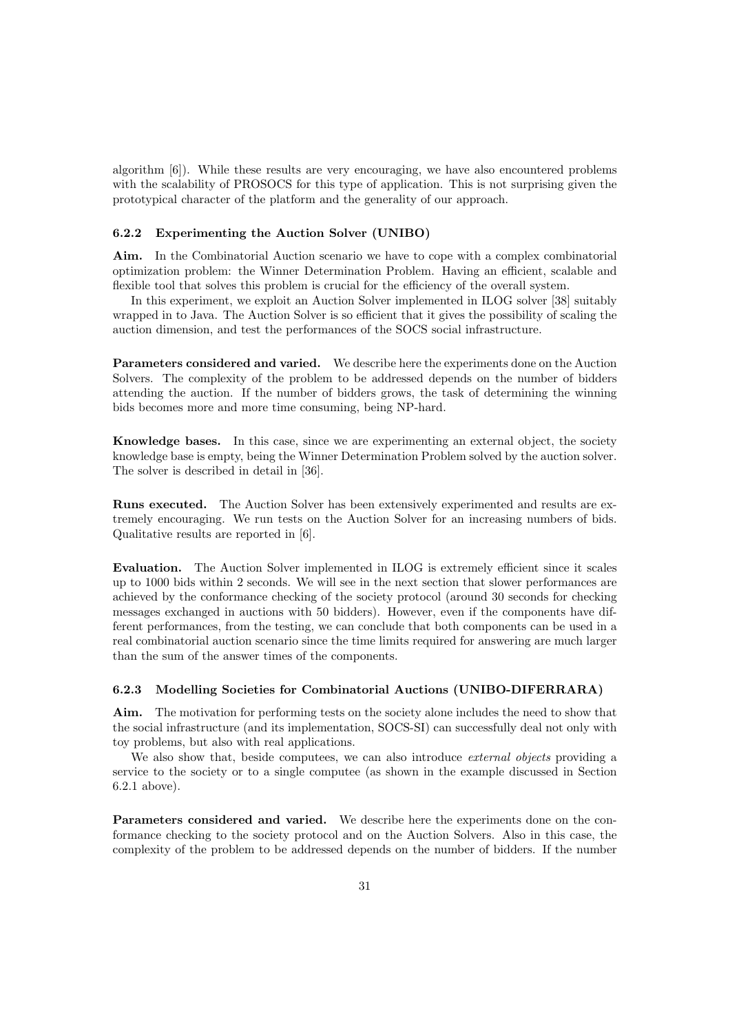algorithm [6]). While these results are very encouraging, we have also encountered problems with the scalability of PROSOCS for this type of application. This is not surprising given the prototypical character of the platform and the generality of our approach.

### 6.2.2 Experimenting the Auction Solver (UNIBO)

**Aim.** In the Combinatorial Auction scenario we have to cope with a complex combinatorial optimization problem: the Winner Determination Problem. Having an efficient, scalable and flexible tool that solves this problem is crucial for the efficiency of the overall system.

In this experiment, we exploit an Auction Solver implemented in ILOG solver [38] suitably wrapped in to Java. The Auction Solver is so efficient that it gives the possibility of scaling the auction dimension, and test the performances of the SOCS social infrastructure.

**Parameters considered and varied.** We describe here the experiments done on the Auction Solvers. The complexity of the problem to be addressed depends on the number of bidders attending the auction. If the number of bidders grows, the task of determining the winning bids becomes more and more time consuming, being NP-hard.

**Knowledge bases.** In this case, since we are experimenting an external object, the society knowledge base is empty, being the Winner Determination Problem solved by the auction solver. The solver is described in detail in [36].

**Runs executed.** The Auction Solver has been extensively experimented and results are extremely encouraging. We run tests on the Auction Solver for an increasing numbers of bids. Qualitative results are reported in [6].

**Evaluation.** The Auction Solver implemented in ILOG is extremely efficient since it scales up to 1000 bids within 2 seconds. We will see in the next section that slower performances are achieved by the conformance checking of the society protocol (around 30 seconds for checking messages exchanged in auctions with 50 bidders). However, even if the components have different performances, from the testing, we can conclude that both components can be used in a real combinatorial auction scenario since the time limits required for answering are much larger than the sum of the answer times of the components.

### 6.2.3 Modelling Societies for Combinatorial Auctions (UNIBO-DIFERRARA)

**Aim.** The motivation for performing tests on the society alone includes the need to show that the social infrastructure (and its implementation, SOCS-SI) can successfully deal not only with toy problems, but also with real applications.

We also show that, beside computees, we can also introduce *external objects* providing a service to the society or to a single computee (as shown in the example discussed in Section 6.2.1 above).

**Parameters considered and varied.** We describe here the experiments done on the conformance checking to the society protocol and on the Auction Solvers. Also in this case, the complexity of the problem to be addressed depends on the number of bidders. If the number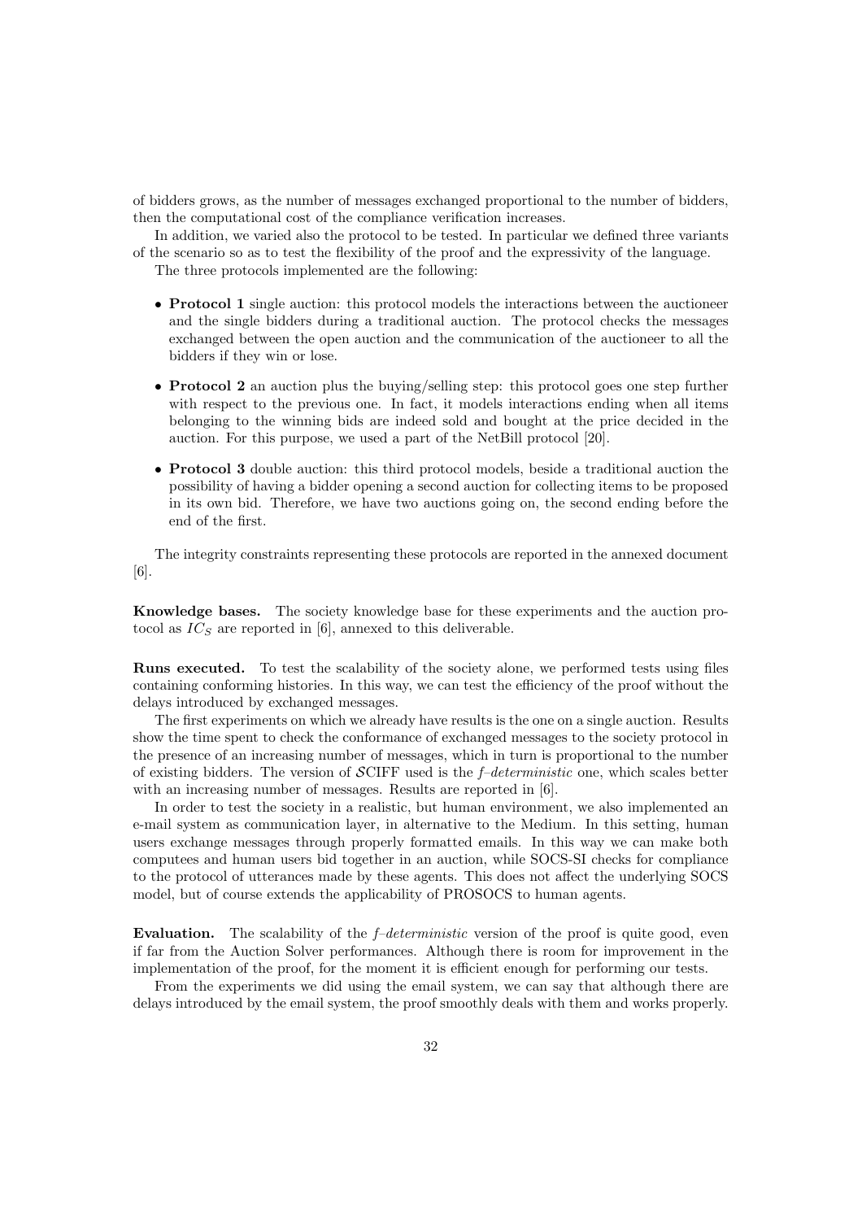of bidders grows, as the number of messages exchanged proportional to the number of bidders, then the computational cost of the compliance verification increases.

In addition, we varied also the protocol to be tested. In particular we defined three variants of the scenario so as to test the flexibility of the proof and the expressivity of the language.

The three protocols implemented are the following:

- **Protocol 1** single auction: this protocol models the interactions between the auctioneer and the single bidders during a traditional auction. The protocol checks the messages exchanged between the open auction and the communication of the auctioneer to all the bidders if they win or lose.
- **Protocol 2** an auction plus the buying/selling step: this protocol goes one step further with respect to the previous one. In fact, it models interactions ending when all items belonging to the winning bids are indeed sold and bought at the price decided in the auction. For this purpose, we used a part of the NetBill protocol [20].
- **Protocol 3** double auction: this third protocol models, beside a traditional auction the possibility of having a bidder opening a second auction for collecting items to be proposed in its own bid. Therefore, we have two auctions going on, the second ending before the end of the first.

The integrity constraints representing these protocols are reported in the annexed document [6].

**Knowledge bases.** The society knowledge base for these experiments and the auction protocol as $IC_S$ are reported in [6], annexed to this deliverable.

**Runs executed.** To test the scalability of the society alone, we performed tests using files containing conforming histories. In this way, we can test the efficiency of the proof without the delays introduced by exchanged messages.

The first experiments on which we already have results is the one on a single auction. Results show the time spent to check the conformance of exchanged messages to the society protocol in the presence of an increasing number of messages, which in turn is proportional to the number of existing bidders. The version of $\mathcal{S}$CIFF used is the *f–deterministic* one, which scales better with an increasing number of messages. Results are reported in [6].

In order to test the society in a realistic, but human environment, we also implemented an e-mail system as communication layer, in alternative to the Medium. In this setting, human users exchange messages through properly formatted emails. In this way we can make both computees and human users bid together in an auction, while SOCS-SI checks for compliance to the protocol of utterances made by these agents. This does not affect the underlying SOCS model, but of course extends the applicability of PROSOCS to human agents.

**Evaluation.** The scalability of the *f–deterministic* version of the proof is quite good, even if far from the Auction Solver performances. Although there is room for improvement in the implementation of the proof, for the moment it is efficient enough for performing our tests.

From the experiments we did using the email system, we can say that although there are delays introduced by the email system, the proof smoothly deals with them and works properly.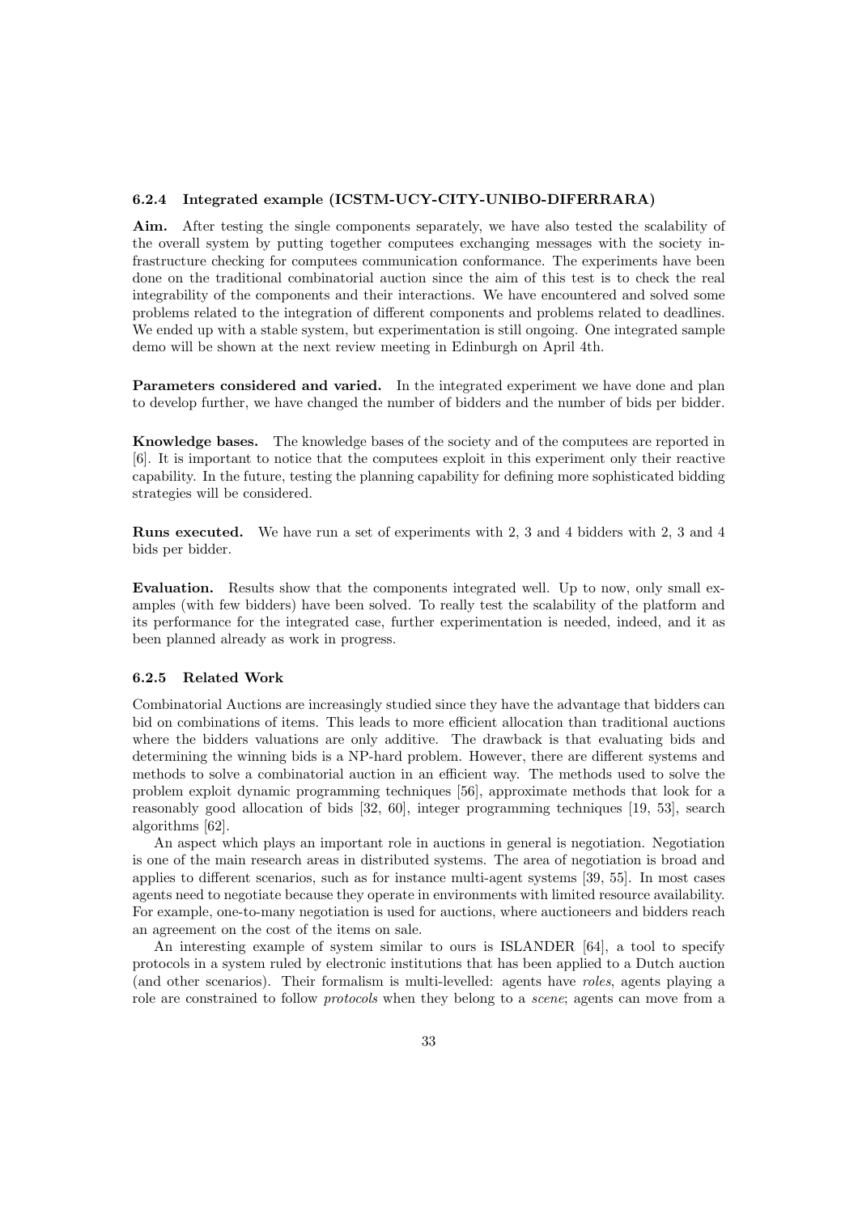### 6.2.4 Integrated example (ICSTM-UCY-CITY-UNIBO-DIFERRARA)

**Aim.** After testing the single components separately, we have also tested the scalability of the overall system by putting together computees exchanging messages with the society infrastructure checking for computees communication conformance. The experiments have been done on the traditional combinatorial auction since the aim of this test is to check the real integrability of the components and their interactions. We have encountered and solved some problems related to the integration of different components and problems related to deadlines. We ended up with a stable system, but experimentation is still ongoing. One integrated sample demo will be shown at the next review meeting in Edinburgh on April 4th.

**Parameters considered and varied.** In the integrated experiment we have done and plan to develop further, we have changed the number of bidders and the number of bids per bidder.

**Knowledge bases.** The knowledge bases of the society and of the computees are reported in [6]. It is important to notice that the computees exploit in this experiment only their reactive capability. In the future, testing the planning capability for defining more sophisticated bidding strategies will be considered.

**Runs executed.** We have run a set of experiments with 2, 3 and 4 bidders with 2, 3 and 4 bids per bidder.

**Evaluation.** Results show that the components integrated well. Up to now, only small examples (with few bidders) have been solved. To really test the scalability of the platform and its performance for the integrated case, further experimentation is needed, indeed, and it as been planned already as work in progress.

### 6.2.5 Related Work

Combinatorial Auctions are increasingly studied since they have the advantage that bidders can bid on combinations of items. This leads to more efficient allocation than traditional auctions where the bidders valuations are only additive. The drawback is that evaluating bids and determining the winning bids is a NP-hard problem. However, there are different systems and methods to solve a combinatorial auction in an efficient way. The methods used to solve the problem exploit dynamic programming techniques [56], approximate methods that look for a reasonably good allocation of bids [32, 60], integer programming techniques [19, 53], search algorithms [62].

An aspect which plays an important role in auctions in general is negotiation. Negotiation is one of the main research areas in distributed systems. The area of negotiation is broad and applies to different scenarios, such as for instance multi-agent systems [39, 55]. In most cases agents need to negotiate because they operate in environments with limited resource availability. For example, one-to-many negotiation is used for auctions, where auctioneers and bidders reach an agreement on the cost of the items on sale.

An interesting example of system similar to ours is ISLANDER [64], a tool to specify protocols in a system ruled by electronic institutions that has been applied to a Dutch auction (and other scenarios). Their formalism is multi-levelled: agents have *roles*, agents playing a role are constrained to follow *protocols* when they belong to a *scene*; agents can move from a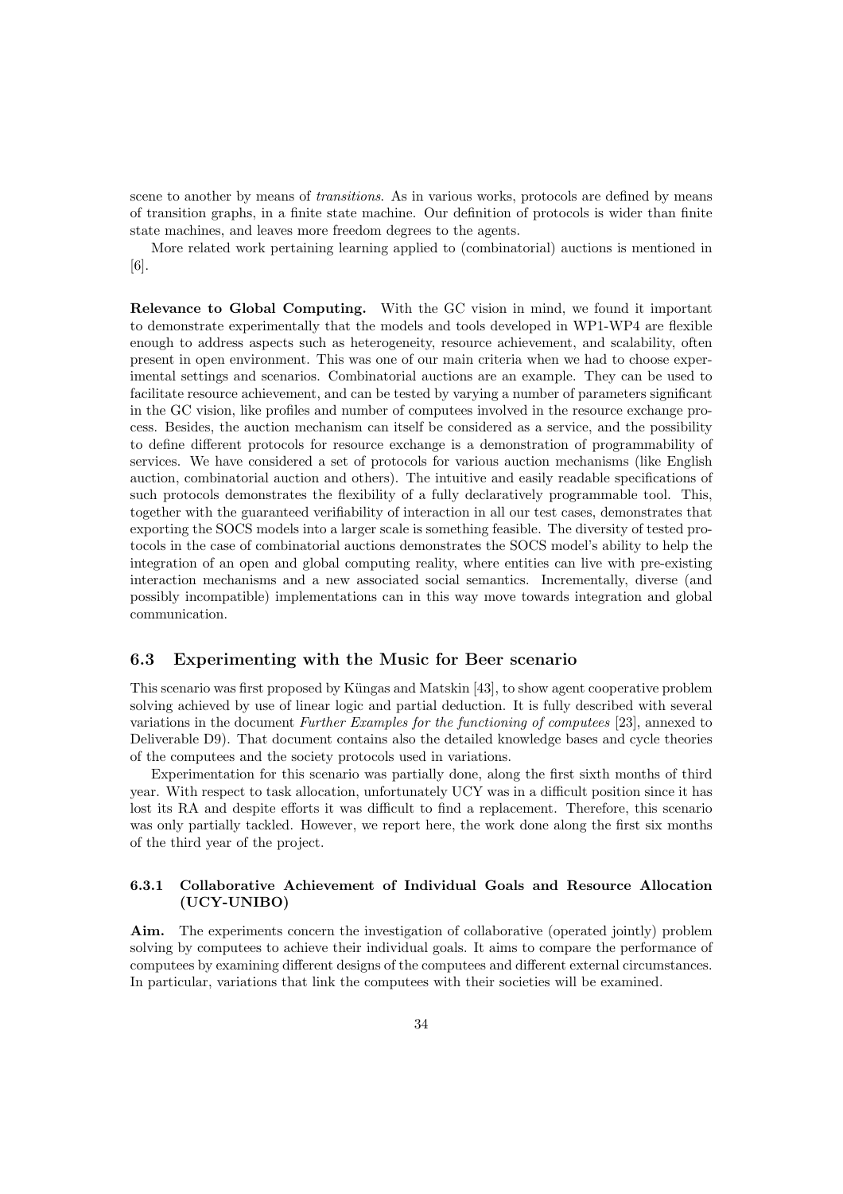scene to another by means of *transitions*. As in various works, protocols are defined by means of transition graphs, in a finite state machine. Our definition of protocols is wider than finite state machines, and leaves more freedom degrees to the agents.

More related work pertaining learning applied to (combinatorial) auctions is mentioned in [6].

**Relevance to Global Computing.** With the GC vision in mind, we found it important to demonstrate experimentally that the models and tools developed in WP1-WP4 are flexible enough to address aspects such as heterogeneity, resource achievement, and scalability, often present in open environment. This was one of our main criteria when we had to choose experimental settings and scenarios. Combinatorial auctions are an example. They can be used to facilitate resource achievement, and can be tested by varying a number of parameters significant in the GC vision, like profiles and number of computees involved in the resource exchange process. Besides, the auction mechanism can itself be considered as a service, and the possibility to define different protocols for resource exchange is a demonstration of programmability of services. We have considered a set of protocols for various auction mechanisms (like English auction, combinatorial auction and others). The intuitive and easily readable specifications of such protocols demonstrates the flexibility of a fully declaratively programmable tool. This, together with the guaranteed verifiability of interaction in all our test cases, demonstrates that exporting the SOCS models into a larger scale is something feasible. The diversity of tested protocols in the case of combinatorial auctions demonstrates the SOCS model's ability to help the integration of an open and global computing reality, where entities can live with pre-existing interaction mechanisms and a new associated social semantics. Incrementally, diverse (and possibly incompatible) implementations can in this way move towards integration and global communication.

## 6.3 Experimenting with the Music for Beer scenario

This scenario was first proposed by Küngas and Matskin [43], to show agent cooperative problem solving achieved by use of linear logic and partial deduction. It is fully described with several variations in the document *Further Examples for the functioning of computees* [23], annexed to Deliverable D9). That document contains also the detailed knowledge bases and cycle theories of the computees and the society protocols used in variations.

Experimentation for this scenario was partially done, along the first sixth months of third year. With respect to task allocation, unfortunately UCY was in a difficult position since it has lost its RA and despite efforts it was difficult to find a replacement. Therefore, this scenario was only partially tackled. However, we report here, the work done along the first six months of the third year of the project.

### 6.3.1 Collaborative Achievement of Individual Goals and Resource Allocation (UCY-UNIBO)

**Aim.** The experiments concern the investigation of collaborative (operated jointly) problem solving by computees to achieve their individual goals. It aims to compare the performance of computees by examining different designs of the computees and different external circumstances. In particular, variations that link the computees with their societies will be examined.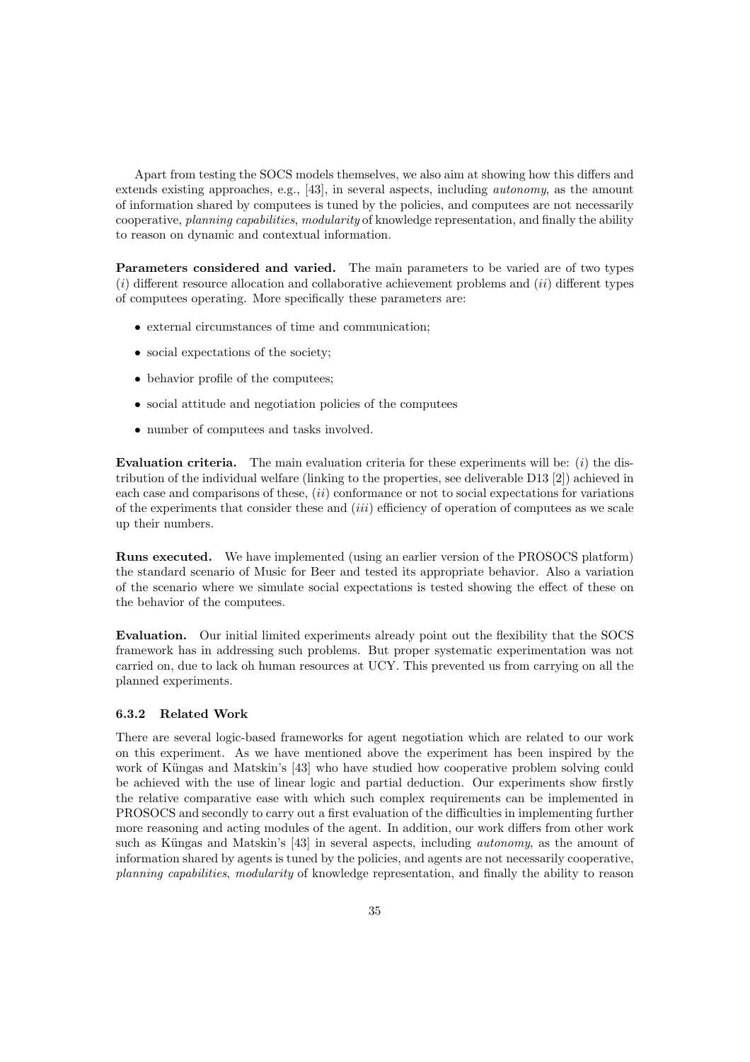Apart from testing the SOCS models themselves, we also aim at showing how this differs and extends existing approaches, e.g., [43], in several aspects, including *autonomy*, as the amount of information shared by computees is tuned by the policies, and computees are not necessarily cooperative, *planning capabilities*, *modularity* of knowledge representation, and finally the ability to reason on dynamic and contextual information.

**Parameters considered and varied.** The main parameters to be varied are of two types (*i*) different resource allocation and collaborative achievement problems and (*ii*) different types of computees operating. More specifically these parameters are:

- external circumstances of time and communication;
- social expectations of the society;
- behavior profile of the computees;
- social attitude and negotiation policies of the computees
- number of computees and tasks involved.

**Evaluation criteria.** The main evaluation criteria for these experiments will be: (*i*) the distribution of the individual welfare (linking to the properties, see deliverable D13 [2]) achieved in each case and comparisons of these, (*ii*) conformance or not to social expectations for variations of the experiments that consider these and (*iii*) efficiency of operation of computees as we scale up their numbers.

**Runs executed.** We have implemented (using an earlier version of the PROSOCS platform) the standard scenario of Music for Beer and tested its appropriate behavior. Also a variation of the scenario where we simulate social expectations is tested showing the effect of these on the behavior of the computees.

**Evaluation.** Our initial limited experiments already point out the flexibility that the SOCS framework has in addressing such problems. But proper systematic experimentation was not carried on, due to lack oh human resources at UCY. This prevented us from carrying on all the planned experiments.

### 6.3.2 Related Work

There are several logic-based frameworks for agent negotiation which are related to our work on this experiment. As we have mentioned above the experiment has been inspired by the work of Küngas and Matskin's [43] who have studied how cooperative problem solving could be achieved with the use of linear logic and partial deduction. Our experiments show firstly the relative comparative ease with which such complex requirements can be implemented in PROSOCS and secondly to carry out a first evaluation of the difficulties in implementing further more reasoning and acting modules of the agent. In addition, our work differs from other work such as Küngas and Matskin's [43] in several aspects, including *autonomy*, as the amount of information shared by agents is tuned by the policies, and agents are not necessarily cooperative, *planning capabilities*, *modularity* of knowledge representation, and finally the ability to reason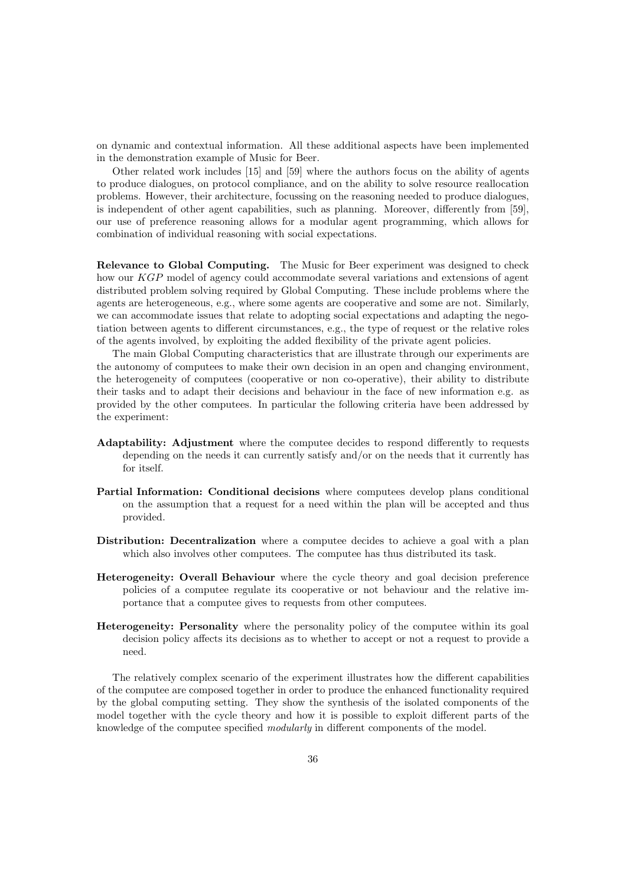on dynamic and contextual information. All these additional aspects have been implemented in the demonstration example of Music for Beer.

Other related work includes [15] and [59] where the authors focus on the ability of agents to produce dialogues, on protocol compliance, and on the ability to solve resource reallocation problems. However, their architecture, focussing on the reasoning needed to produce dialogues, is independent of other agent capabilities, such as planning. Moreover, differently from [59], our use of preference reasoning allows for a modular agent programming, which allows for combination of individual reasoning with social expectations.

**Relevance to Global Computing.** The Music for Beer experiment was designed to check how our $KGP$ model of agency could accommodate several variations and extensions of agent distributed problem solving required by Global Computing. These include problems where the agents are heterogeneous, e.g., where some agents are cooperative and some are not. Similarly, we can accommodate issues that relate to adopting social expectations and adapting the negotiation between agents to different circumstances, e.g., the type of request or the relative roles of the agents involved, by exploiting the added flexibility of the private agent policies.

The main Global Computing characteristics that are illustrate through our experiments are the autonomy of computees to make their own decision in an open and changing environment, the heterogeneity of computees (cooperative or non co-operative), their ability to distribute their tasks and to adapt their decisions and behaviour in the face of new information e.g. as provided by the other computees. In particular the following criteria have been addressed by the experiment:

**Adaptability: Adjustment** where the computee decides to respond differently to requests depending on the needs it can currently satisfy and/or on the needs that it currently has for itself.

**Partial Information: Conditional decisions** where computees develop plans conditional on the assumption that a request for a need within the plan will be accepted and thus provided.

**Distribution: Decentralization** where a computee decides to achieve a goal with a plan which also involves other computees. The computee has thus distributed its task.

**Heterogeneity: Overall Behaviour** where the cycle theory and goal decision preference policies of a computee regulate its cooperative or not behaviour and the relative importance that a computee gives to requests from other computees.

**Heterogeneity: Personality** where the personality policy of the computee within its goal decision policy affects its decisions as to whether to accept or not a request to provide a need.

The relatively complex scenario of the experiment illustrates how the different capabilities of the computee are composed together in order to produce the enhanced functionality required by the global computing setting. They show the synthesis of the isolated components of the model together with the cycle theory and how it is possible to exploit different parts of the knowledge of the computee specified *modularly* in different components of the model.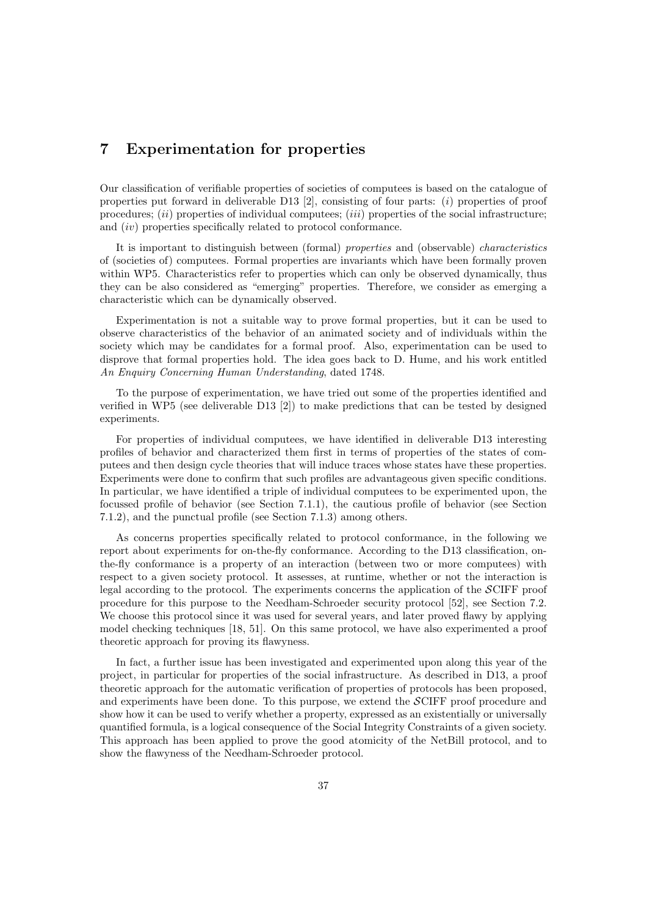# 7 Experimentation for properties

Our classification of verifiable properties of societies of computees is based on the catalogue of properties put forward in deliverable D13 [2], consisting of four parts: (*i*) properties of proof procedures; (*ii*) properties of individual computees; (*iii*) properties of the social infrastructure; and (*iv*) properties specifically related to protocol conformance.

It is important to distinguish between (formal) *properties* and (observable) *characteristics* of (societies of) computees. Formal properties are invariants which have been formally proven within WP5. Characteristics refer to properties which can only be observed dynamically, thus they can be also considered as "emerging" properties. Therefore, we consider as emerging a characteristic which can be dynamically observed.

Experimentation is not a suitable way to prove formal properties, but it can be used to observe characteristics of the behavior of an animated society and of individuals within the society which may be candidates for a formal proof. Also, experimentation can be used to disprove that formal properties hold. The idea goes back to D. Hume, and his work entitled *An Enquiry Concerning Human Understanding*, dated 1748.

To the purpose of experimentation, we have tried out some of the properties identified and verified in WP5 (see deliverable D13 [2]) to make predictions that can be tested by designed experiments.

For properties of individual computees, we have identified in deliverable D13 interesting profiles of behavior and characterized them first in terms of properties of the states of computees and then design cycle theories that will induce traces whose states have these properties. Experiments were done to confirm that such profiles are advantageous given specific conditions. In particular, we have identified a triple of individual computees to be experimented upon, the focussed profile of behavior (see Section 7.1.1), the cautious profile of behavior (see Section 7.1.2), and the punctual profile (see Section 7.1.3) among others.

As concerns properties specifically related to protocol conformance, in the following we report about experiments for on-the-fly conformance. According to the D13 classification, on-the-fly conformance is a property of an interaction (between two or more computees) with respect to a given society protocol. It assesses, at runtime, whether or not the interaction is legal according to the protocol. The experiments concerns the application of the $\mathcal{S}$CIFF proof procedure for this purpose to the Needham-Schroeder security protocol [52], see Section 7.2. We choose this protocol since it was used for several years, and later proved flawy by applying model checking techniques [18, 51]. On this same protocol, we have also experimented a proof theoretic approach for proving its flawyness.

In fact, a further issue has been investigated and experimented upon along this year of the project, in particular for properties of the social infrastructure. As described in D13, a proof theoretic approach for the automatic verification of properties of protocols has been proposed, and experiments have been done. To this purpose, we extend the $\mathcal{S}$CIFF proof procedure and show how it can be used to verify whether a property, expressed as an existentially or universally quantified formula, is a logical consequence of the Social Integrity Constraints of a given society. This approach has been applied to prove the good atomicity of the NetBill protocol, and to show the flawyness of the Needham-Schroeder protocol.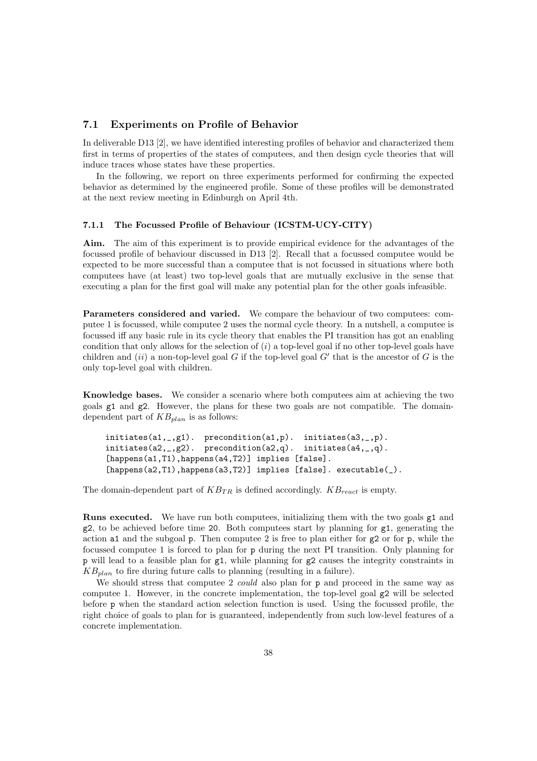### 7.1 Experiments on Profile of Behavior

In deliverable D13 [2], we have identified interesting profiles of behavior and characterized them first in terms of properties of the states of computees, and then design cycle theories that will induce traces whose states have these properties.

In the following, we report on three experiments performed for confirming the expected behavior as determined by the engineered profile. Some of these profiles will be demonstrated at the next review meeting in Edinburgh on April 4th.

#### 7.1.1 The Focussed Profile of Behaviour (ICSTM-UCY-CITY)

**Aim.** The aim of this experiment is to provide empirical evidence for the advantages of the focussed profile of behaviour discussed in D13 [2]. Recall that a focussed computee would be expected to be more successful than a computee that is not focussed in situations where both computees have (at least) two top-level goals that are mutually exclusive in the sense that executing a plan for the first goal will make any potential plan for the other goals infeasible.

**Parameters considered and varied.** We compare the behaviour of two computees: computee 1 is focussed, while computee 2 uses the normal cycle theory. In a nutshell, a computee is focussed iff any basic rule in its cycle theory that enables the PI transition has got an enabling condition that only allows for the selection of $(i)$ a top-level goal if no other top-level goals have children and $(ii)$ a non-top-level goal $G$ if the top-level goal $G'$ that is the ancestor of $G$ is the only top-level goal with children.

**Knowledge bases.** We consider a scenario where both computees aim at achieving the two goals g1 and g2. However, the plans for these two goals are not compatible. The domain-dependent part of $KB_{plan}$ is as follows:

```
initiates(a1,_,g1).  precondition(a1,p).  initiates(a3,_,p).
initiates(a2,_,g2).  precondition(a2,q).  initiates(a4,_,q).
[happens(a1,T1),happens(a4,T2)] implies [false].
[happens(a2,T1),happens(a3,T2)] implies [false]. executable(_).
```

The domain-dependent part of $KB_{TR}$ is defined accordingly. $KB_{react}$ is empty.

**Runs executed.** We have run both computees, initializing them with the two goals g1 and g2, to be achieved before time 20. Both computees start by planning for g1, generating the action a1 and the subgoal p. Then computee 2 is free to plan either for g2 or for p, while the focussed computee 1 is forced to plan for p during the next PI transition. Only planning for p will lead to a feasible plan for g1, while planning for g2 causes the integrity constraints in $KB_{plan}$ to fire during future calls to planning (resulting in a failure).

We should stress that computee 2 *could* also plan for p and proceed in the same way as computee 1. However, in the concrete implementation, the top-level goal g2 will be selected before p when the standard action selection function is used. Using the focussed profile, the right choice of goals to plan for is guaranteed, independently from such low-level features of a concrete implementation.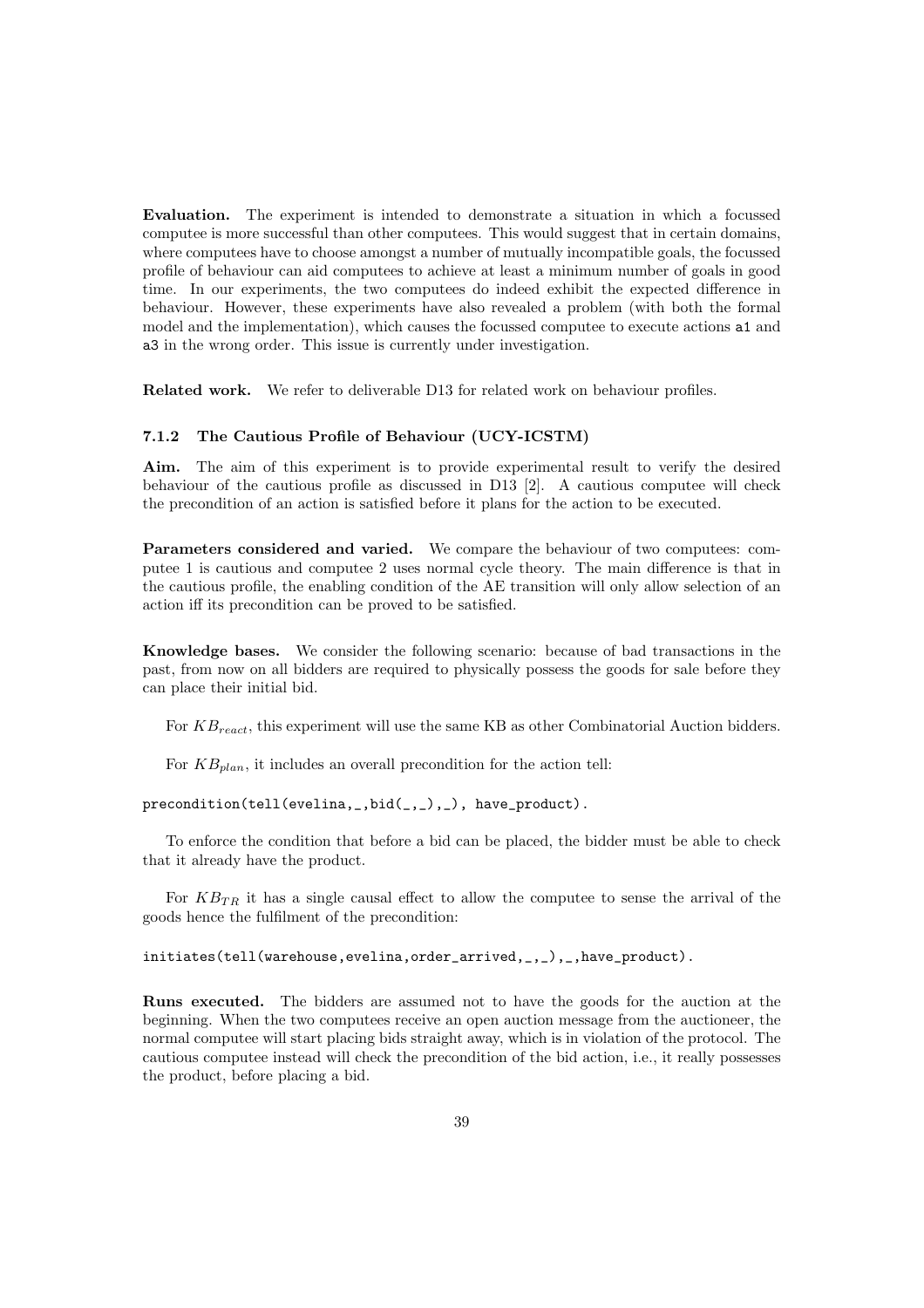**Evaluation.** The experiment is intended to demonstrate a situation in which a focussed computee is more successful than other computees. This would suggest that in certain domains, where computees have to choose amongst a number of mutually incompatible goals, the focussed profile of behaviour can aid computees to achieve at least a minimum number of goals in good time. In our experiments, the two computees do indeed exhibit the expected difference in behaviour. However, these experiments have also revealed a problem (with both the formal model and the implementation), which causes the focussed computee to execute actions `a1` and `a3` in the wrong order. This issue is currently under investigation.

**Related work.** We refer to deliverable D13 for related work on behaviour profiles.

### 7.1.2 The Cautious Profile of Behaviour (UCY-ICSTM)

**Aim.** The aim of this experiment is to provide experimental result to verify the desired behaviour of the cautious profile as discussed in D13 [2]. A cautious computee will check the precondition of an action is satisfied before it plans for the action to be executed.

**Parameters considered and varied.** We compare the behaviour of two computees: computee 1 is cautious and computee 2 uses normal cycle theory. The main difference is that in the cautious profile, the enabling condition of the AE transition will only allow selection of an action iff its precondition can be proved to be satisfied.

**Knowledge bases.** We consider the following scenario: because of bad transactions in the past, from now on all bidders are required to physically possess the goods for sale before they can place their initial bid.

For $KB_{react}$, this experiment will use the same KB as other Combinatorial Auction bidders.

For $KB_{plan}$, it includes an overall precondition for the action tell:

```
precondition(tell(evelina,_,bid(_,_),_), have_product).
```

To enforce the condition that before a bid can be placed, the bidder must be able to check that it already have the product.

For $KB_{TR}$ it has a single causal effect to allow the computee to sense the arrival of the goods hence the fulfilment of the precondition:

```
initiates(tell(warehouse,evelina,order_arrived,_,_),_,have_product).
```

**Runs executed.** The bidders are assumed not to have the goods for the auction at the beginning. When the two computees receive an open auction message from the auctioneer, the normal computee will start placing bids straight away, which is in violation of the protocol. The cautious computee instead will check the precondition of the bid action, i.e., it really possesses the product, before placing a bid.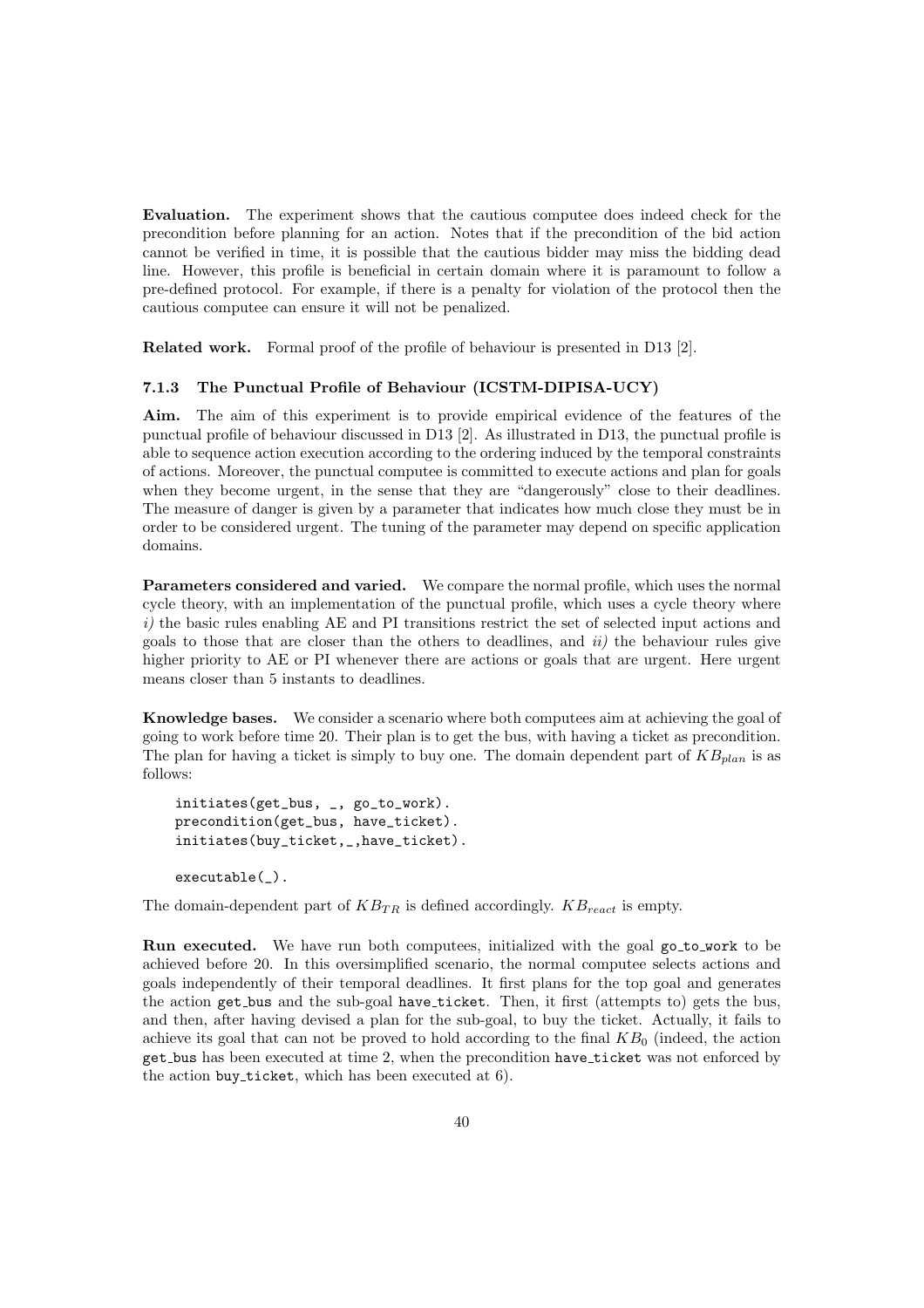**Evaluation.** The experiment shows that the cautious computee does indeed check for the precondition before planning for an action. Notes that if the precondition of the bid action cannot be verified in time, it is possible that the cautious bidder may miss the bidding dead line. However, this profile is beneficial in certain domain where it is paramount to follow a pre-defined protocol. For example, if there is a penalty for violation of the protocol then the cautious computee can ensure it will not be penalized.

**Related work.** Formal proof of the profile of behaviour is presented in D13 [2].

### 7.1.3 The Punctual Profile of Behaviour (ICSTM-DIPISA-UCY)

**Aim.** The aim of this experiment is to provide empirical evidence of the features of the punctual profile of behaviour discussed in D13 [2]. As illustrated in D13, the punctual profile is able to sequence action execution according to the ordering induced by the temporal constraints of actions. Moreover, the punctual computee is committed to execute actions and plan for goals when they become urgent, in the sense that they are "dangerously" close to their deadlines. The measure of danger is given by a parameter that indicates how much close they must be in order to be considered urgent. The tuning of the parameter may depend on specific application domains.

**Parameters considered and varied.** We compare the normal profile, which uses the normal cycle theory, with an implementation of the punctual profile, which uses a cycle theory where *i)* the basic rules enabling AE and PI transitions restrict the set of selected input actions and goals to those that are closer than the others to deadlines, and *ii)* the behaviour rules give higher priority to AE or PI whenever there are actions or goals that are urgent. Here urgent means closer than 5 instants to deadlines.

**Knowledge bases.** We consider a scenario where both computees aim at achieving the goal of going to work before time 20. Their plan is to get the bus, with having a ticket as precondition. The plan for having a ticket is simply to buy one. The domain dependent part of $KB_{plan}$ is as follows:

```
initiates(get_bus, _, go_to_work).
precondition(get_bus, have_ticket).
initiates(buy_ticket,_,have_ticket).

executable(_).
```

The domain-dependent part of $KB_{TR}$ is defined accordingly. $KB_{react}$ is empty.

**Run executed.** We have run both computees, initialized with the goal `go_to_work` to be achieved before 20. In this oversimplified scenario, the normal computee selects actions and goals independently of their temporal deadlines. It first plans for the top goal and generates the action `get_bus` and the sub-goal `have_ticket`. Then, it first (attempts to) gets the bus, and then, after having devised a plan for the sub-goal, to buy the ticket. Actually, it fails to achieve its goal that can not be proved to hold according to the final $KB_0$ (indeed, the action `get_bus` has been executed at time 2, when the precondition `have_ticket` was not enforced by the action `buy_ticket`, which has been executed at 6).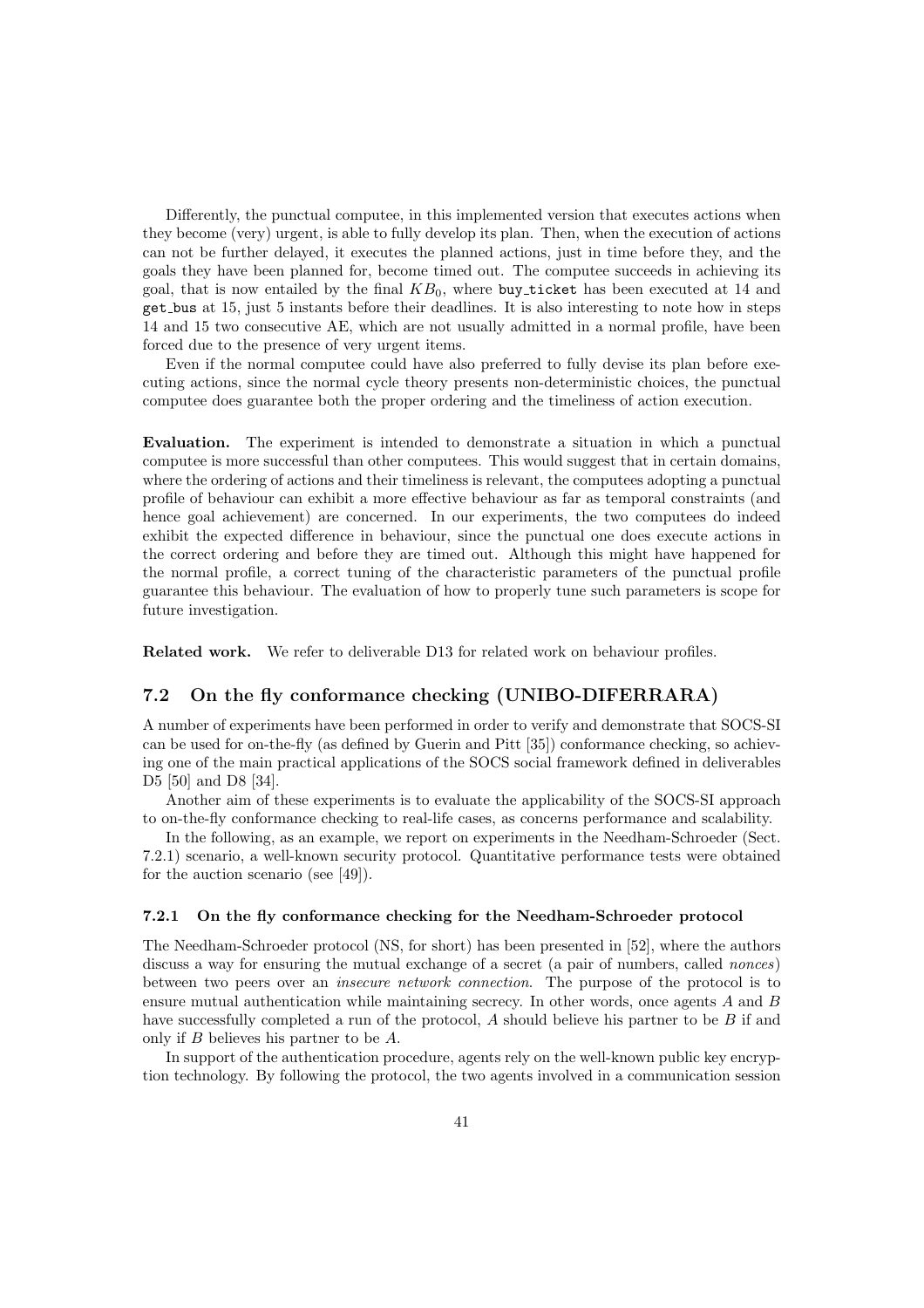Differently, the punctual computee, in this implemented version that executes actions when they become (very) urgent, is able to fully develop its plan. Then, when the execution of actions can not be further delayed, it executes the planned actions, just in time before they, and the goals they have been planned for, become timed out. The computee succeeds in achieving its goal, that is now entailed by the final $KB_0$, where `buy_ticket` has been executed at 14 and `get_bus` at 15, just 5 instants before their deadlines. It is also interesting to note how in steps 14 and 15 two consecutive AE, which are not usually admitted in a normal profile, have been forced due to the presence of very urgent items.

Even if the normal computee could have also preferred to fully devise its plan before executing actions, since the normal cycle theory presents non-deterministic choices, the punctual computee does guarantee both the proper ordering and the timeliness of action execution.

**Evaluation.** The experiment is intended to demonstrate a situation in which a punctual computee is more successful than other computees. This would suggest that in certain domains, where the ordering of actions and their timeliness is relevant, the computees adopting a punctual profile of behaviour can exhibit a more effective behaviour as far as temporal constraints (and hence goal achievement) are concerned. In our experiments, the two computees do indeed exhibit the expected difference in behaviour, since the punctual one does execute actions in the correct ordering and before they are timed out. Although this might have happened for the normal profile, a correct tuning of the characteristic parameters of the punctual profile guarantee this behaviour. The evaluation of how to properly tune such parameters is scope for future investigation.

**Related work.** We refer to deliverable D13 for related work on behaviour profiles.

### 7.2 On the fly conformance checking (UNIBO-DIFERRARA)

A number of experiments have been performed in order to verify and demonstrate that SOCS-SI can be used for on-the-fly (as defined by Guerin and Pitt [35]) conformance checking, so achieving one of the main practical applications of the SOCS social framework defined in deliverables D5 [50] and D8 [34].

Another aim of these experiments is to evaluate the applicability of the SOCS-SI approach to on-the-fly conformance checking to real-life cases, as concerns performance and scalability.

In the following, as an example, we report on experiments in the Needham-Schroeder (Sect. 7.2.1) scenario, a well-known security protocol. Quantitative performance tests were obtained for the auction scenario (see [49]).

#### 7.2.1 On the fly conformance checking for the Needham-Schroeder protocol

The Needham-Schroeder protocol (NS, for short) has been presented in [52], where the authors discuss a way for ensuring the mutual exchange of a secret (a pair of numbers, called *nonces*) between two peers over an *insecure network connection*. The purpose of the protocol is to ensure mutual authentication while maintaining secrecy. In other words, once agents $A$ and $B$ have successfully completed a run of the protocol, $A$ should believe his partner to be $B$ if and only if $B$ believes his partner to be $A$.

In support of the authentication procedure, agents rely on the well-known public key encryption technology. By following the protocol, the two agents involved in a communication session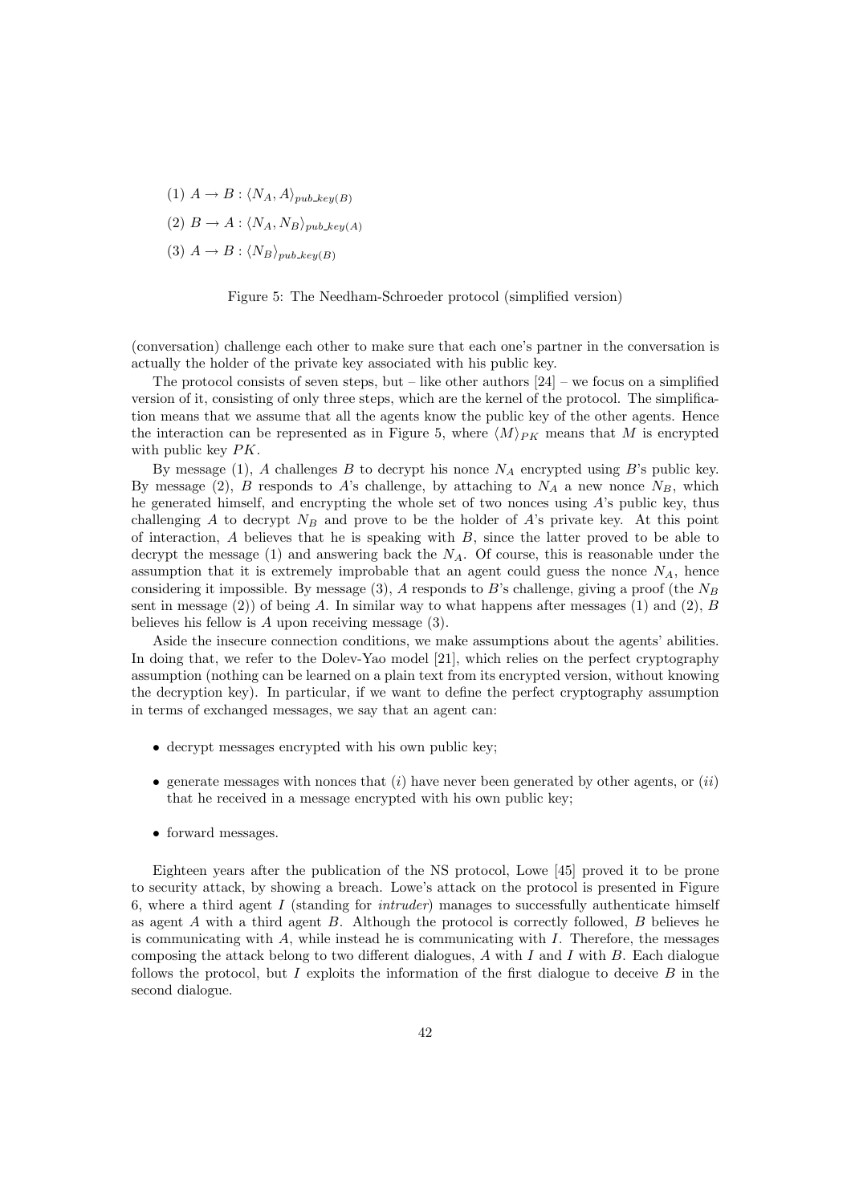(1) $A \rightarrow B : \langle N_A, A \rangle_{pub\_key(B)}$

(2) $B \rightarrow A : \langle N_A, N_B \rangle_{pub\_key(A)}$

(3) $A \rightarrow B : \langle N_B \rangle_{pub\_key(B)}$

Figure 5: The Needham-Schroeder protocol (simplified version)

(conversation) challenge each other to make sure that each one's partner in the conversation is actually the holder of the private key associated with his public key.

The protocol consists of seven steps, but – like other authors [24] – we focus on a simplified version of it, consisting of only three steps, which are the kernel of the protocol. The simplification means that we assume that all the agents know the public key of the other agents. Hence the interaction can be represented as in Figure 5, where $\langle M \rangle_{PK}$ means that $M$ is encrypted with public key $PK$.

By message (1), $A$ challenges $B$ to decrypt his nonce $N_A$ encrypted using $B$'s public key. By message (2), $B$ responds to $A$'s challenge, by attaching to $N_A$ a new nonce $N_B$, which he generated himself, and encrypting the whole set of two nonces using $A$'s public key, thus challenging $A$ to decrypt $N_B$ and prove to be the holder of $A$'s private key. At this point of interaction, $A$ believes that he is speaking with $B$, since the latter proved to be able to decrypt the message (1) and answering back the $N_A$. Of course, this is reasonable under the assumption that it is extremely improbable that an agent could guess the nonce $N_A$, hence considering it impossible. By message (3), $A$ responds to $B$'s challenge, giving a proof (the $N_B$ sent in message (2)) of being $A$. In similar way to what happens after messages (1) and (2), $B$ believes his fellow is $A$ upon receiving message (3).

Aside the insecure connection conditions, we make assumptions about the agents' abilities. In doing that, we refer to the Dolev-Yao model [21], which relies on the perfect cryptography assumption (nothing can be learned on a plain text from its encrypted version, without knowing the decryption key). In particular, if we want to define the perfect cryptography assumption in terms of exchanged messages, we say that an agent can:

- decrypt messages encrypted with his own public key;
- generate messages with nonces that (*i*) have never been generated by other agents, or (*ii*) that he received in a message encrypted with his own public key;
- forward messages.

Eighteen years after the publication of the NS protocol, Lowe [45] proved it to be prone to security attack, by showing a breach. Lowe's attack on the protocol is presented in Figure 6, where a third agent $I$ (standing for *intruder*) manages to successfully authenticate himself as agent $A$ with a third agent $B$. Although the protocol is correctly followed, $B$ believes he is communicating with $A$, while instead he is communicating with $I$. Therefore, the messages composing the attack belong to two different dialogues, $A$ with $I$ and $I$ with $B$. Each dialogue follows the protocol, but $I$ exploits the information of the first dialogue to deceive $B$ in the second dialogue.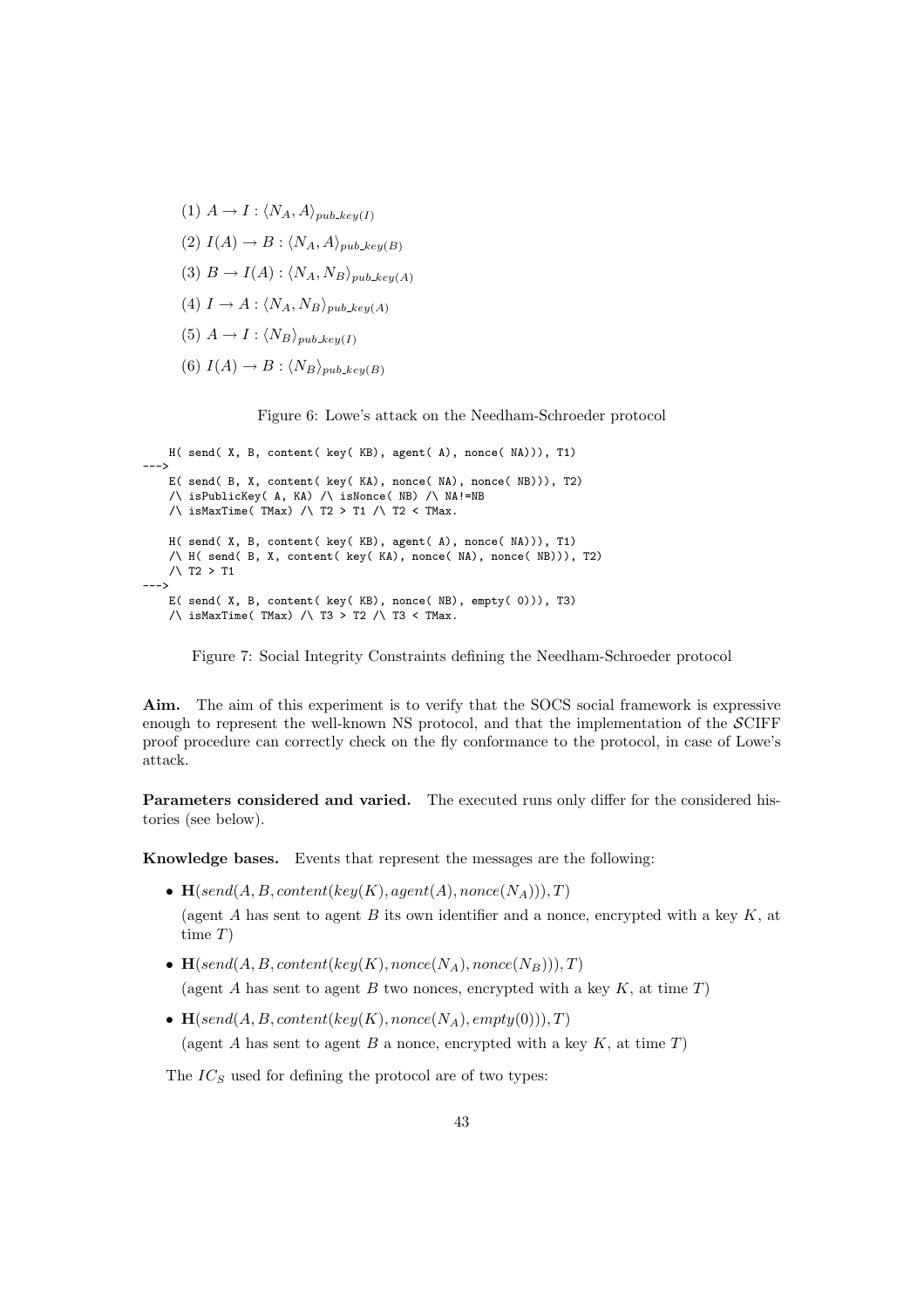(1) $A \rightarrow I : \langle N_A, A \rangle_{pub\_key(I)}$

(2) $I(A) \rightarrow B : \langle N_A, A \rangle_{pub\_key(B)}$

(3) $B \rightarrow I(A) : \langle N_A, N_B \rangle_{pub\_key(A)}$

(4) $I \rightarrow A : \langle N_A, N_B \rangle_{pub\_key(A)}$

(5) $A \rightarrow I : \langle N_B \rangle_{pub\_key(I)}$

(6) $I(A) \rightarrow B : \langle N_B \rangle_{pub\_key(B)}$

Figure 6: Lowe's attack on the Needham-Schroeder protocol

```
    H( send( X, B, content( key( KB), agent( A), nonce( NA))), T1)
--->
    E( send( B, X, content( key( KA), nonce( NA), nonce( NB))), T2)
    /\ isPublicKey( A, KA) /\ isNonce( NB) /\ NA!=NB
    /\ isMaxTime( TMax) /\ T2 > T1 /\ T2 < TMax.

    H( send( X, B, content( key( KB), agent( A), nonce( NA))), T1)
    /\ H( send( B, X, content( key( KA), nonce( NA), nonce( NB))), T2)
    /\ T2 > T1
--->
    E( send( X, B, content( key( KB), nonce( NB), empty( 0))), T3)
    /\ isMaxTime( TMax) /\ T3 > T2 /\ T3 < TMax.
```

Figure 7: Social Integrity Constraints defining the Needham-Schroeder protocol

**Aim.** The aim of this experiment is to verify that the SOCS social framework is expressive enough to represent the well-known NS protocol, and that the implementation of the $\mathcal{S}$CIFF proof procedure can correctly check on the fly conformance to the protocol, in case of Lowe's attack.

**Parameters considered and varied.** The executed runs only differ for the considered histories (see below).

**Knowledge bases.** Events that represent the messages are the following:

- $\mathbf{H}(send(A, B, content(key(K), agent(A), nonce(N_A))), T)$
  (agent $A$ has sent to agent $B$ its own identifier and a nonce, encrypted with a key $K$, at time $T$)
- $\mathbf{H}(send(A, B, content(key(K), nonce(N_A), nonce(N_B))), T)$
  (agent $A$ has sent to agent $B$ two nonces, encrypted with a key $K$, at time $T$)
- $\mathbf{H}(send(A, B, content(key(K), nonce(N_A), empty(0))), T)$
  (agent $A$ has sent to agent $B$ a nonce, encrypted with a key $K$, at time $T$)

The $IC_S$ used for defining the protocol are of two types: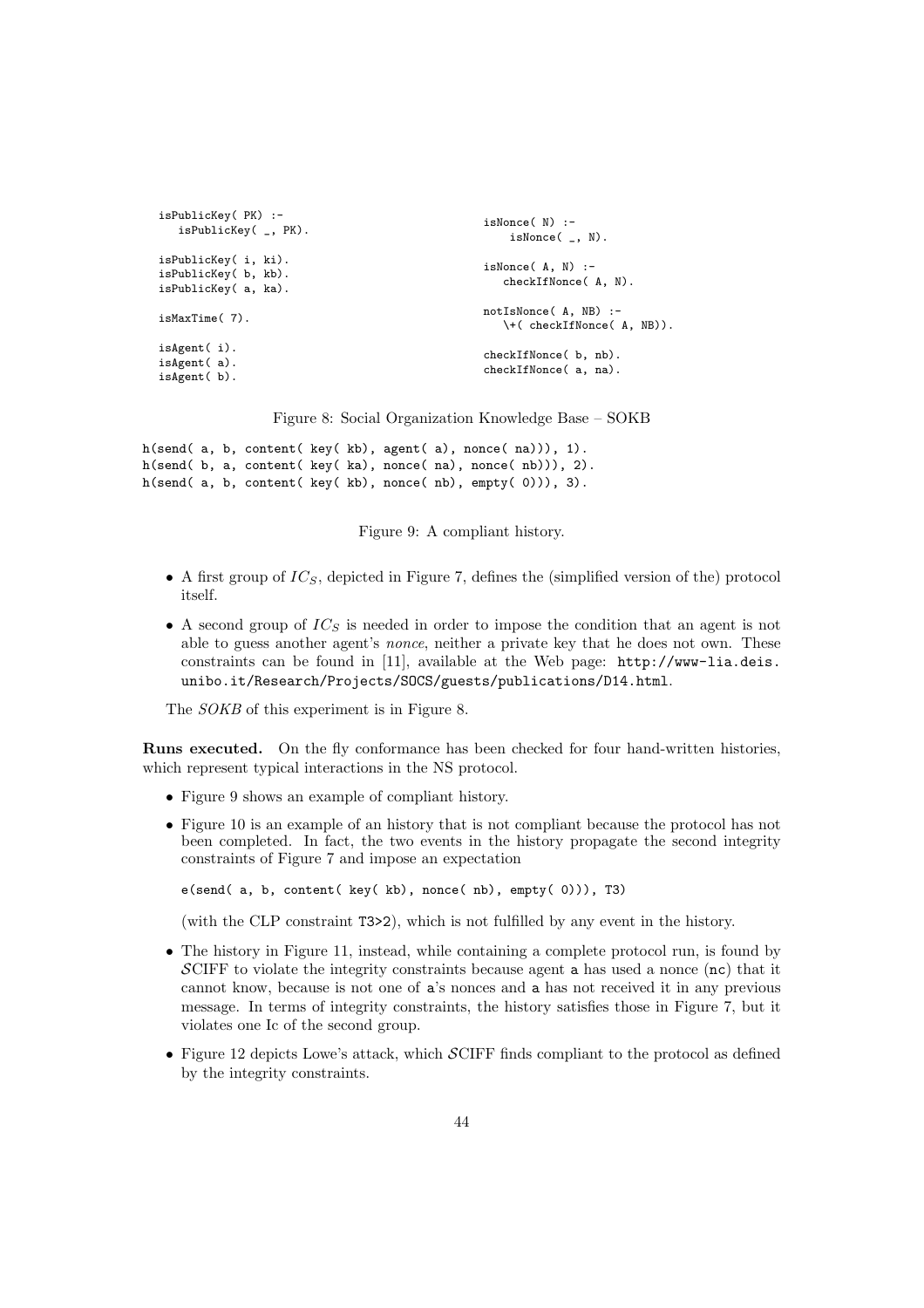```
isPublicKey( PK) :-
   isPublicKey( _, PK).

isPublicKey( i, ki).
isPublicKey( b, kb).
isPublicKey( a, ka).

isMaxTime( 7).

isAgent( i).
isAgent( a).
isAgent( b).
```

```
isNonce( N) :-
    isNonce( _, N).

isNonce( A, N) :-
   checkIfNonce( A, N).

notIsNonce( A, NB) :-
   \+( checkIfNonce( A, NB)).

checkIfNonce( b, nb).
checkIfNonce( a, na).
```

Figure 8: Social Organization Knowledge Base – SOKB

```
h(send( a, b, content( key( kb), agent( a), nonce( na))), 1).
h(send( b, a, content( key( ka), nonce( na), nonce( nb))), 2).
h(send( a, b, content( key( kb), nonce( nb), empty( 0))), 3).
```

Figure 9: A compliant history.

- A first group of $IC_S$, depicted in Figure 7, defines the (simplified version of the) protocol itself.
- A second group of $IC_S$ is needed in order to impose the condition that an agent is not able to guess another agent's *nonce*, neither a private key that he does not own. These constraints can be found in [11], available at the Web page: `http://www-lia.deis.unibo.it/Research/Projects/SOCS/guests/publications/D14.html`.

The *SOKB* of this experiment is in Figure 8.

**Runs executed.** On the fly conformance has been checked for four hand-written histories, which represent typical interactions in the NS protocol.

- Figure 9 shows an example of compliant history.
- Figure 10 is an example of an history that is not compliant because the protocol has not been completed. In fact, the two events in the history propagate the second integrity constraints of Figure 7 and impose an expectation

  ```
  e(send( a, b, content( key( kb), nonce( nb), empty( 0))), T3)
  ```

  (with the CLP constraint `T3>2`), which is not fulfilled by any event in the history.
- The history in Figure 11, instead, while containing a complete protocol run, is found by $\mathcal{S}$CIFF to violate the integrity constraints because agent `a` has used a nonce (`nc`) that it cannot know, because is not one of `a`'s nonces and `a` has not received it in any previous message. In terms of integrity constraints, the history satisfies those in Figure 7, but it violates one Ic of the second group.
- Figure 12 depicts Lowe's attack, which $\mathcal{S}$CIFF finds compliant to the protocol as defined by the integrity constraints.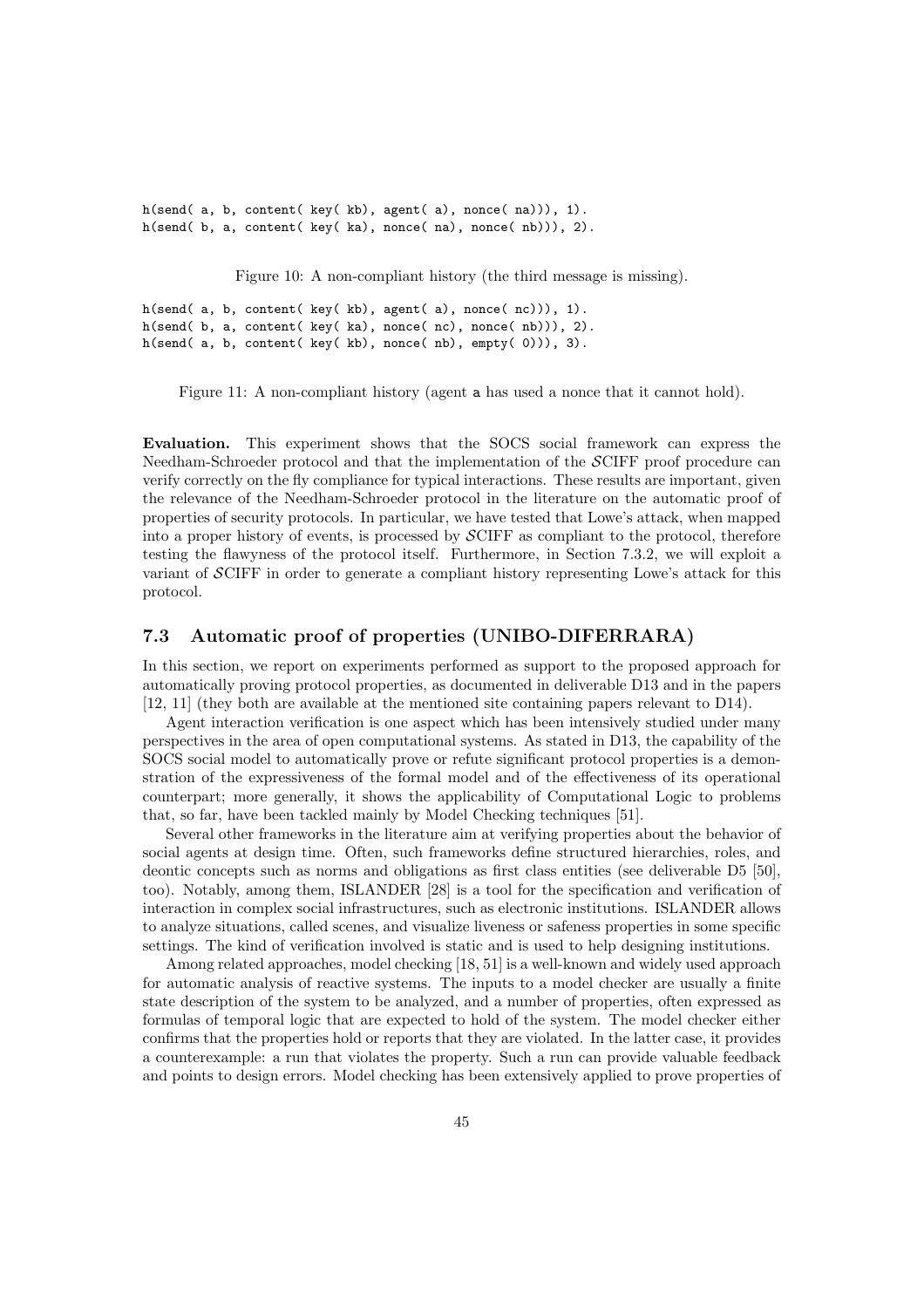```
h(send( a, b, content( key( kb), agent( a), nonce( na))), 1).
h(send( b, a, content( key( ka), nonce( na), nonce( nb))), 2).
```

Figure 10: A non-compliant history (the third message is missing).

```
h(send( a, b, content( key( kb), agent( a), nonce( nc))), 1).
h(send( b, a, content( key( ka), nonce( nc), nonce( nb))), 2).
h(send( a, b, content( key( kb), nonce( nb), empty( 0))), 3).
```

Figure 11: A non-compliant history (agent a has used a nonce that it cannot hold).

**Evaluation.** This experiment shows that the SOCS social framework can express the Needham-Schroeder protocol and that the implementation of the $\mathcal{S}$CIFF proof procedure can verify correctly on the fly compliance for typical interactions. These results are important, given the relevance of the Needham-Schroeder protocol in the literature on the automatic proof of properties of security protocols. In particular, we have tested that Lowe's attack, when mapped into a proper history of events, is processed by $\mathcal{S}$CIFF as compliant to the protocol, therefore testing the flawyness of the protocol itself. Furthermore, in Section 7.3.2, we will exploit a variant of $\mathcal{S}$CIFF in order to generate a compliant history representing Lowe's attack for this protocol.

### 7.3 Automatic proof of properties (UNIBO-DIFERRARA)

In this section, we report on experiments performed as support to the proposed approach for automatically proving protocol properties, as documented in deliverable D13 and in the papers [12, 11] (they both are available at the mentioned site containing papers relevant to D14).

Agent interaction verification is one aspect which has been intensively studied under many perspectives in the area of open computational systems. As stated in D13, the capability of the SOCS social model to automatically prove or refute significant protocol properties is a demonstration of the expressiveness of the formal model and of the effectiveness of its operational counterpart; more generally, it shows the applicability of Computational Logic to problems that, so far, have been tackled mainly by Model Checking techniques [51].

Several other frameworks in the literature aim at verifying properties about the behavior of social agents at design time. Often, such frameworks define structured hierarchies, roles, and deontic concepts such as norms and obligations as first class entities (see deliverable D5 [50], too). Notably, among them, ISLANDER [28] is a tool for the specification and verification of interaction in complex social infrastructures, such as electronic institutions. ISLANDER allows to analyze situations, called scenes, and visualize liveness or safeness properties in some specific settings. The kind of verification involved is static and is used to help designing institutions.

Among related approaches, model checking [18, 51] is a well-known and widely used approach for automatic analysis of reactive systems. The inputs to a model checker are usually a finite state description of the system to be analyzed, and a number of properties, often expressed as formulas of temporal logic that are expected to hold of the system. The model checker either confirms that the properties hold or reports that they are violated. In the latter case, it provides a counterexample: a run that violates the property. Such a run can provide valuable feedback and points to design errors. Model checking has been extensively applied to prove properties of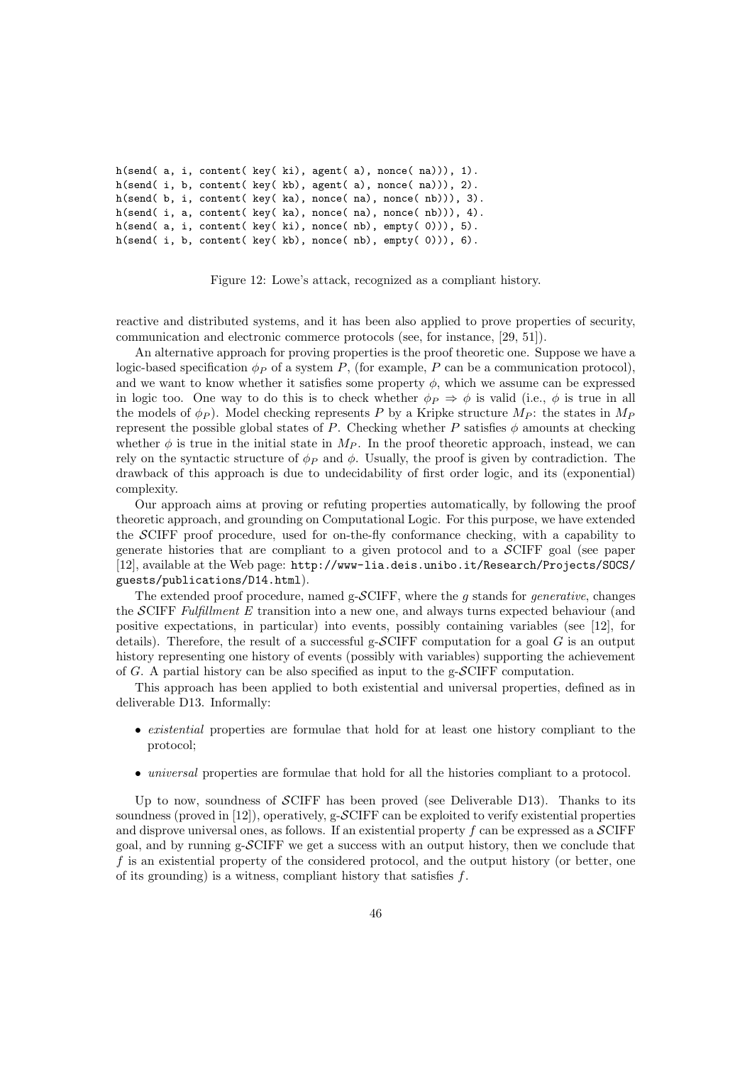```
h(send( a, i, content( key( ki), agent( a), nonce( na))), 1).
h(send( i, b, content( key( kb), agent( a), nonce( na))), 2).
h(send( b, i, content( key( ka), nonce( na), nonce( nb))), 3).
h(send( i, a, content( key( ka), nonce( na), nonce( nb))), 4).
h(send( a, i, content( key( ki), nonce( nb), empty( 0))), 5).
h(send( i, b, content( key( kb), nonce( nb), empty( 0))), 6).
```

Figure 12: Lowe's attack, recognized as a compliant history.

reactive and distributed systems, and it has been also applied to prove properties of security, communication and electronic commerce protocols (see, for instance, [29, 51]).

An alternative approach for proving properties is the proof theoretic one. Suppose we have a logic-based specification $\phi_P$ of a system $P$, (for example, $P$ can be a communication protocol), and we want to know whether it satisfies some property $\phi$, which we assume can be expressed in logic too. One way to do this is to check whether $\phi_P \Rightarrow \phi$ is valid (i.e., $\phi$ is true in all the models of $\phi_P$). Model checking represents $P$ by a Kripke structure $M_P$: the states in $M_P$ represent the possible global states of $P$. Checking whether $P$ satisfies $\phi$ amounts at checking whether $\phi$ is true in the initial state in $M_P$. In the proof theoretic approach, instead, we can rely on the syntactic structure of $\phi_P$ and $\phi$. Usually, the proof is given by contradiction. The drawback of this approach is due to undecidability of first order logic, and its (exponential) complexity.

Our approach aims at proving or refuting properties automatically, by following the proof theoretic approach, and grounding on Computational Logic. For this purpose, we have extended the $\mathcal{S}$CIFF proof procedure, used for on-the-fly conformance checking, with a capability to generate histories that are compliant to a given protocol and to a $\mathcal{S}$CIFF goal (see paper [12], available at the Web page: `http://www-lia.deis.unibo.it/Research/Projects/SOCS/guests/publications/D14.html`).

The extended proof procedure, named g-$\mathcal{S}$CIFF, where the *g* stands for *generative*, changes the $\mathcal{S}$CIFF *Fulfillment E* transition into a new one, and always turns expected behaviour (and positive expectations, in particular) into events, possibly containing variables (see [12], for details). Therefore, the result of a successful g-$\mathcal{S}$CIFF computation for a goal $G$ is an output history representing one history of events (possibly with variables) supporting the achievement of $G$. A partial history can be also specified as input to the g-$\mathcal{S}$CIFF computation.

This approach has been applied to both existential and universal properties, defined as in deliverable D13. Informally:

- *existential* properties are formulae that hold for at least one history compliant to the protocol;
- *universal* properties are formulae that hold for all the histories compliant to a protocol.

Up to now, soundness of $\mathcal{S}$CIFF has been proved (see Deliverable D13). Thanks to its soundness (proved in [12]), operatively, g-$\mathcal{S}$CIFF can be exploited to verify existential properties and disprove universal ones, as follows. If an existential property $f$ can be expressed as a $\mathcal{S}$CIFF goal, and by running g-$\mathcal{S}$CIFF we get a success with an output history, then we conclude that $f$ is an existential property of the considered protocol, and the output history (or better, one of its grounding) is a witness, compliant history that satisfies $f$.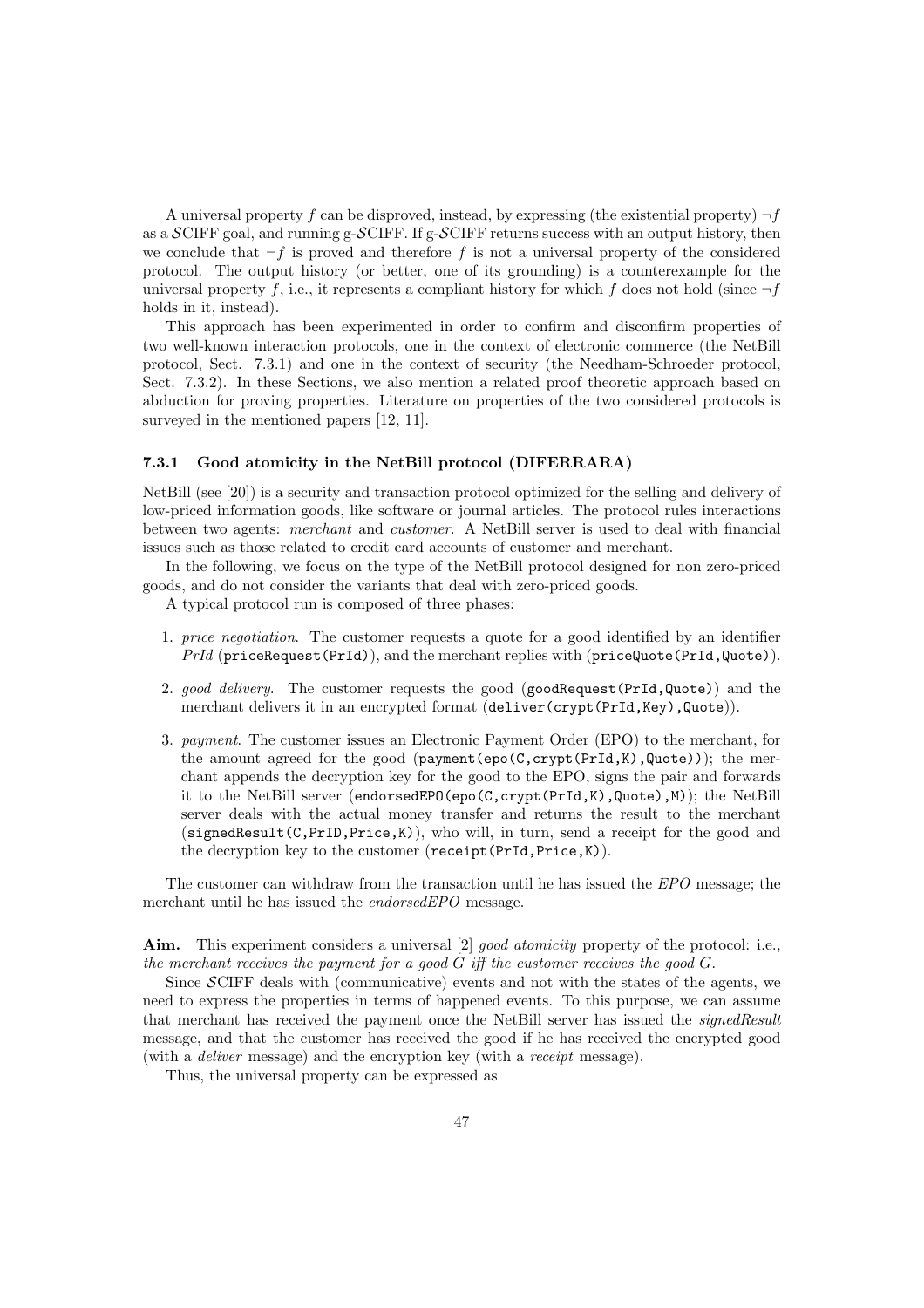A universal property $f$ can be disproved, instead, by expressing (the existential property) $\neg f$ as a $\mathcal{S}$CIFF goal, and running g-$\mathcal{S}$CIFF. If g-$\mathcal{S}$CIFF returns success with an output history, then we conclude that $\neg f$ is proved and therefore $f$ is not a universal property of the considered protocol. The output history (or better, one of its grounding) is a counterexample for the universal property $f$, i.e., it represents a compliant history for which $f$ does not hold (since $\neg f$ holds in it, instead).

This approach has been experimented in order to confirm and disconfirm properties of two well-known interaction protocols, one in the context of electronic commerce (the NetBill protocol, Sect. 7.3.1) and one in the context of security (the Needham-Schroeder protocol, Sect. 7.3.2). In these Sections, we also mention a related proof theoretic approach based on abduction for proving properties. Literature on properties of the two considered protocols is surveyed in the mentioned papers [12, 11].

### 7.3.1 Good atomicity in the NetBill protocol (DIFERRARA)

NetBill (see [20]) is a security and transaction protocol optimized for the selling and delivery of low-priced information goods, like software or journal articles. The protocol rules interactions between two agents: *merchant* and *customer*. A NetBill server is used to deal with financial issues such as those related to credit card accounts of customer and merchant.

In the following, we focus on the type of the NetBill protocol designed for non zero-priced goods, and do not consider the variants that deal with zero-priced goods.

A typical protocol run is composed of three phases:

1. *price negotiation*. The customer requests a quote for a good identified by an identifier *PrId* (`priceRequest(PrId)`), and the merchant replies with (`priceQuote(PrId,Quote)`).
2. *good delivery*. The customer requests the good (`goodRequest(PrId,Quote)`) and the merchant delivers it in an encrypted format (`deliver(crypt(PrId,Key),Quote)`).
3. *payment*. The customer issues an Electronic Payment Order (EPO) to the merchant, for the amount agreed for the good (`payment(epo(C,crypt(PrId,K),Quote))`); the merchant appends the decryption key for the good to the EPO, signs the pair and forwards it to the NetBill server (`endorsedEPO(epo(C,crypt(PrId,K),Quote),M)`); the NetBill server deals with the actual money transfer and returns the result to the merchant (`signedResult(C,PrID,Price,K)`), who will, in turn, send a receipt for the good and the decryption key to the customer (`receipt(PrId,Price,K)`).

The customer can withdraw from the transaction until he has issued the *EPO* message; the merchant until he has issued the *endorsedEPO* message.

**Aim.** This experiment considers a universal [2] *good atomicity* property of the protocol: i.e., *the merchant receives the payment for a good G iff the customer receives the good G*.

Since $\mathcal{S}$CIFF deals with (communicative) events and not with the states of the agents, we need to express the properties in terms of happened events. To this purpose, we can assume that merchant has received the payment once the NetBill server has issued the *signedResult* message, and that the customer has received the good if he has received the encrypted good (with a *deliver* message) and the encryption key (with a *receipt* message).

Thus, the universal property can be expressed as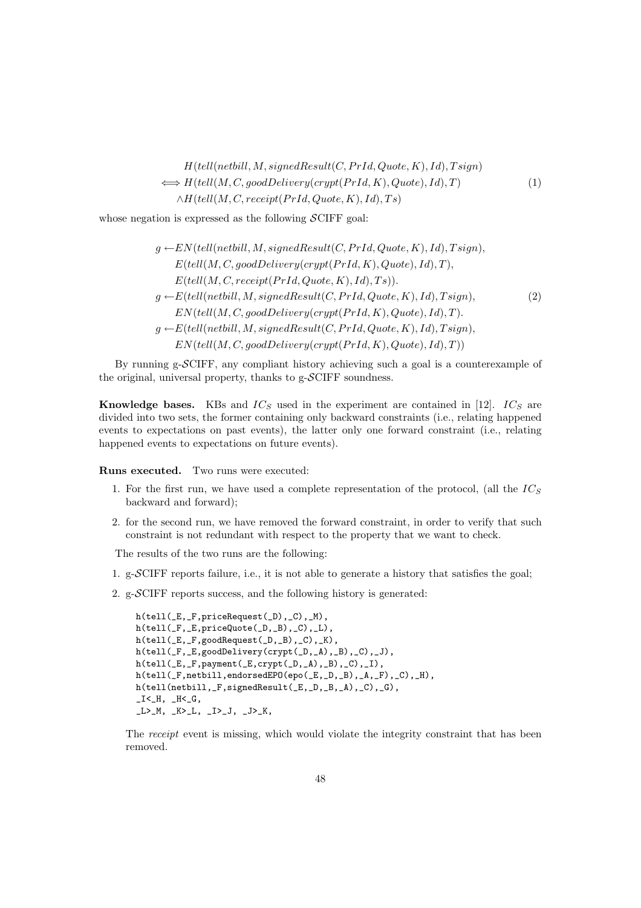$$
\begin{aligned}
& H(tell(netbill, M, signedResult(C, PrId, Quote, K), Id), Tsign) \\
\Longleftrightarrow\ & H(tell(M, C, goodDelivery(crypt(PrId, K), Quote), Id), T) \\
& \wedge H(tell(M, C, receipt(PrId, Quote, K), Id), Ts)
\end{aligned} \tag{1}
$$

whose negation is expressed as the following $\mathcal{S}$CIFF goal:

$$
\begin{aligned}
g \leftarrow & EN(tell(netbill, M, signedResult(C, PrId, Quote, K), Id), Tsign), \\
& E(tell(M, C, goodDelivery(crypt(PrId, K), Quote), Id), T), \\
& E(tell(M, C, receipt(PrId, Quote, K), Id), Ts)). \\
g \leftarrow & E(tell(netbill, M, signedResult(C, PrId, Quote, K), Id), Tsign), \\
& EN(tell(M, C, goodDelivery(crypt(PrId, K), Quote), Id), T). \\
g \leftarrow & E(tell(netbill, M, signedResult(C, PrId, Quote, K), Id), Tsign), \\
& EN(tell(M, C, goodDelivery(crypt(PrId, K), Quote), Id), T))
\end{aligned} \tag{2}
$$

By running g-$\mathcal{S}$CIFF, any compliant history achieving such a goal is a counterexample of the original, universal property, thanks to g-$\mathcal{S}$CIFF soundness.

**Knowledge bases.** KBs and $IC_S$ used in the experiment are contained in [12]. $IC_S$ are divided into two sets, the former containing only backward constraints (i.e., relating happened events to expectations on past events), the latter only one forward constraint (i.e., relating happened events to expectations on future events).

**Runs executed.** Two runs were executed:

1. For the first run, we have used a complete representation of the protocol, (all the $IC_S$ backward and forward);
2. for the second run, we have removed the forward constraint, in order to verify that such constraint is not redundant with respect to the property that we want to check.

The results of the two runs are the following:

1. g-$\mathcal{S}$CIFF reports failure, i.e., it is not able to generate a history that satisfies the goal;
2. g-$\mathcal{S}$CIFF reports success, and the following history is generated:

```
h(tell(_E,_F,priceRequest(_D),_C),_M),
h(tell(_F,_E,priceQuote(_D,_B),_C),_L),
h(tell(_E,_F,goodRequest(_D,_B),_C),_K),
h(tell(_F,_E,goodDelivery(crypt(_D,_A),_B),_C),_J),
h(tell(_E,_F,payment(_E,crypt(_D,_A),_B),_C),_I),
h(tell(_F,netbill,endorsedEPO(epo(_E,_D,_B),_A,_F),_C),_H),
h(tell(netbill,_F,signedResult(_E,_D,_B,_A),_C),_G),
_I<_H, _H<_G,
_L>_M, _K>_L, _I>_J, _J>_K,
```

The *receipt* event is missing, which would violate the integrity constraint that has been removed.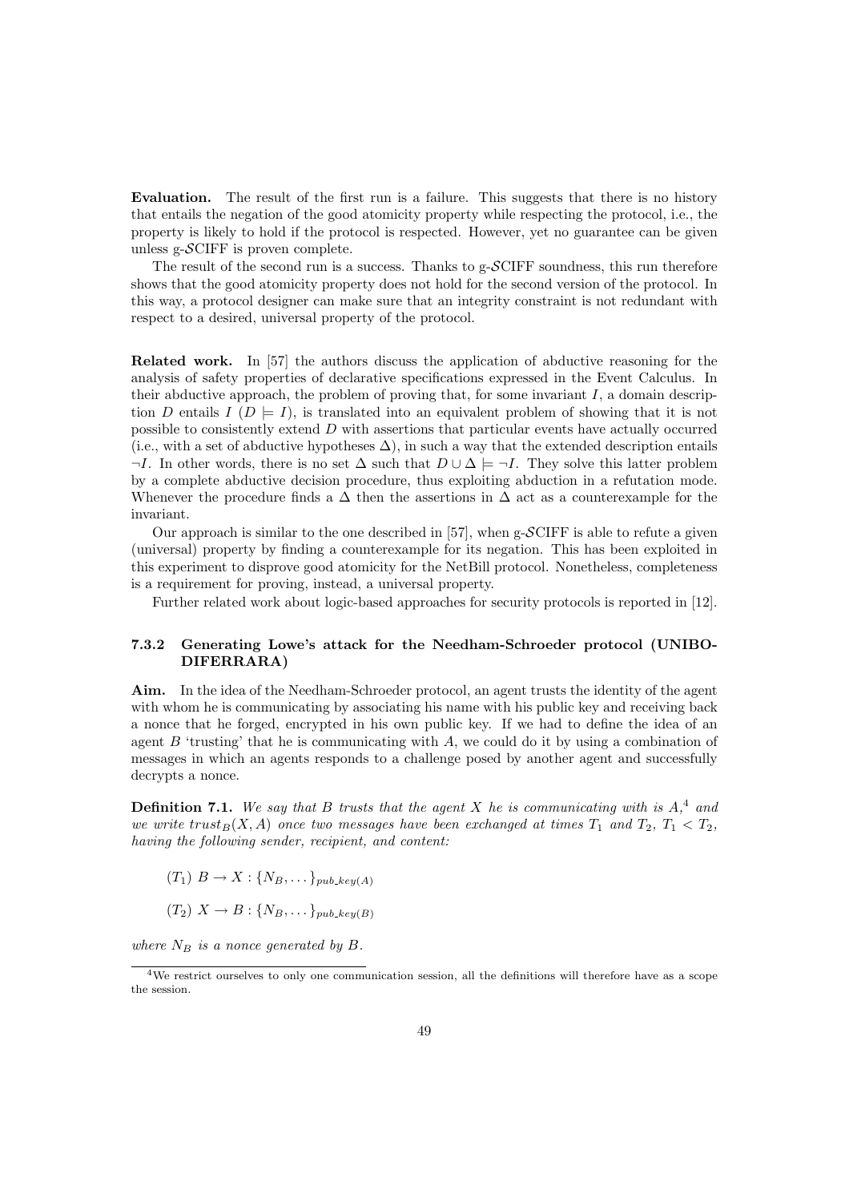**Evaluation.** The result of the first run is a failure. This suggests that there is no history that entails the negation of the good atomicity property while respecting the protocol, i.e., the property is likely to hold if the protocol is respected. However, yet no guarantee can be given unless g-$\mathcal{S}$CIFF is proven complete.

The result of the second run is a success. Thanks to g-$\mathcal{S}$CIFF soundness, this run therefore shows that the good atomicity property does not hold for the second version of the protocol. In this way, a protocol designer can make sure that an integrity constraint is not redundant with respect to a desired, universal property of the protocol.

**Related work.** In [57] the authors discuss the application of abductive reasoning for the analysis of safety properties of declarative specifications expressed in the Event Calculus. In their abductive approach, the problem of proving that, for some invariant $I$, a domain description $D$ entails $I$ ($D \models I$), is translated into an equivalent problem of showing that it is not possible to consistently extend $D$ with assertions that particular events have actually occurred (i.e., with a set of abductive hypotheses $\Delta$), in such a way that the extended description entails $\neg I$. In other words, there is no set $\Delta$ such that $D \cup \Delta \models \neg I$. They solve this latter problem by a complete abductive decision procedure, thus exploiting abduction in a refutation mode. Whenever the procedure finds a $\Delta$ then the assertions in $\Delta$ act as a counterexample for the invariant.

Our approach is similar to the one described in [57], when g-$\mathcal{S}$CIFF is able to refute a given (universal) property by finding a counterexample for its negation. This has been exploited in this experiment to disprove good atomicity for the NetBill protocol. Nonetheless, completeness is a requirement for proving, instead, a universal property.

Further related work about logic-based approaches for security protocols is reported in [12].

### 7.3.2 Generating Lowe's attack for the Needham-Schroeder protocol (UNIBO-DIFERRARA)

**Aim.** In the idea of the Needham-Schroeder protocol, an agent trusts the identity of the agent with whom he is communicating by associating his name with his public key and receiving back a nonce that he forged, encrypted in his own public key. If we had to define the idea of an agent $B$ 'trusting' that he is communicating with $A$, we could do it by using a combination of messages in which an agents responds to a challenge posed by another agent and successfully decrypts a nonce.

**Definition 7.1.** *We say that $B$ trusts that the agent $X$ he is communicating with is $A$,*[4] *and we write $trust_B(X, A)$ once two messages have been exchanged at times $T_1$ and $T_2$, $T_1 < T_2$, having the following sender, recipient, and content:*

($T_1$) $B \rightarrow X : \{N_B, \dots\}_{pub\_key(A)}$

($T_2$) $X \rightarrow B : \{N_B, \dots\}_{pub\_key(B)}$

*where $N_B$ is a nonce generated by $B$.*

[4] We restrict ourselves to only one communication session, all the definitions will therefore have as a scope the session.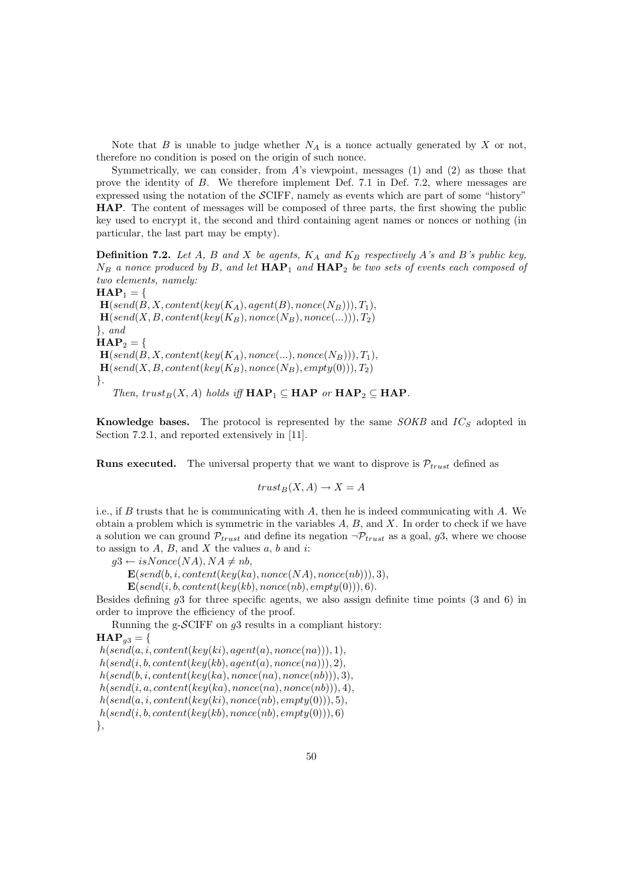Note that $B$ is unable to judge whether $N_A$ is a nonce actually generated by $X$ or not, therefore no condition is posed on the origin of such nonce.

Symmetrically, we can consider, from $A$'s viewpoint, messages (1) and (2) as those that prove the identity of $B$. We therefore implement Def. 7.1 in Def. 7.2, where messages are expressed using the notation of the $\mathcal{S}$CIFF, namely as events which are part of some "history" **HAP**. The content of messages will be composed of three parts, the first showing the public key used to encrypt it, the second and third containing agent names or nonces or nothing (in particular, the last part may be empty).

**Definition 7.2.** *Let $A$, $B$ and $X$ be agents, $K_A$ and $K_B$ respectively $A$'s and $B$'s public key, $N_B$ a nonce produced by $B$, and let $\mathbf{HAP}_1$ and $\mathbf{HAP}_2$ be two sets of events each composed of two elements, namely:*

$\mathbf{HAP}_1 = \{$
 $\mathbf{H}(send(B, X, content(key(K_A), agent(B), nonce(N_B))), T_1),$
 $\mathbf{H}(send(X, B, content(key(K_B), nonce(N_B), nonce(...))), T_2)$
$\}$, *and*
$\mathbf{HAP}_2 = \{$
 $\mathbf{H}(send(B, X, content(key(K_A), nonce(...), nonce(N_B))), T_1),$
 $\mathbf{H}(send(X, B, content(key(K_B), nonce(N_B), empty(0))), T_2)$
$\}$.

*Then, $trust_B(X, A)$ holds iff $\mathbf{HAP}_1 \subseteq \mathbf{HAP}$ or $\mathbf{HAP}_2 \subseteq \mathbf{HAP}$.*

**Knowledge bases.** The protocol is represented by the same *SOKB* and $IC_S$ adopted in Section 7.2.1, and reported extensively in [11].

**Runs executed.** The universal property that we want to disprove is $\mathcal{P}_{trust}$ defined as

$$trust_B(X, A) \rightarrow X = A$$

i.e., if $B$ trusts that he is communicating with $A$, then he is indeed communicating with $A$. We obtain a problem which is symmetric in the variables $A$, $B$, and $X$. In order to check if we have a solution we can ground $\mathcal{P}_{trust}$ and define its negation $\neg\mathcal{P}_{trust}$ as a goal, $g3$, where we choose to assign to $A$, $B$, and $X$ the values $a$, $b$ and $i$:

$g3 \leftarrow isNonce(NA), NA \neq nb,$
 $\mathbf{E}(send(b, i, content(key(ka), nonce(NA), nonce(nb))), 3),$
 $\mathbf{E}(send(i, b, content(key(kb), nonce(nb), empty(0))), 6).$

Besides defining $g3$ for three specific agents, we also assign definite time points (3 and 6) in order to improve the efficiency of the proof.

Running the g-$\mathcal{S}$CIFF on $g3$ results in a compliant history:

$\mathbf{HAP}_{g3} = \{$
 $h(send(a, i, content(key(ki), agent(a), nonce(na))), 1),$
 $h(send(i, b, content(key(kb), agent(a), nonce(na))), 2),$
 $h(send(b, i, content(key(ka), nonce(na), nonce(nb))), 3),$
 $h(send(i, a, content(key(ka), nonce(na), nonce(nb))), 4),$
 $h(send(a, i, content(key(ki), nonce(nb), empty(0))), 5),$
 $h(send(i, b, content(key(kb), nonce(nb), empty(0))), 6)$
$\}$,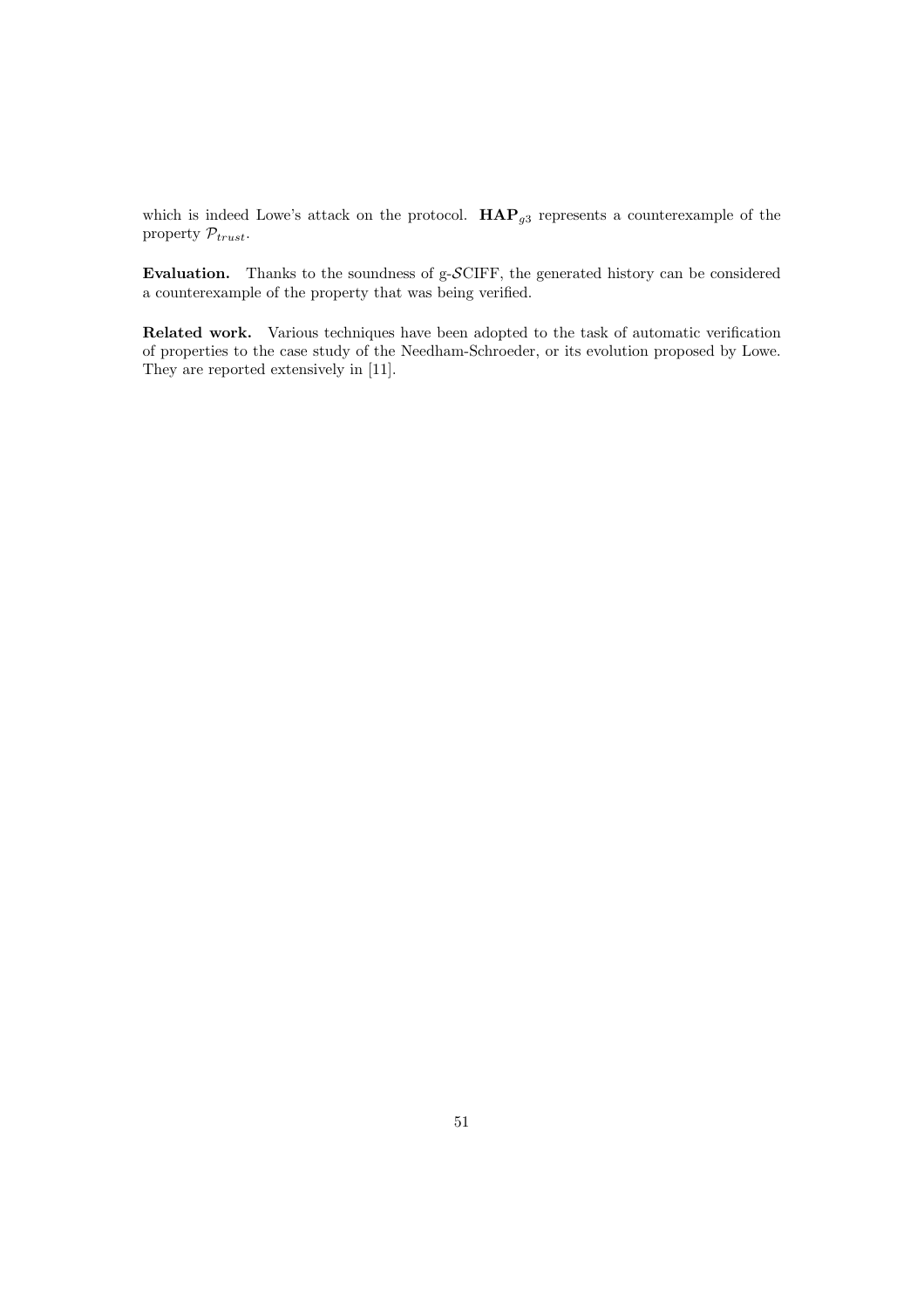which is indeed Lowe's attack on the protocol. $\mathbf{HAP}_{g3}$ represents a counterexample of the property $\mathcal{P}_{trust}$.

**Evaluation.** Thanks to the soundness of g-$\mathcal{S}$CIFF, the generated history can be considered a counterexample of the property that was being verified.

**Related work.** Various techniques have been adopted to the task of automatic verification of properties to the case study of the Needham-Schroeder, or its evolution proposed by Lowe. They are reported extensively in [11].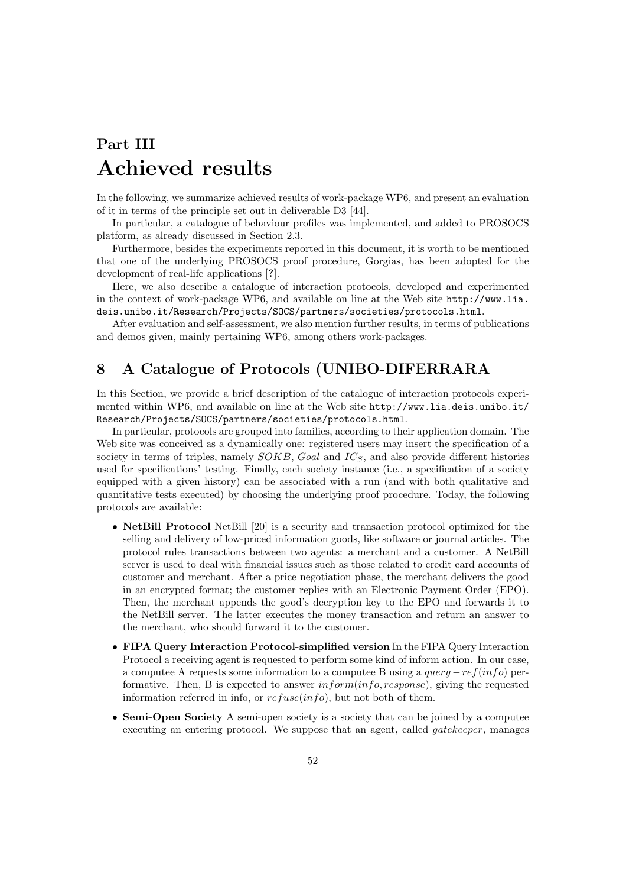# Part III
# Achieved results

In the following, we summarize achieved results of work-package WP6, and present an evaluation of it in terms of the principle set out in deliverable D3 [44].

In particular, a catalogue of behaviour profiles was implemented, and added to PROSOCS platform, as already discussed in Section 2.3.

Furthermore, besides the experiments reported in this document, it is worth to be mentioned that one of the underlying PROSOCS proof procedure, Gorgias, has been adopted for the development of real-life applications [?].

Here, we also describe a catalogue of interaction protocols, developed and experimented in the context of work-package WP6, and available on line at the Web site `http://www.lia.deis.unibo.it/Research/Projects/SOCS/partners/societies/protocols.html`.

After evaluation and self-assessment, we also mention further results, in terms of publications and demos given, mainly pertaining WP6, among others work-packages.

## 8 A Catalogue of Protocols (UNIBO-DIFERRARA

In this Section, we provide a brief description of the catalogue of interaction protocols experimented within WP6, and available on line at the Web site `http://www.lia.deis.unibo.it/Research/Projects/SOCS/partners/societies/protocols.html`.

In particular, protocols are grouped into families, according to their application domain. The Web site was conceived as a dynamically one: registered users may insert the specification of a society in terms of triples, namely $SOKB$, *Goal* and $IC_S$, and also provide different histories used for specifications' testing. Finally, each society instance (i.e., a specification of a society equipped with a given history) can be associated with a run (and with both qualitative and quantitative tests executed) by choosing the underlying proof procedure. Today, the following protocols are available:

- **NetBill Protocol** NetBill [20] is a security and transaction protocol optimized for the selling and delivery of low-priced information goods, like software or journal articles. The protocol rules transactions between two agents: a merchant and a customer. A NetBill server is used to deal with financial issues such as those related to credit card accounts of customer and merchant. After a price negotiation phase, the merchant delivers the good in an encrypted format; the customer replies with an Electronic Payment Order (EPO). Then, the merchant appends the good's decryption key to the EPO and forwards it to the NetBill server. The latter executes the money transaction and return an answer to the merchant, who should forward it to the customer.
- **FIPA Query Interaction Protocol-simplified version** In the FIPA Query Interaction Protocol a receiving agent is requested to perform some kind of inform action. In our case, a computee A requests some information to a computee B using a $query - ref(info)$ performative. Then, B is expected to answer $inform(info, response)$, giving the requested information referred in info, or $refuse(info)$, but not both of them.
- **Semi-Open Society** A semi-open society is a society that can be joined by a computee executing an entering protocol. We suppose that an agent, called *gatekeeper*, manages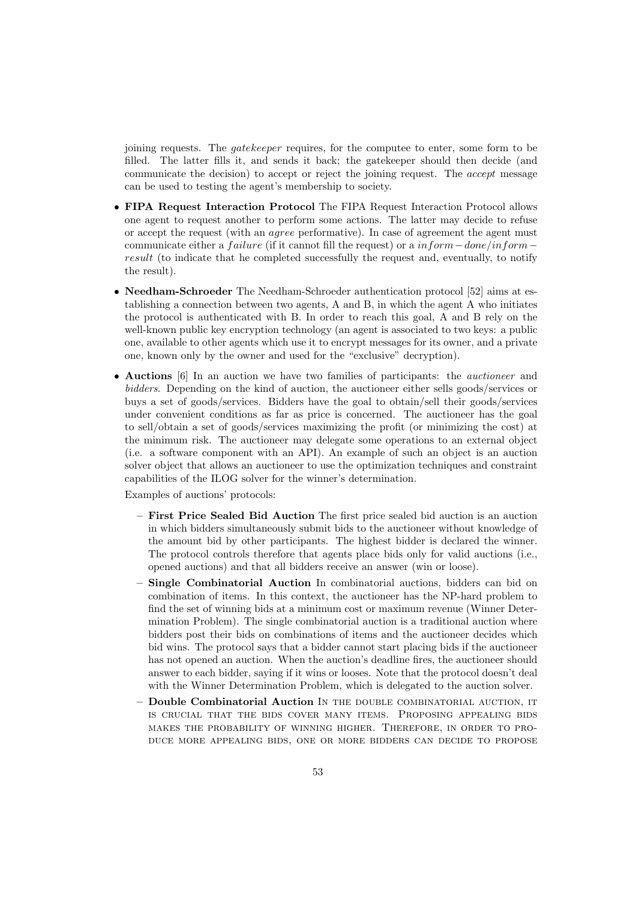joining requests. The *gatekeeper* requires, for the computee to enter, some form to be filled. The latter fills it, and sends it back; the gatekeeper should then decide (and communicate the decision) to accept or reject the joining request. The *accept* message can be used to testing the agent's membership to society.

- **FIPA Request Interaction Protocol** The FIPA Request Interaction Protocol allows one agent to request another to perform some actions. The latter may decide to refuse or accept the request (with an *agree* performative). In case of agreement the agent must communicate either a $failure$ (if it cannot fill the request) or a $inform-done/inform-result$ (to indicate that he completed successfully the request and, eventually, to notify the result).

- **Needham-Schroeder** The Needham-Schroeder authentication protocol [52] aims at establishing a connection between two agents, A and B, in which the agent A who initiates the protocol is authenticated with B. In order to reach this goal, A and B rely on the well-known public key encryption technology (an agent is associated to two keys: a public one, available to other agents which use it to encrypt messages for its owner, and a private one, known only by the owner and used for the "exclusive" decryption).

- **Auctions** [6] In an auction we have two families of participants: the *auctioneer* and *bidders*. Depending on the kind of auction, the auctioneer either sells goods/services or buys a set of goods/services. Bidders have the goal to obtain/sell their goods/services under convenient conditions as far as price is concerned. The auctioneer has the goal to sell/obtain a set of goods/services maximizing the profit (or minimizing the cost) at the minimum risk. The auctioneer may delegate some operations to an external object (i.e. a software component with an API). An example of such an object is an auction solver object that allows an auctioneer to use the optimization techniques and constraint capabilities of the ILOG solver for the winner's determination.

  Examples of auctions' protocols:

  - **First Price Sealed Bid Auction** The first price sealed bid auction is an auction in which bidders simultaneously submit bids to the auctioneer without knowledge of the amount bid by other participants. The highest bidder is declared the winner. The protocol controls therefore that agents place bids only for valid auctions (i.e., opened auctions) and that all bidders receive an answer (win or loose).
  - **Single Combinatorial Auction** In combinatorial auctions, bidders can bid on combination of items. In this context, the auctioneer has the NP-hard problem to find the set of winning bids at a minimum cost or maximum revenue (Winner Determination Problem). The single combinatorial auction is a traditional auction where bidders post their bids on combinations of items and the auctioneer decides which bid wins. The protocol says that a bidder cannot start placing bids if the auctioneer has not opened an auction. When the auction's deadline fires, the auctioneer should answer to each bidder, saying if it wins or looses. Note that the protocol doesn't deal with the Winner Determination Problem, which is delegated to the auction solver.
  - **Double Combinatorial Auction** In the double combinatorial auction, it is crucial that the bids cover many items. Proposing appealing bids makes the probability of winning higher. Therefore, in order to produce more appealing bids, one or more bidders can decide to propose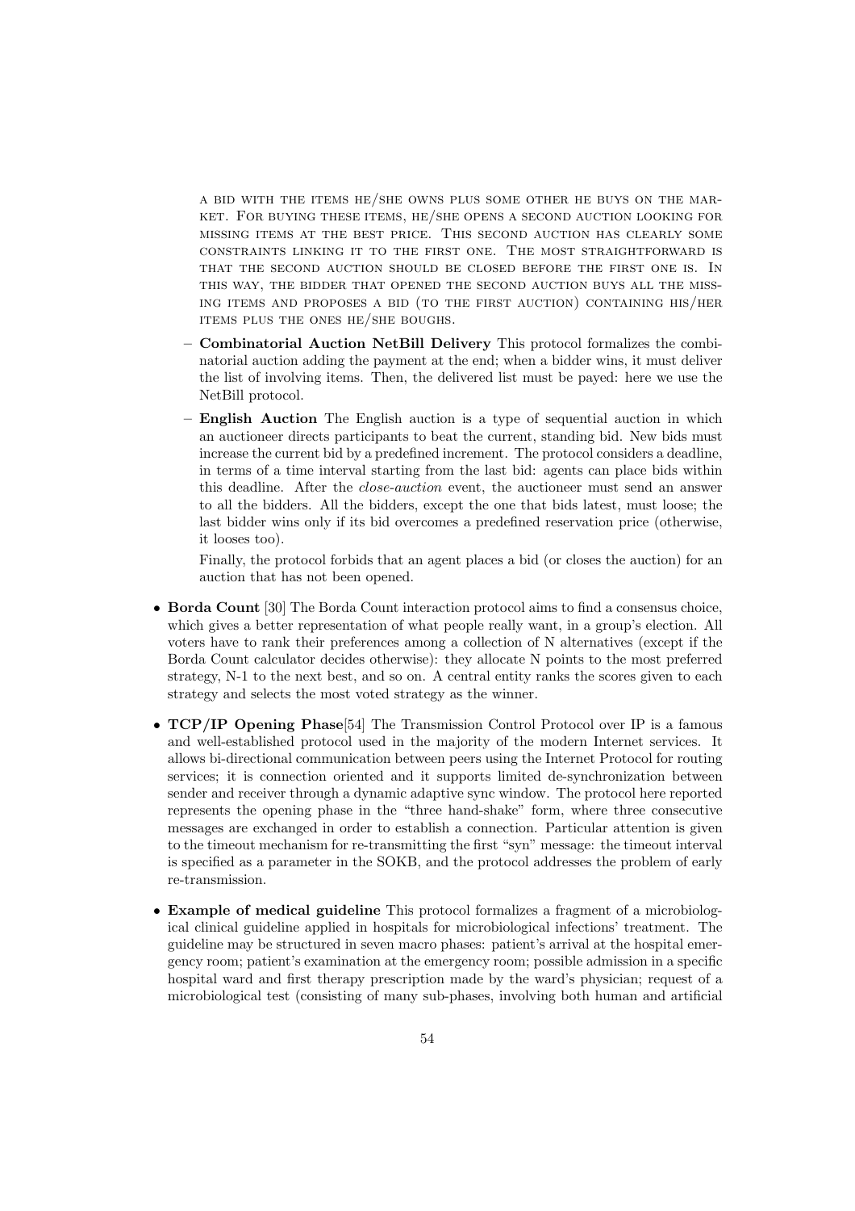a bid with the items he/she owns plus some other he buys on the market. For buying these items, he/she opens a second auction looking for missing items at the best price. This second auction has clearly some constraints linking it to the first one. The most straightforward is that the second auction should be closed before the first one is. In this way, the bidder that opened the second auction buys all the missing items and proposes a bid (to the first auction) containing his/her items plus the ones he/she boughs.

  - **Combinatorial Auction NetBill Delivery** This protocol formalizes the combinatorial auction adding the payment at the end; when a bidder wins, it must deliver the list of involving items. Then, the delivered list must be payed: here we use the NetBill protocol.
  - **English Auction** The English auction is a type of sequential auction in which an auctioneer directs participants to beat the current, standing bid. New bids must increase the current bid by a predefined increment. The protocol considers a deadline, in terms of a time interval starting from the last bid: agents can place bids within this deadline. After the *close-auction* event, the auctioneer must send an answer to all the bidders. All the bidders, except the one that bids latest, must loose; the last bidder wins only if its bid overcomes a predefined reservation price (otherwise, it looses too).

    Finally, the protocol forbids that an agent places a bid (or closes the auction) for an auction that has not been opened.

- **Borda Count** [30] The Borda Count interaction protocol aims to find a consensus choice, which gives a better representation of what people really want, in a group's election. All voters have to rank their preferences among a collection of N alternatives (except if the Borda Count calculator decides otherwise): they allocate N points to the most preferred strategy, N-1 to the next best, and so on. A central entity ranks the scores given to each strategy and selects the most voted strategy as the winner.
- **TCP/IP Opening Phase**[54] The Transmission Control Protocol over IP is a famous and well-established protocol used in the majority of the modern Internet services. It allows bi-directional communication between peers using the Internet Protocol for routing services; it is connection oriented and it supports limited de-synchronization between sender and receiver through a dynamic adaptive sync window. The protocol here reported represents the opening phase in the "three hand-shake" form, where three consecutive messages are exchanged in order to establish a connection. Particular attention is given to the timeout mechanism for re-transmitting the first "syn" message: the timeout interval is specified as a parameter in the SOKB, and the protocol addresses the problem of early re-transmission.
- **Example of medical guideline** This protocol formalizes a fragment of a microbiological clinical guideline applied in hospitals for microbiological infections' treatment. The guideline may be structured in seven macro phases: patient's arrival at the hospital emergency room; patient's examination at the emergency room; possible admission in a specific hospital ward and first therapy prescription made by the ward's physician; request of a microbiological test (consisting of many sub-phases, involving both human and artificial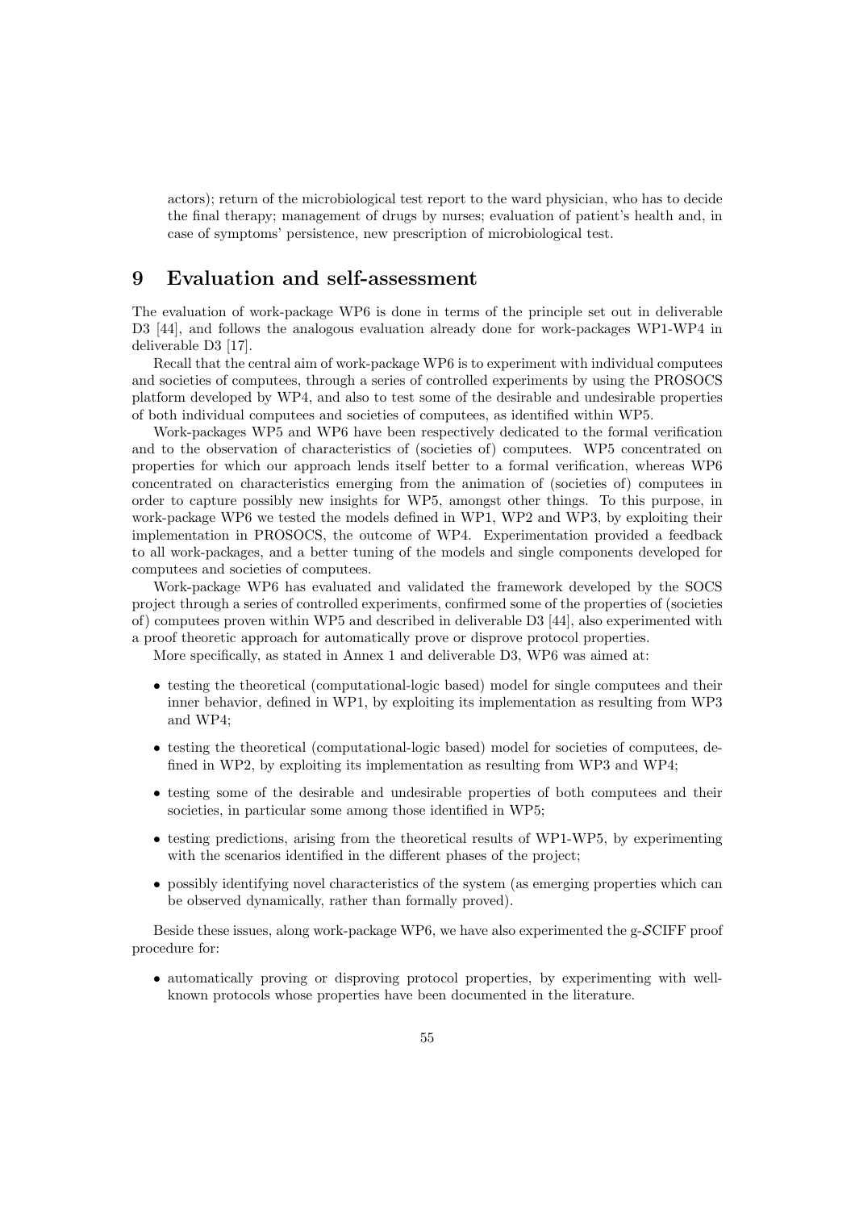actors); return of the microbiological test report to the ward physician, who has to decide the final therapy; management of drugs by nurses; evaluation of patient's health and, in case of symptoms' persistence, new prescription of microbiological test.

# 9 Evaluation and self-assessment

The evaluation of work-package WP6 is done in terms of the principle set out in deliverable D3 [44], and follows the analogous evaluation already done for work-packages WP1-WP4 in deliverable D3 [17].

Recall that the central aim of work-package WP6 is to experiment with individual computees and societies of computees, through a series of controlled experiments by using the PROSOCS platform developed by WP4, and also to test some of the desirable and undesirable properties of both individual computees and societies of computees, as identified within WP5.

Work-packages WP5 and WP6 have been respectively dedicated to the formal verification and to the observation of characteristics of (societies of) computees. WP5 concentrated on properties for which our approach lends itself better to a formal verification, whereas WP6 concentrated on characteristics emerging from the animation of (societies of) computees in order to capture possibly new insights for WP5, amongst other things. To this purpose, in work-package WP6 we tested the models defined in WP1, WP2 and WP3, by exploiting their implementation in PROSOCS, the outcome of WP4. Experimentation provided a feedback to all work-packages, and a better tuning of the models and single components developed for computees and societies of computees.

Work-package WP6 has evaluated and validated the framework developed by the SOCS project through a series of controlled experiments, confirmed some of the properties of (societies of) computees proven within WP5 and described in deliverable D3 [44], also experimented with a proof theoretic approach for automatically prove or disprove protocol properties.

More specifically, as stated in Annex 1 and deliverable D3, WP6 was aimed at:

- testing the theoretical (computational-logic based) model for single computees and their inner behavior, defined in WP1, by exploiting its implementation as resulting from WP3 and WP4;
- testing the theoretical (computational-logic based) model for societies of computees, defined in WP2, by exploiting its implementation as resulting from WP3 and WP4;
- testing some of the desirable and undesirable properties of both computees and their societies, in particular some among those identified in WP5;
- testing predictions, arising from the theoretical results of WP1-WP5, by experimenting with the scenarios identified in the different phases of the project;
- possibly identifying novel characteristics of the system (as emerging properties which can be observed dynamically, rather than formally proved).

Beside these issues, along work-package WP6, we have also experimented the g-$\mathcal{S}$CIFF proof procedure for:

- automatically proving or disproving protocol properties, by experimenting with well-known protocols whose properties have been documented in the literature.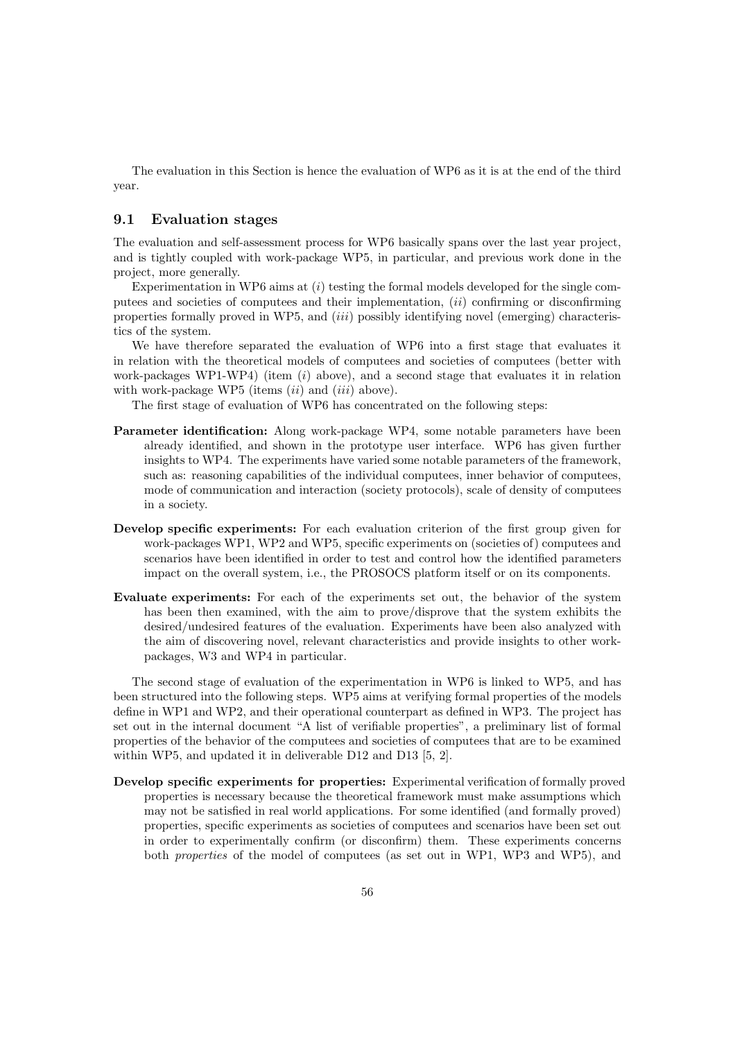The evaluation in this Section is hence the evaluation of WP6 as it is at the end of the third year.

## 9.1 Evaluation stages

The evaluation and self-assessment process for WP6 basically spans over the last year project, and is tightly coupled with work-package WP5, in particular, and previous work done in the project, more generally.

Experimentation in WP6 aims at (*i*) testing the formal models developed for the single computees and societies of computees and their implementation, (*ii*) confirming or disconfirming properties formally proved in WP5, and (*iii*) possibly identifying novel (emerging) characteristics of the system.

We have therefore separated the evaluation of WP6 into a first stage that evaluates it in relation with the theoretical models of computees and societies of computees (better with work-packages WP1-WP4) (item (*i*) above), and a second stage that evaluates it in relation with work-package WP5 (items (*ii*) and (*iii*) above).

The first stage of evaluation of WP6 has concentrated on the following steps:

**Parameter identification:** Along work-package WP4, some notable parameters have been already identified, and shown in the prototype user interface. WP6 has given further insights to WP4. The experiments have varied some notable parameters of the framework, such as: reasoning capabilities of the individual computees, inner behavior of computees, mode of communication and interaction (society protocols), scale of density of computees in a society.

**Develop specific experiments:** For each evaluation criterion of the first group given for work-packages WP1, WP2 and WP5, specific experiments on (societies of) computees and scenarios have been identified in order to test and control how the identified parameters impact on the overall system, i.e., the PROSOCS platform itself or on its components.

**Evaluate experiments:** For each of the experiments set out, the behavior of the system has been then examined, with the aim to prove/disprove that the system exhibits the desired/undesired features of the evaluation. Experiments have been also analyzed with the aim of discovering novel, relevant characteristics and provide insights to other work-packages, W3 and WP4 in particular.

The second stage of evaluation of the experimentation in WP6 is linked to WP5, and has been structured into the following steps. WP5 aims at verifying formal properties of the models define in WP1 and WP2, and their operational counterpart as defined in WP3. The project has set out in the internal document "A list of verifiable properties", a preliminary list of formal properties of the behavior of the computees and societies of computees that are to be examined within WP5, and updated it in deliverable D12 and D13 [5, 2].

**Develop specific experiments for properties:** Experimental verification of formally proved properties is necessary because the theoretical framework must make assumptions which may not be satisfied in real world applications. For some identified (and formally proved) properties, specific experiments as societies of computees and scenarios have been set out in order to experimentally confirm (or disconfirm) them. These experiments concerns both *properties* of the model of computees (as set out in WP1, WP3 and WP5), and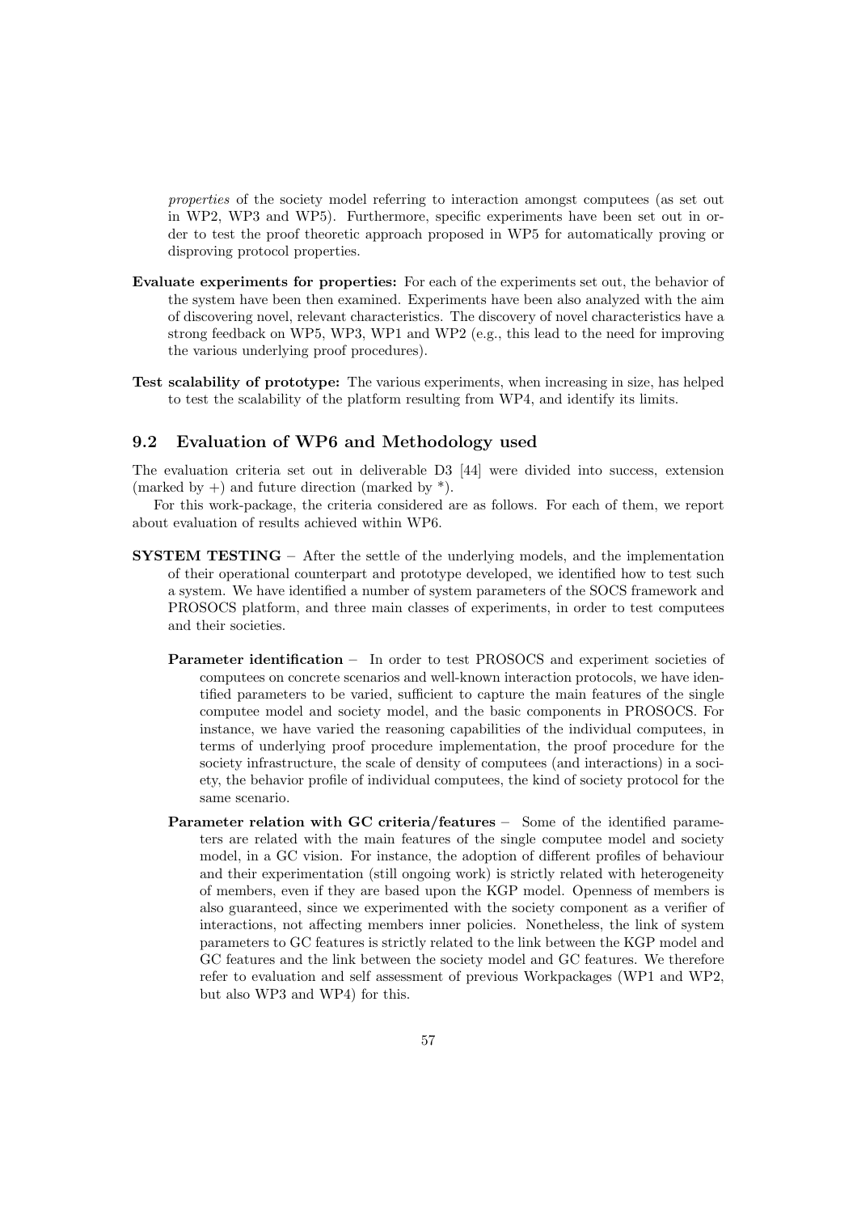*properties* of the society model referring to interaction amongst computees (as set out in WP2, WP3 and WP5). Furthermore, specific experiments have been set out in order to test the proof theoretic approach proposed in WP5 for automatically proving or disproving protocol properties.

**Evaluate experiments for properties:** For each of the experiments set out, the behavior of the system have been then examined. Experiments have been also analyzed with the aim of discovering novel, relevant characteristics. The discovery of novel characteristics have a strong feedback on WP5, WP3, WP1 and WP2 (e.g., this lead to the need for improving the various underlying proof procedures).

**Test scalability of prototype:** The various experiments, when increasing in size, has helped to test the scalability of the platform resulting from WP4, and identify its limits.

## 9.2 Evaluation of WP6 and Methodology used

The evaluation criteria set out in deliverable D3 [44] were divided into success, extension (marked by +) and future direction (marked by *).

For this work-package, the criteria considered are as follows. For each of them, we report about evaluation of results achieved within WP6.

**SYSTEM TESTING** – After the settle of the underlying models, and the implementation of their operational counterpart and prototype developed, we identified how to test such a system. We have identified a number of system parameters of the SOCS framework and PROSOCS platform, and three main classes of experiments, in order to test computees and their societies.

**Parameter identification** – In order to test PROSOCS and experiment societies of computees on concrete scenarios and well-known interaction protocols, we have identified parameters to be varied, sufficient to capture the main features of the single computee model and society model, and the basic components in PROSOCS. For instance, we have varied the reasoning capabilities of the individual computees, in terms of underlying proof procedure implementation, the proof procedure for the society infrastructure, the scale of density of computees (and interactions) in a society, the behavior profile of individual computees, the kind of society protocol for the same scenario.

**Parameter relation with GC criteria/features** – Some of the identified parameters are related with the main features of the single computee model and society model, in a GC vision. For instance, the adoption of different profiles of behaviour and their experimentation (still ongoing work) is strictly related with heterogeneity of members, even if they are based upon the KGP model. Openness of members is also guaranteed, since we experimented with the society component as a verifier of interactions, not affecting members inner policies. Nonetheless, the link of system parameters to GC features is strictly related to the link between the KGP model and GC features and the link between the society model and GC features. We therefore refer to evaluation and self assessment of previous Workpackages (WP1 and WP2, but also WP3 and WP4) for this.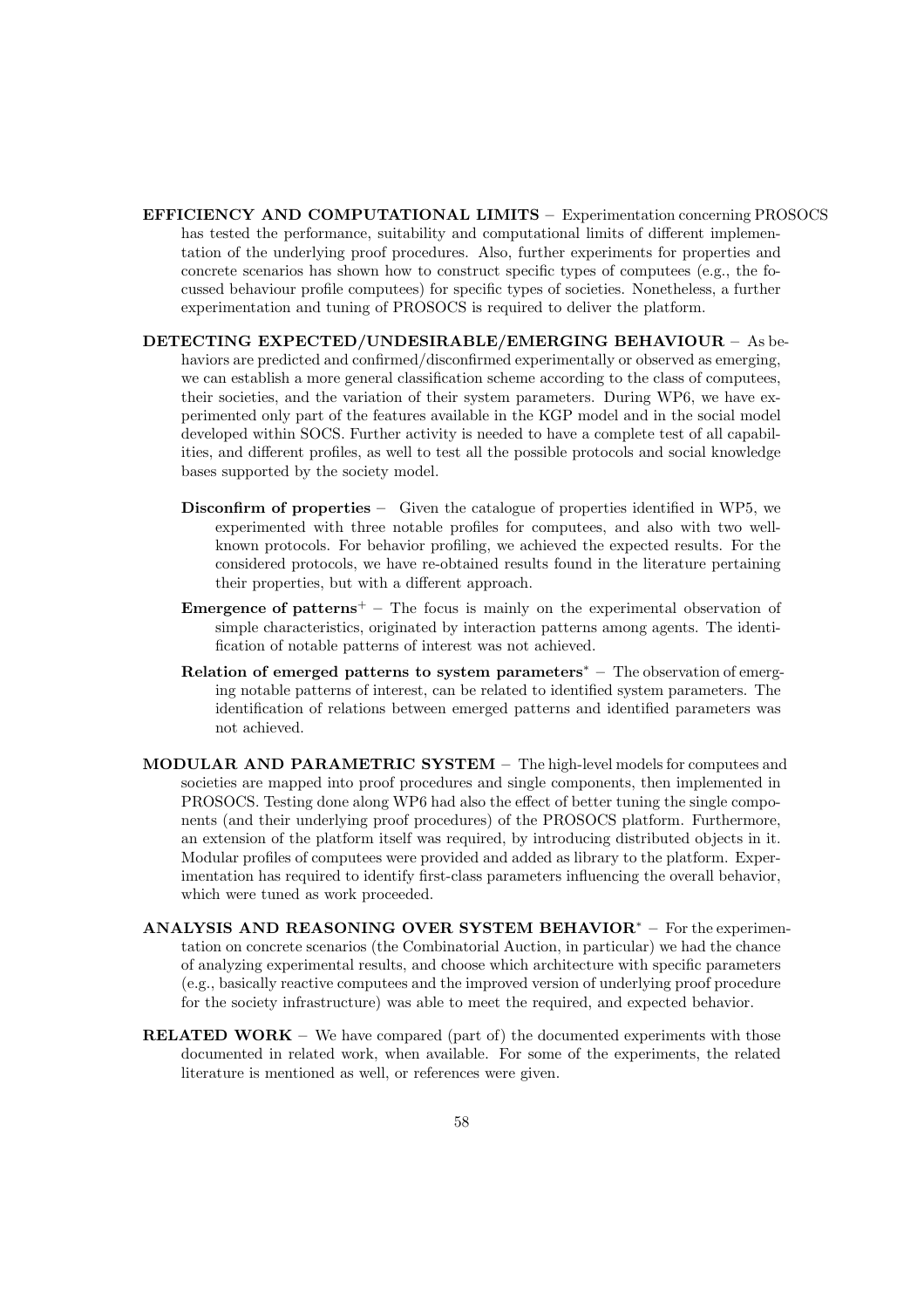**EFFICIENCY AND COMPUTATIONAL LIMITS** – Experimentation concerning PROSOCS has tested the performance, suitability and computational limits of different implementation of the underlying proof procedures. Also, further experiments for properties and concrete scenarios has shown how to construct specific types of computees (e.g., the focussed behaviour profile computees) for specific types of societies. Nonetheless, a further experimentation and tuning of PROSOCS is required to deliver the platform.

**DETECTING EXPECTED/UNDESIRABLE/EMERGING BEHAVIOUR** – As behaviors are predicted and confirmed/disconfirmed experimentally or observed as emerging, we can establish a more general classification scheme according to the class of computees, their societies, and the variation of their system parameters. During WP6, we have experimented only part of the features available in the KGP model and in the social model developed within SOCS. Further activity is needed to have a complete test of all capabilities, and different profiles, as well to test all the possible protocols and social knowledge bases supported by the society model.

**Disconfirm of properties** – Given the catalogue of properties identified in WP5, we experimented with three notable profiles for computees, and also with two well-known protocols. For behavior profiling, we achieved the expected results. For the considered protocols, we have re-obtained results found in the literature pertaining their properties, but with a different approach.

**Emergence of patterns**$^{+}$ – The focus is mainly on the experimental observation of simple characteristics, originated by interaction patterns among agents. The identification of notable patterns of interest was not achieved.

**Relation of emerged patterns to system parameters**$^{*}$ – The observation of emerging notable patterns of interest, can be related to identified system parameters. The identification of relations between emerged patterns and identified parameters was not achieved.

**MODULAR AND PARAMETRIC SYSTEM** – The high-level models for computees and societies are mapped into proof procedures and single components, then implemented in PROSOCS. Testing done along WP6 had also the effect of better tuning the single components (and their underlying proof procedures) of the PROSOCS platform. Furthermore, an extension of the platform itself was required, by introducing distributed objects in it. Modular profiles of computees were provided and added as library to the platform. Experimentation has required to identify first-class parameters influencing the overall behavior, which were tuned as work proceeded.

**ANALYSIS AND REASONING OVER SYSTEM BEHAVIOR**$^{*}$ – For the experimentation on concrete scenarios (the Combinatorial Auction, in particular) we had the chance of analyzing experimental results, and choose which architecture with specific parameters (e.g., basically reactive computees and the improved version of underlying proof procedure for the society infrastructure) was able to meet the required, and expected behavior.

**RELATED WORK** – We have compared (part of) the documented experiments with those documented in related work, when available. For some of the experiments, the related literature is mentioned as well, or references were given.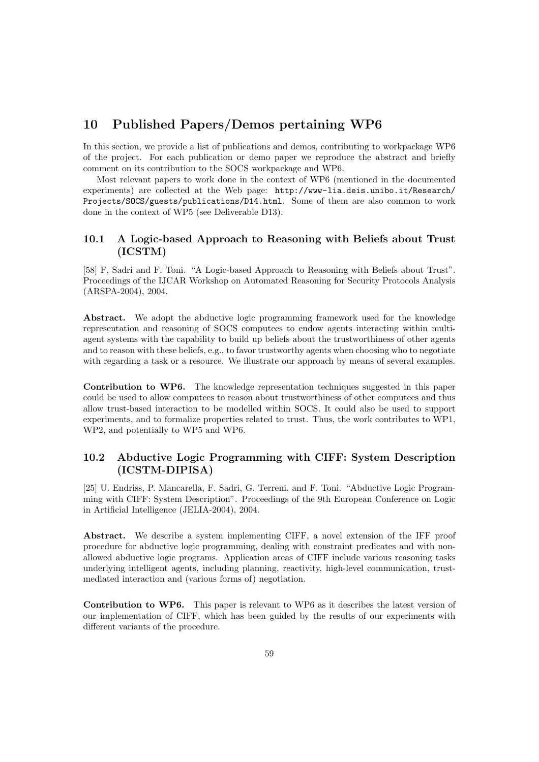# 10 Published Papers/Demos pertaining WP6

In this section, we provide a list of publications and demos, contributing to workpackage WP6 of the project. For each publication or demo paper we reproduce the abstract and briefly comment on its contribution to the SOCS workpackage and WP6.

Most relevant papers to work done in the context of WP6 (mentioned in the documented experiments) are collected at the Web page: `http://www-lia.deis.unibo.it/Research/Projects/SOCS/guests/publications/D14.html`. Some of them are also common to work done in the context of WP5 (see Deliverable D13).

## 10.1 A Logic-based Approach to Reasoning with Beliefs about Trust (ICSTM)

[58] F, Sadri and F. Toni. “A Logic-based Approach to Reasoning with Beliefs about Trust”. Proceedings of the IJCAR Workshop on Automated Reasoning for Security Protocols Analysis (ARSPA-2004), 2004.

**Abstract.** We adopt the abductive logic programming framework used for the knowledge representation and reasoning of SOCS computees to endow agents interacting within multi-agent systems with the capability to build up beliefs about the trustworthiness of other agents and to reason with these beliefs, e.g., to favor trustworthy agents when choosing who to negotiate with regarding a task or a resource. We illustrate our approach by means of several examples.

**Contribution to WP6.** The knowledge representation techniques suggested in this paper could be used to allow computees to reason about trustworthiness of other computees and thus allow trust-based interaction to be modelled within SOCS. It could also be used to support experiments, and to formalize properties related to trust. Thus, the work contributes to WP1, WP2, and potentially to WP5 and WP6.

## 10.2 Abductive Logic Programming with CIFF: System Description (ICSTM-DIPISA)

[25] U. Endriss, P. Mancarella, F. Sadri, G. Terreni, and F. Toni. “Abductive Logic Programming with CIFF: System Description”. Proceedings of the 9th European Conference on Logic in Artificial Intelligence (JELIA-2004), 2004.

**Abstract.** We describe a system implementing CIFF, a novel extension of the IFF proof procedure for abductive logic programming, dealing with constraint predicates and with non-allowed abductive logic programs. Application areas of CIFF include various reasoning tasks underlying intelligent agents, including planning, reactivity, high-level communication, trust-mediated interaction and (various forms of) negotiation.

**Contribution to WP6.** This paper is relevant to WP6 as it describes the latest version of our implementation of CIFF, which has been guided by the results of our experiments with different variants of the procedure.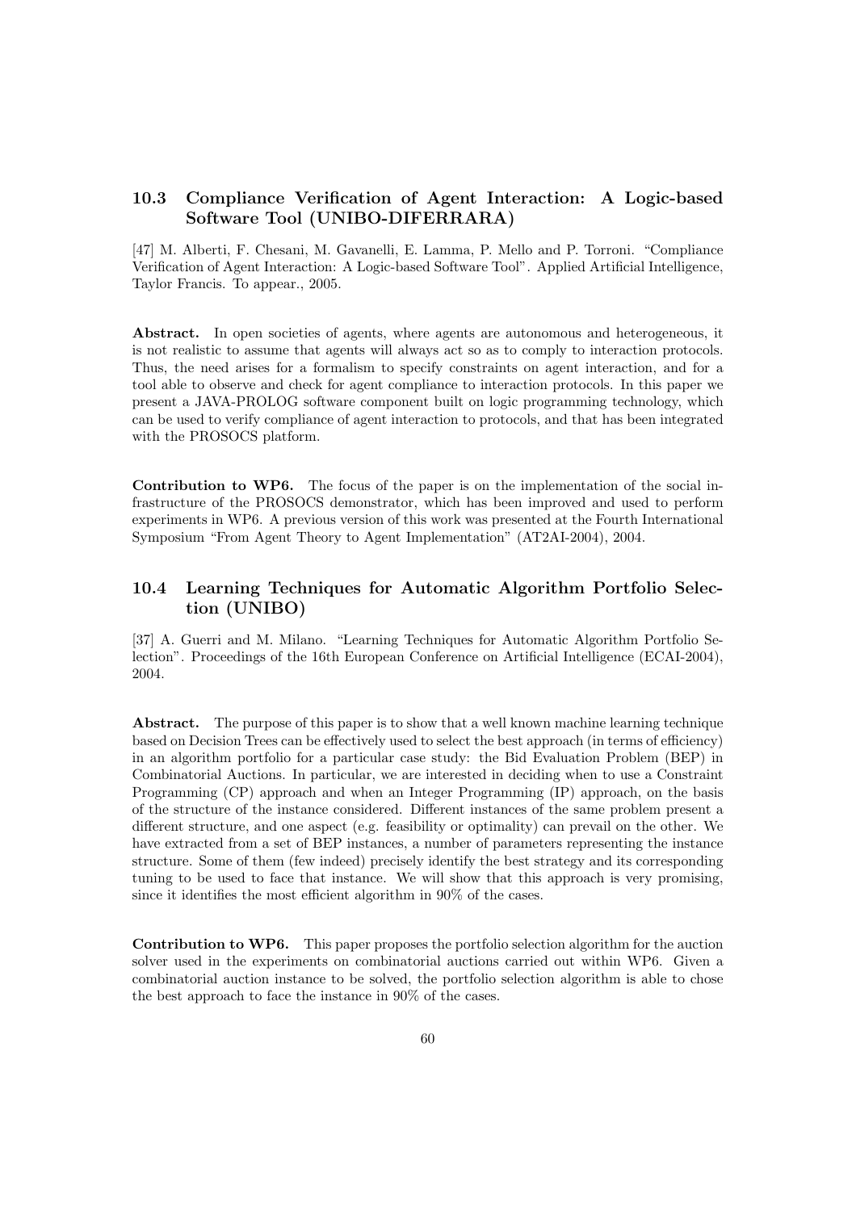## 10.3 Compliance Verification of Agent Interaction: A Logic-based Software Tool (UNIBO-DIFERRARA)

[47] M. Alberti, F. Chesani, M. Gavanelli, E. Lamma, P. Mello and P. Torroni. "Compliance Verification of Agent Interaction: A Logic-based Software Tool". Applied Artificial Intelligence, Taylor Francis. To appear., 2005.

**Abstract.** In open societies of agents, where agents are autonomous and heterogeneous, it is not realistic to assume that agents will always act so as to comply to interaction protocols. Thus, the need arises for a formalism to specify constraints on agent interaction, and for a tool able to observe and check for agent compliance to interaction protocols. In this paper we present a JAVA-PROLOG software component built on logic programming technology, which can be used to verify compliance of agent interaction to protocols, and that has been integrated with the PROSOCS platform.

**Contribution to WP6.** The focus of the paper is on the implementation of the social infrastructure of the PROSOCS demonstrator, which has been improved and used to perform experiments in WP6. A previous version of this work was presented at the Fourth International Symposium "From Agent Theory to Agent Implementation" (AT2AI-2004), 2004.

## 10.4 Learning Techniques for Automatic Algorithm Portfolio Selection (UNIBO)

[37] A. Guerri and M. Milano. "Learning Techniques for Automatic Algorithm Portfolio Selection". Proceedings of the 16th European Conference on Artificial Intelligence (ECAI-2004), 2004.

**Abstract.** The purpose of this paper is to show that a well known machine learning technique based on Decision Trees can be effectively used to select the best approach (in terms of efficiency) in an algorithm portfolio for a particular case study: the Bid Evaluation Problem (BEP) in Combinatorial Auctions. In particular, we are interested in deciding when to use a Constraint Programming (CP) approach and when an Integer Programming (IP) approach, on the basis of the structure of the instance considered. Different instances of the same problem present a different structure, and one aspect (e.g. feasibility or optimality) can prevail on the other. We have extracted from a set of BEP instances, a number of parameters representing the instance structure. Some of them (few indeed) precisely identify the best strategy and its corresponding tuning to be used to face that instance. We will show that this approach is very promising, since it identifies the most efficient algorithm in 90% of the cases.

**Contribution to WP6.** This paper proposes the portfolio selection algorithm for the auction solver used in the experiments on combinatorial auctions carried out within WP6. Given a combinatorial auction instance to be solved, the portfolio selection algorithm is able to chose the best approach to face the instance in 90% of the cases.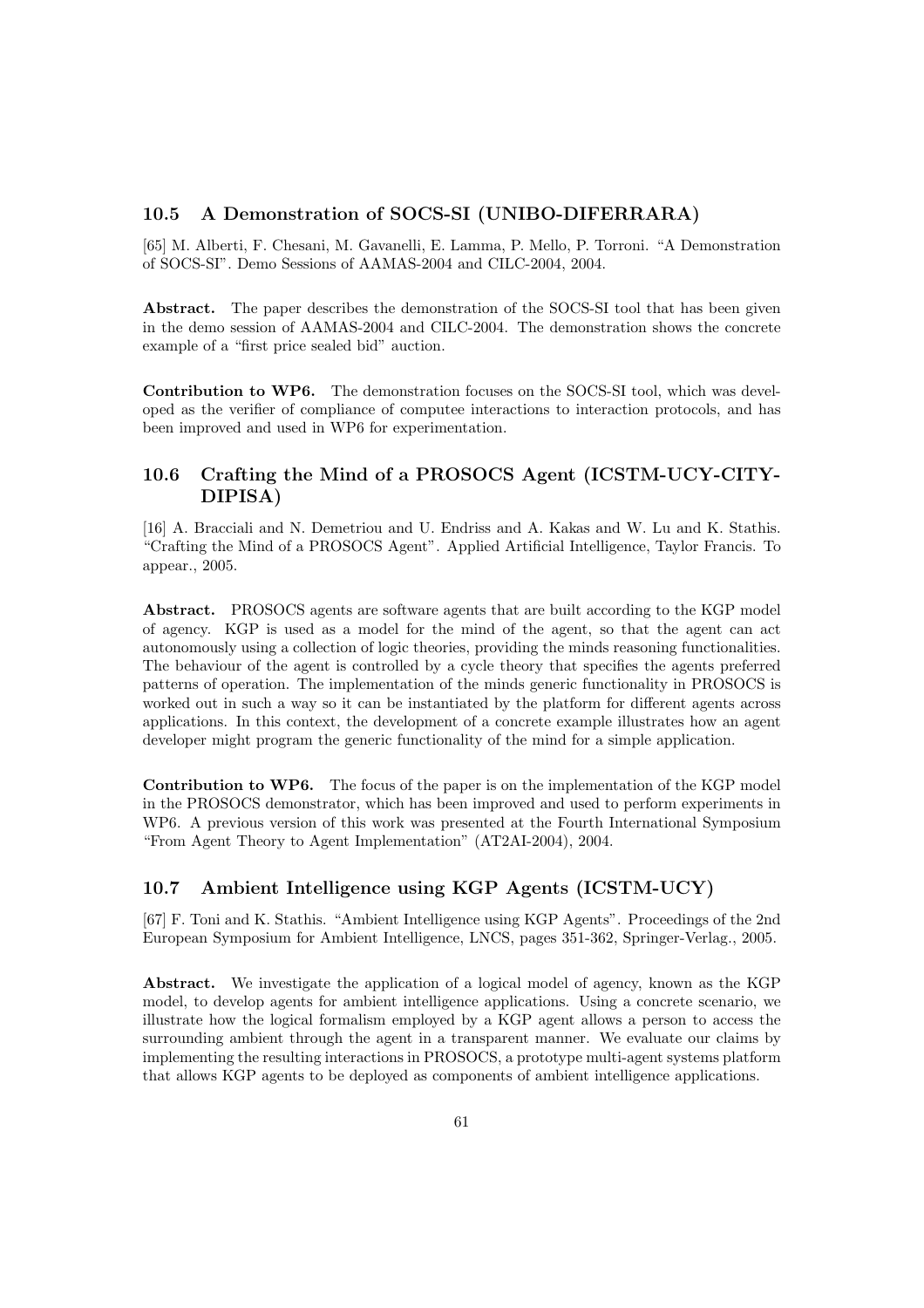### 10.5 A Demonstration of SOCS-SI (UNIBO-DIFERRARA)

[65] M. Alberti, F. Chesani, M. Gavanelli, E. Lamma, P. Mello, P. Torroni. "A Demonstration of SOCS-SI". Demo Sessions of AAMAS-2004 and CILC-2004, 2004.

**Abstract.** The paper describes the demonstration of the SOCS-SI tool that has been given in the demo session of AAMAS-2004 and CILC-2004. The demonstration shows the concrete example of a "first price sealed bid" auction.

**Contribution to WP6.** The demonstration focuses on the SOCS-SI tool, which was developed as the verifier of compliance of computee interactions to interaction protocols, and has been improved and used in WP6 for experimentation.

### 10.6 Crafting the Mind of a PROSOCS Agent (ICSTM-UCY-CITY-DIPISA)

[16] A. Bracciali and N. Demetriou and U. Endriss and A. Kakas and W. Lu and K. Stathis. "Crafting the Mind of a PROSOCS Agent". Applied Artificial Intelligence, Taylor Francis. To appear., 2005.

**Abstract.** PROSOCS agents are software agents that are built according to the KGP model of agency. KGP is used as a model for the mind of the agent, so that the agent can act autonomously using a collection of logic theories, providing the minds reasoning functionalities. The behaviour of the agent is controlled by a cycle theory that specifies the agents preferred patterns of operation. The implementation of the minds generic functionality in PROSOCS is worked out in such a way so it can be instantiated by the platform for different agents across applications. In this context, the development of a concrete example illustrates how an agent developer might program the generic functionality of the mind for a simple application.

**Contribution to WP6.** The focus of the paper is on the implementation of the KGP model in the PROSOCS demonstrator, which has been improved and used to perform experiments in WP6. A previous version of this work was presented at the Fourth International Symposium "From Agent Theory to Agent Implementation" (AT2AI-2004), 2004.

### 10.7 Ambient Intelligence using KGP Agents (ICSTM-UCY)

[67] F. Toni and K. Stathis. "Ambient Intelligence using KGP Agents". Proceedings of the 2nd European Symposium for Ambient Intelligence, LNCS, pages 351-362, Springer-Verlag., 2005.

**Abstract.** We investigate the application of a logical model of agency, known as the KGP model, to develop agents for ambient intelligence applications. Using a concrete scenario, we illustrate how the logical formalism employed by a KGP agent allows a person to access the surrounding ambient through the agent in a transparent manner. We evaluate our claims by implementing the resulting interactions in PROSOCS, a prototype multi-agent systems platform that allows KGP agents to be deployed as components of ambient intelligence applications.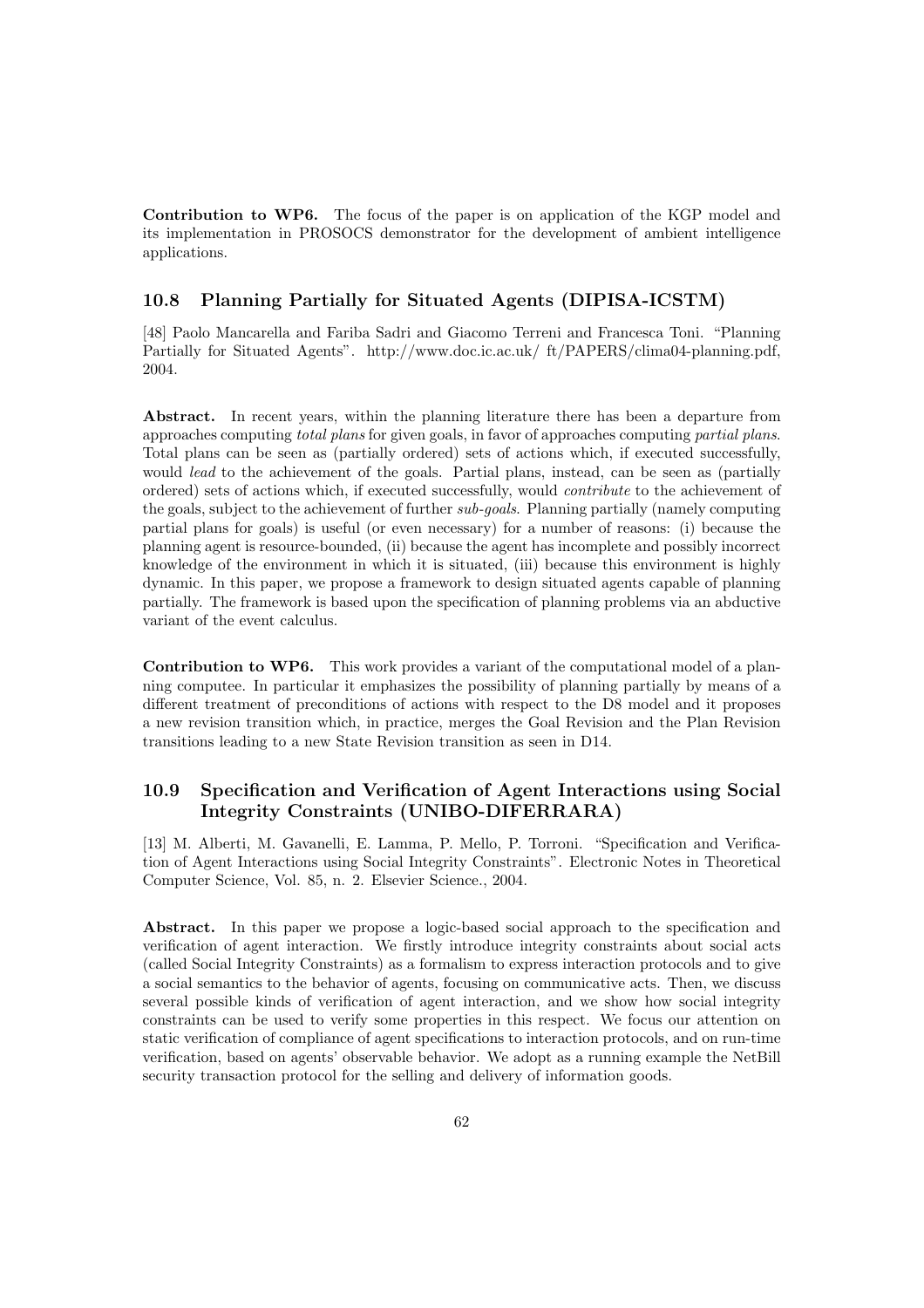**Contribution to WP6.** The focus of the paper is on application of the KGP model and its implementation in PROSOCS demonstrator for the development of ambient intelligence applications.

## 10.8 Planning Partially for Situated Agents (DIPISA-ICSTM)

[48] Paolo Mancarella and Fariba Sadri and Giacomo Terreni and Francesca Toni. "Planning Partially for Situated Agents". http://www.doc.ic.ac.uk/ ft/PAPERS/clima04-planning.pdf, 2004.

**Abstract.** In recent years, within the planning literature there has been a departure from approaches computing *total plans* for given goals, in favor of approaches computing *partial plans*. Total plans can be seen as (partially ordered) sets of actions which, if executed successfully, would *lead* to the achievement of the goals. Partial plans, instead, can be seen as (partially ordered) sets of actions which, if executed successfully, would *contribute* to the achievement of the goals, subject to the achievement of further *sub-goals*. Planning partially (namely computing partial plans for goals) is useful (or even necessary) for a number of reasons: (i) because the planning agent is resource-bounded, (ii) because the agent has incomplete and possibly incorrect knowledge of the environment in which it is situated, (iii) because this environment is highly dynamic. In this paper, we propose a framework to design situated agents capable of planning partially. The framework is based upon the specification of planning problems via an abductive variant of the event calculus.

**Contribution to WP6.** This work provides a variant of the computational model of a planning computee. In particular it emphasizes the possibility of planning partially by means of a different treatment of preconditions of actions with respect to the D8 model and it proposes a new revision transition which, in practice, merges the Goal Revision and the Plan Revision transitions leading to a new State Revision transition as seen in D14.

## 10.9 Specification and Verification of Agent Interactions using Social Integrity Constraints (UNIBO-DIFERRARA)

[13] M. Alberti, M. Gavanelli, E. Lamma, P. Mello, P. Torroni. "Specification and Verification of Agent Interactions using Social Integrity Constraints". Electronic Notes in Theoretical Computer Science, Vol. 85, n. 2. Elsevier Science., 2004.

**Abstract.** In this paper we propose a logic-based social approach to the specification and verification of agent interaction. We firstly introduce integrity constraints about social acts (called Social Integrity Constraints) as a formalism to express interaction protocols and to give a social semantics to the behavior of agents, focusing on communicative acts. Then, we discuss several possible kinds of verification of agent interaction, and we show how social integrity constraints can be used to verify some properties in this respect. We focus our attention on static verification of compliance of agent specifications to interaction protocols, and on run-time verification, based on agents' observable behavior. We adopt as a running example the NetBill security transaction protocol for the selling and delivery of information goods.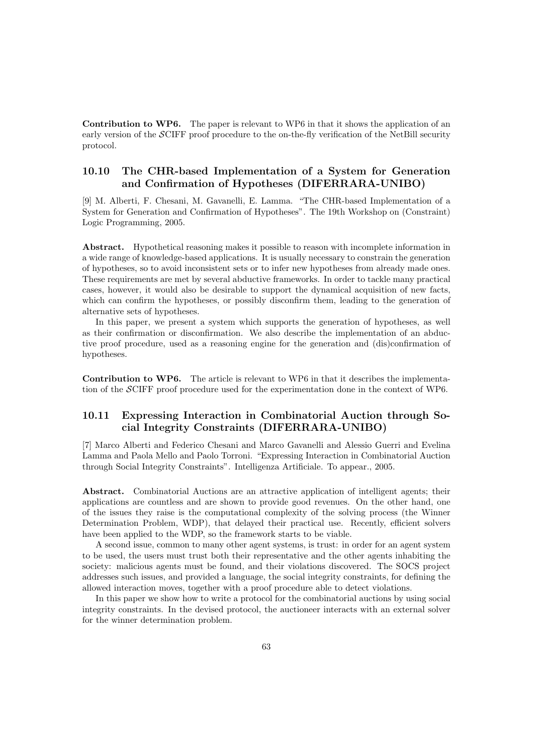**Contribution to WP6.** The paper is relevant to WP6 in that it shows the application of an early version of the $\mathcal{S}$CIFF proof procedure to the on-the-fly verification of the NetBill security protocol.

### 10.10 The CHR-based Implementation of a System for Generation and Confirmation of Hypotheses (DIFERRARA-UNIBO)

[9] M. Alberti, F. Chesani, M. Gavanelli, E. Lamma. "The CHR-based Implementation of a System for Generation and Confirmation of Hypotheses". The 19th Workshop on (Constraint) Logic Programming, 2005.

**Abstract.** Hypothetical reasoning makes it possible to reason with incomplete information in a wide range of knowledge-based applications. It is usually necessary to constrain the generation of hypotheses, so to avoid inconsistent sets or to infer new hypotheses from already made ones. These requirements are met by several abductive frameworks. In order to tackle many practical cases, however, it would also be desirable to support the dynamical acquisition of new facts, which can confirm the hypotheses, or possibly disconfirm them, leading to the generation of alternative sets of hypotheses.

In this paper, we present a system which supports the generation of hypotheses, as well as their confirmation or disconfirmation. We also describe the implementation of an abductive proof procedure, used as a reasoning engine for the generation and (dis)confirmation of hypotheses.

**Contribution to WP6.** The article is relevant to WP6 in that it describes the implementation of the $\mathcal{S}$CIFF proof procedure used for the experimentation done in the context of WP6.

### 10.11 Expressing Interaction in Combinatorial Auction through Social Integrity Constraints (DIFERRARA-UNIBO)

[7] Marco Alberti and Federico Chesani and Marco Gavanelli and Alessio Guerri and Evelina Lamma and Paola Mello and Paolo Torroni. "Expressing Interaction in Combinatorial Auction through Social Integrity Constraints". Intelligenza Artificiale. To appear., 2005.

**Abstract.** Combinatorial Auctions are an attractive application of intelligent agents; their applications are countless and are shown to provide good revenues. On the other hand, one of the issues they raise is the computational complexity of the solving process (the Winner Determination Problem, WDP), that delayed their practical use. Recently, efficient solvers have been applied to the WDP, so the framework starts to be viable.

A second issue, common to many other agent systems, is trust: in order for an agent system to be used, the users must trust both their representative and the other agents inhabiting the society: malicious agents must be found, and their violations discovered. The SOCS project addresses such issues, and provided a language, the social integrity constraints, for defining the allowed interaction moves, together with a proof procedure able to detect violations.

In this paper we show how to write a protocol for the combinatorial auctions by using social integrity constraints. In the devised protocol, the auctioneer interacts with an external solver for the winner determination problem.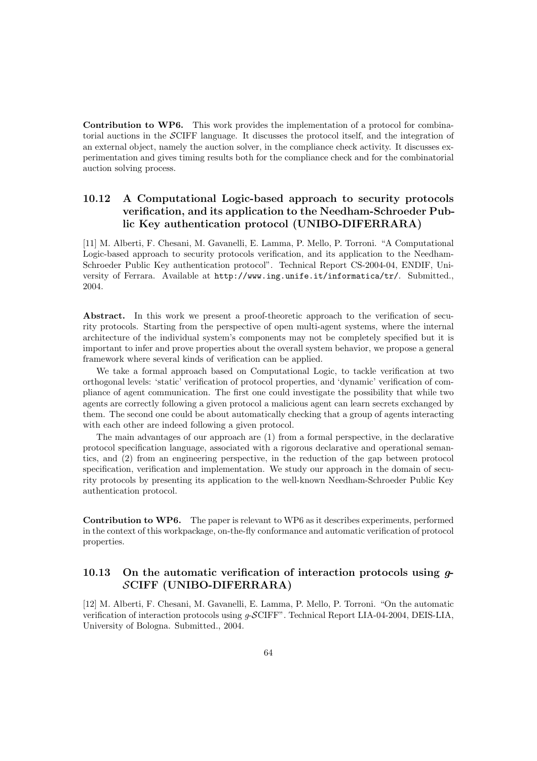**Contribution to WP6.** This work provides the implementation of a protocol for combinatorial auctions in the $\mathcal{S}$CIFF language. It discusses the protocol itself, and the integration of an external object, namely the auction solver, in the compliance check activity. It discusses experimentation and gives timing results both for the compliance check and for the combinatorial auction solving process.

## 10.12 A Computational Logic-based approach to security protocols verification, and its application to the Needham-Schroeder Public Key authentication protocol (UNIBO-DIFERRARA)

[11] M. Alberti, F. Chesani, M. Gavanelli, E. Lamma, P. Mello, P. Torroni. "A Computational Logic-based approach to security protocols verification, and its application to the Needham-Schroeder Public Key authentication protocol". Technical Report CS-2004-04, ENDIF, University of Ferrara. Available at http://www.ing.unife.it/informatica/tr/. Submitted., 2004.

**Abstract.** In this work we present a proof-theoretic approach to the verification of security protocols. Starting from the perspective of open multi-agent systems, where the internal architecture of the individual system's components may not be completely specified but it is important to infer and prove properties about the overall system behavior, we propose a general framework where several kinds of verification can be applied.

We take a formal approach based on Computational Logic, to tackle verification at two orthogonal levels: 'static' verification of protocol properties, and 'dynamic' verification of compliance of agent communication. The first one could investigate the possibility that while two agents are correctly following a given protocol a malicious agent can learn secrets exchanged by them. The second one could be about automatically checking that a group of agents interacting with each other are indeed following a given protocol.

The main advantages of our approach are (1) from a formal perspective, in the declarative protocol specification language, associated with a rigorous declarative and operational semantics, and (2) from an engineering perspective, in the reduction of the gap between protocol specification, verification and implementation. We study our approach in the domain of security protocols by presenting its application to the well-known Needham-Schroeder Public Key authentication protocol.

**Contribution to WP6.** The paper is relevant to WP6 as it describes experiments, performed in the context of this workpackage, on-the-fly conformance and automatic verification of protocol properties.

## 10.13 On the automatic verification of interaction protocols using $g$-$\mathcal{S}$CIFF (UNIBO-DIFERRARA)

[12] M. Alberti, F. Chesani, M. Gavanelli, E. Lamma, P. Mello, P. Torroni. "On the automatic verification of interaction protocols using $g$-$\mathcal{S}$CIFF". Technical Report LIA-04-2004, DEIS-LIA, University of Bologna. Submitted., 2004.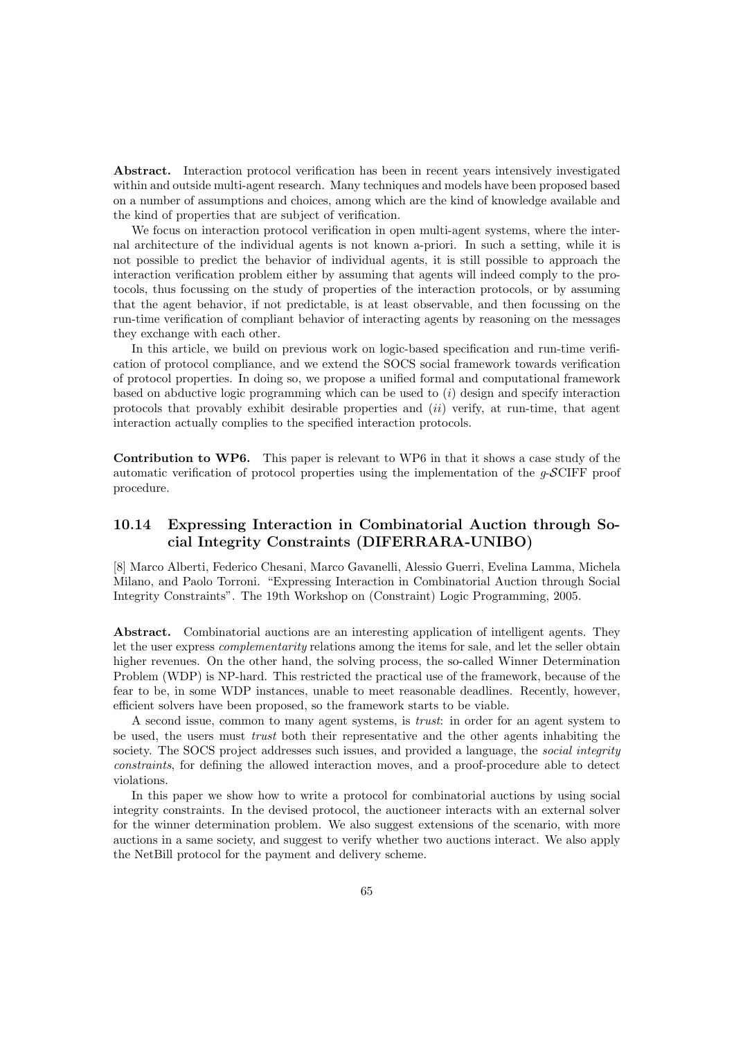**Abstract.** Interaction protocol verification has been in recent years intensively investigated within and outside multi-agent research. Many techniques and models have been proposed based on a number of assumptions and choices, among which are the kind of knowledge available and the kind of properties that are subject of verification.

We focus on interaction protocol verification in open multi-agent systems, where the internal architecture of the individual agents is not known a-priori. In such a setting, while it is not possible to predict the behavior of individual agents, it is still possible to approach the interaction verification problem either by assuming that agents will indeed comply to the protocols, thus focussing on the study of properties of the interaction protocols, or by assuming that the agent behavior, if not predictable, is at least observable, and then focussing on the run-time verification of compliant behavior of interacting agents by reasoning on the messages they exchange with each other.

In this article, we build on previous work on logic-based specification and run-time verification of protocol compliance, and we extend the SOCS social framework towards verification of protocol properties. In doing so, we propose a unified formal and computational framework based on abductive logic programming which can be used to (*i*) design and specify interaction protocols that provably exhibit desirable properties and (*ii*) verify, at run-time, that agent interaction actually complies to the specified interaction protocols.

**Contribution to WP6.** This paper is relevant to WP6 in that it shows a case study of the automatic verification of protocol properties using the implementation of the $g$-$\mathcal{S}$CIFF proof procedure.

## 10.14 Expressing Interaction in Combinatorial Auction through Social Integrity Constraints (DIFERRARA-UNIBO)

[8] Marco Alberti, Federico Chesani, Marco Gavanelli, Alessio Guerri, Evelina Lamma, Michela Milano, and Paolo Torroni. "Expressing Interaction in Combinatorial Auction through Social Integrity Constraints". The 19th Workshop on (Constraint) Logic Programming, 2005.

**Abstract.** Combinatorial auctions are an interesting application of intelligent agents. They let the user express *complementarity* relations among the items for sale, and let the seller obtain higher revenues. On the other hand, the solving process, the so-called Winner Determination Problem (WDP) is NP-hard. This restricted the practical use of the framework, because of the fear to be, in some WDP instances, unable to meet reasonable deadlines. Recently, however, efficient solvers have been proposed, so the framework starts to be viable.

A second issue, common to many agent systems, is *trust*: in order for an agent system to be used, the users must *trust* both their representative and the other agents inhabiting the society. The SOCS project addresses such issues, and provided a language, the *social integrity constraints*, for defining the allowed interaction moves, and a proof-procedure able to detect violations.

In this paper we show how to write a protocol for combinatorial auctions by using social integrity constraints. In the devised protocol, the auctioneer interacts with an external solver for the winner determination problem. We also suggest extensions of the scenario, with more auctions in a same society, and suggest to verify whether two auctions interact. We also apply the NetBill protocol for the payment and delivery scheme.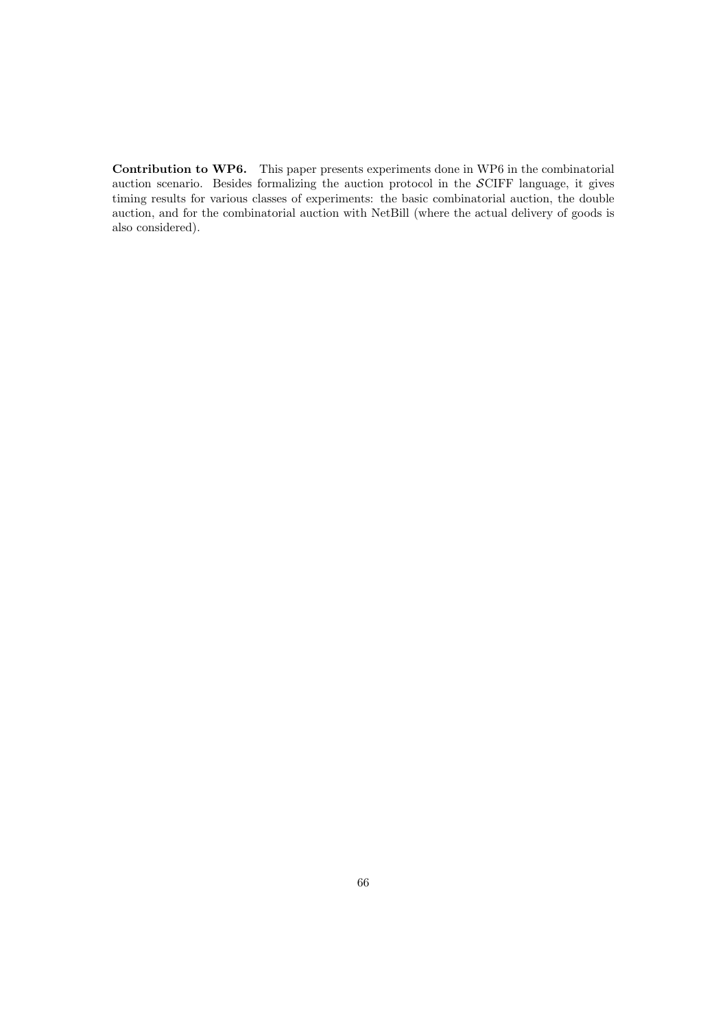**Contribution to WP6.** This paper presents experiments done in WP6 in the combinatorial auction scenario. Besides formalizing the auction protocol in the $\mathcal{S}$CIFF language, it gives timing results for various classes of experiments: the basic combinatorial auction, the double auction, and for the combinatorial auction with NetBill (where the actual delivery of goods is also considered).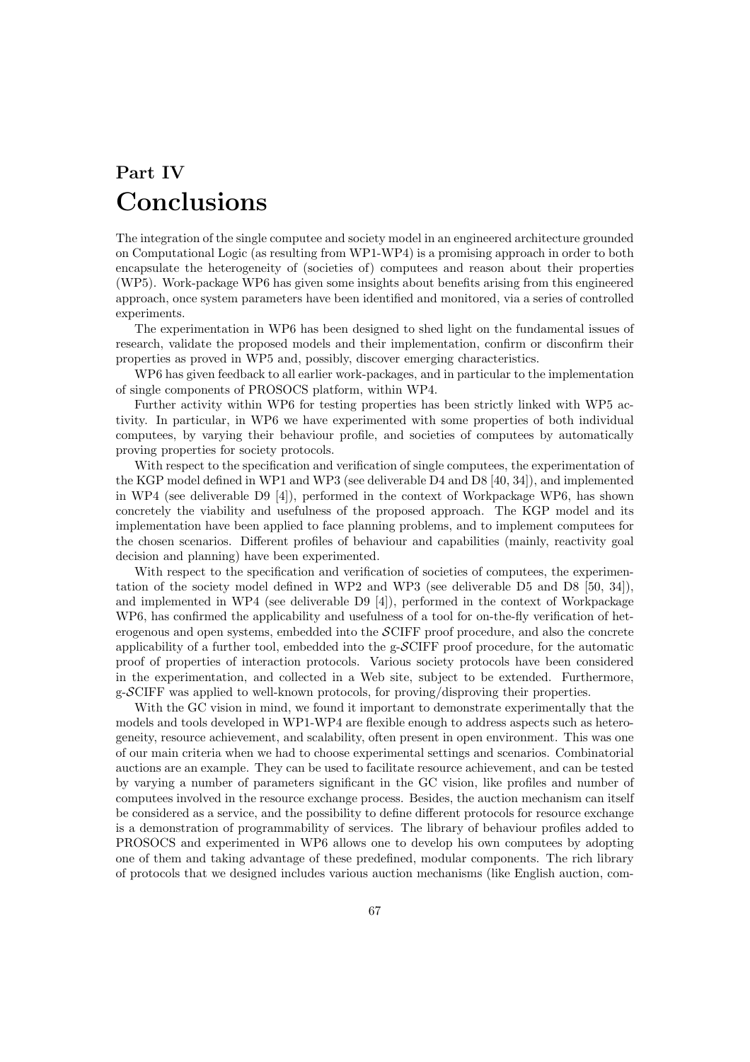# Part IV
# Conclusions

The integration of the single computee and society model in an engineered architecture grounded on Computational Logic (as resulting from WP1-WP4) is a promising approach in order to both encapsulate the heterogeneity of (societies of) computees and reason about their properties (WP5). Work-package WP6 has given some insights about benefits arising from this engineered approach, once system parameters have been identified and monitored, via a series of controlled experiments.

The experimentation in WP6 has been designed to shed light on the fundamental issues of research, validate the proposed models and their implementation, confirm or disconfirm their properties as proved in WP5 and, possibly, discover emerging characteristics.

WP6 has given feedback to all earlier work-packages, and in particular to the implementation of single components of PROSOCS platform, within WP4.

Further activity within WP6 for testing properties has been strictly linked with WP5 activity. In particular, in WP6 we have experimented with some properties of both individual computees, by varying their behaviour profile, and societies of computees by automatically proving properties for society protocols.

With respect to the specification and verification of single computees, the experimentation of the KGP model defined in WP1 and WP3 (see deliverable D4 and D8 [40, 34]), and implemented in WP4 (see deliverable D9 [4]), performed in the context of Workpackage WP6, has shown concretely the viability and usefulness of the proposed approach. The KGP model and its implementation have been applied to face planning problems, and to implement computees for the chosen scenarios. Different profiles of behaviour and capabilities (mainly, reactivity goal decision and planning) have been experimented.

With respect to the specification and verification of societies of computees, the experimentation of the society model defined in WP2 and WP3 (see deliverable D5 and D8 [50, 34]), and implemented in WP4 (see deliverable D9 [4]), performed in the context of Workpackage WP6, has confirmed the applicability and usefulness of a tool for on-the-fly verification of heterogenous and open systems, embedded into the $\mathcal{S}$CIFF proof procedure, and also the concrete applicability of a further tool, embedded into the g-$\mathcal{S}$CIFF proof procedure, for the automatic proof of properties of interaction protocols. Various society protocols have been considered in the experimentation, and collected in a Web site, subject to be extended. Furthermore, g-$\mathcal{S}$CIFF was applied to well-known protocols, for proving/disproving their properties.

With the GC vision in mind, we found it important to demonstrate experimentally that the models and tools developed in WP1-WP4 are flexible enough to address aspects such as heterogeneity, resource achievement, and scalability, often present in open environment. This was one of our main criteria when we had to choose experimental settings and scenarios. Combinatorial auctions are an example. They can be used to facilitate resource achievement, and can be tested by varying a number of parameters significant in the GC vision, like profiles and number of computees involved in the resource exchange process. Besides, the auction mechanism can itself be considered as a service, and the possibility to define different protocols for resource exchange is a demonstration of programmability of services. The library of behaviour profiles added to PROSOCS and experimented in WP6 allows one to develop his own computees by adopting one of them and taking advantage of these predefined, modular components. The rich library of protocols that we designed includes various auction mechanisms (like English auction, com-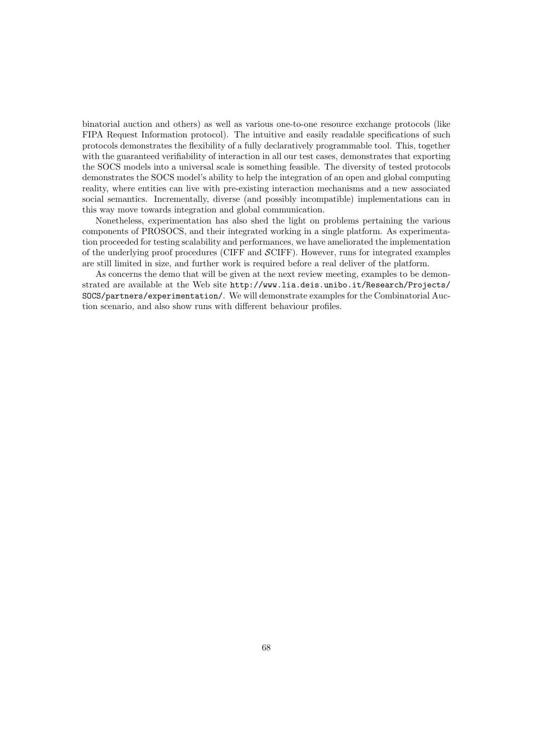binatorial auction and others) as well as various one-to-one resource exchange protocols (like FIPA Request Information protocol). The intuitive and easily readable specifications of such protocols demonstrates the flexibility of a fully declaratively programmable tool. This, together with the guaranteed verifiability of interaction in all our test cases, demonstrates that exporting the SOCS models into a universal scale is something feasible. The diversity of tested protocols demonstrates the SOCS model's ability to help the integration of an open and global computing reality, where entities can live with pre-existing interaction mechanisms and a new associated social semantics. Incrementally, diverse (and possibly incompatible) implementations can in this way move towards integration and global communication.

Nonetheless, experimentation has also shed the light on problems pertaining the various components of PROSOCS, and their integrated working in a single platform. As experimentation proceeded for testing scalability and performances, we have ameliorated the implementation of the underlying proof procedures (CIFF and $\mathcal{S}$CIFF). However, runs for integrated examples are still limited in size, and further work is required before a real deliver of the platform.

As concerns the demo that will be given at the next review meeting, examples to be demonstrated are available at the Web site `http://www.lia.deis.unibo.it/Research/Projects/SOCS/partners/experimentation/`. We will demonstrate examples for the Combinatorial Auction scenario, and also show runs with different behaviour profiles.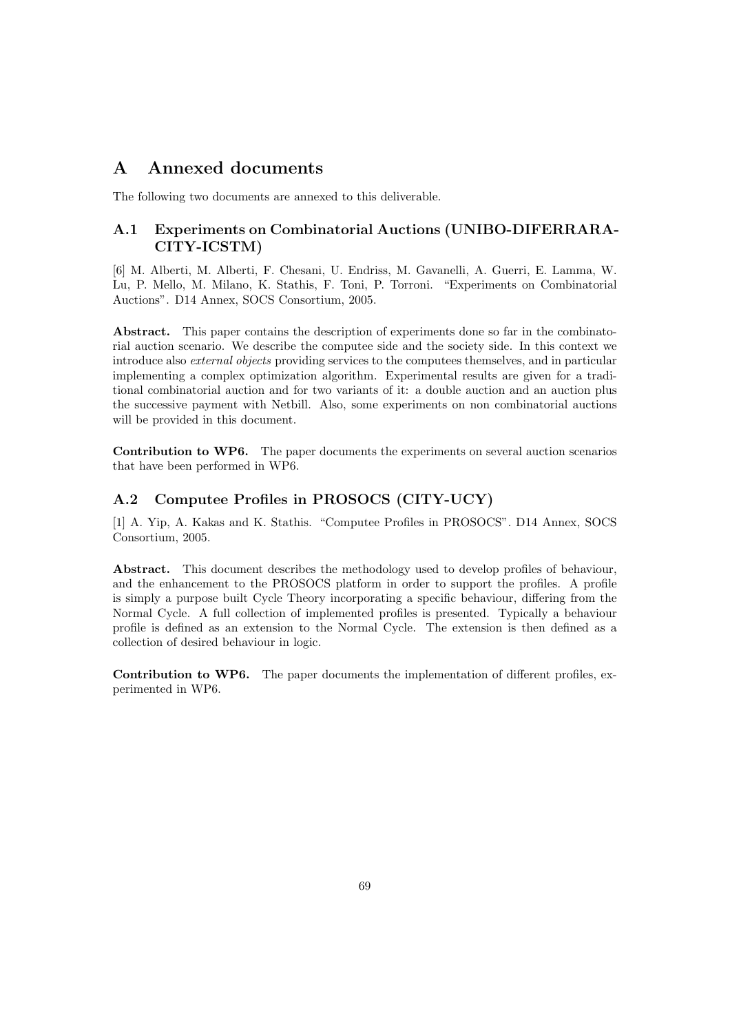# A Annexed documents

The following two documents are annexed to this deliverable.

## A.1 Experiments on Combinatorial Auctions (UNIBO-DIFERRARA-CITY-ICSTM)

[6] M. Alberti, M. Alberti, F. Chesani, U. Endriss, M. Gavanelli, A. Guerri, E. Lamma, W. Lu, P. Mello, M. Milano, K. Stathis, F. Toni, P. Torroni. "Experiments on Combinatorial Auctions". D14 Annex, SOCS Consortium, 2005.

**Abstract.** This paper contains the description of experiments done so far in the combinatorial auction scenario. We describe the computee side and the society side. In this context we introduce also *external objects* providing services to the computees themselves, and in particular implementing a complex optimization algorithm. Experimental results are given for a traditional combinatorial auction and for two variants of it: a double auction and an auction plus the successive payment with Netbill. Also, some experiments on non combinatorial auctions will be provided in this document.

**Contribution to WP6.** The paper documents the experiments on several auction scenarios that have been performed in WP6.

## A.2 Computee Profiles in PROSOCS (CITY-UCY)

[1] A. Yip, A. Kakas and K. Stathis. "Computee Profiles in PROSOCS". D14 Annex, SOCS Consortium, 2005.

**Abstract.** This document describes the methodology used to develop profiles of behaviour, and the enhancement to the PROSOCS platform in order to support the profiles. A profile is simply a purpose built Cycle Theory incorporating a specific behaviour, differing from the Normal Cycle. A full collection of implemented profiles is presented. Typically a behaviour profile is defined as an extension to the Normal Cycle. The extension is then defined as a collection of desired behaviour in logic.

**Contribution to WP6.** The paper documents the implementation of different profiles, experimented in WP6.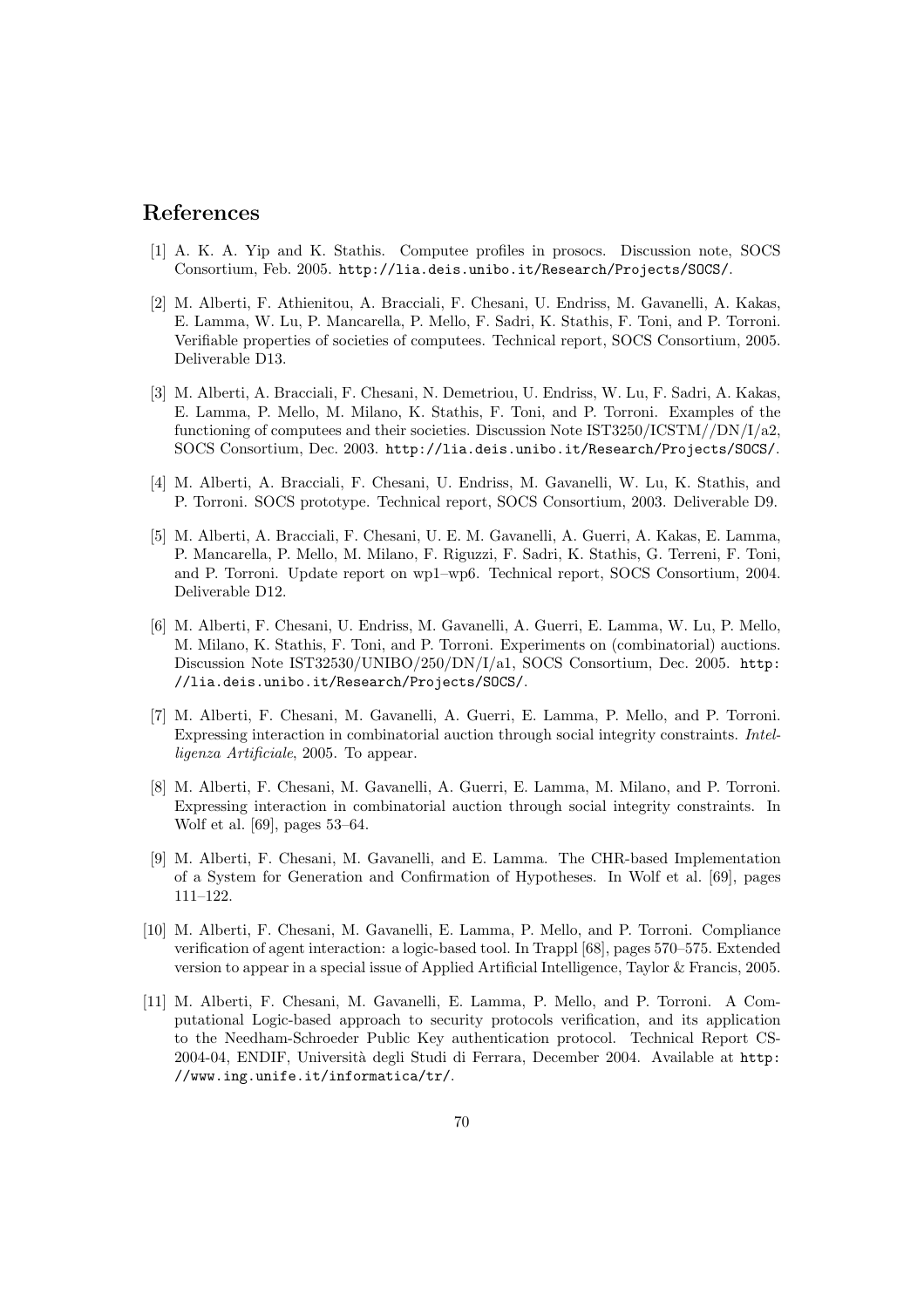# References

[1] A. K. A. Yip and K. Stathis. Computee profiles in prosocs. Discussion note, SOCS Consortium, Feb. 2005. http://lia.deis.unibo.it/Research/Projects/SOCS/.

[2] M. Alberti, F. Athienitou, A. Bracciali, F. Chesani, U. Endriss, M. Gavanelli, A. Kakas, E. Lamma, W. Lu, P. Mancarella, P. Mello, F. Sadri, K. Stathis, F. Toni, and P. Torroni. Verifiable properties of societies of computees. Technical report, SOCS Consortium, 2005. Deliverable D13.

[3] M. Alberti, A. Bracciali, F. Chesani, N. Demetriou, U. Endriss, W. Lu, F. Sadri, A. Kakas, E. Lamma, P. Mello, M. Milano, K. Stathis, F. Toni, and P. Torroni. Examples of the functioning of computees and their societies. Discussion Note IST3250/ICSTM//DN/I/a2, SOCS Consortium, Dec. 2003. http://lia.deis.unibo.it/Research/Projects/SOCS/.

[4] M. Alberti, A. Bracciali, F. Chesani, U. Endriss, M. Gavanelli, W. Lu, K. Stathis, and P. Torroni. SOCS prototype. Technical report, SOCS Consortium, 2003. Deliverable D9.

[5] M. Alberti, A. Bracciali, F. Chesani, U. E. M. Gavanelli, A. Guerri, A. Kakas, E. Lamma, P. Mancarella, P. Mello, M. Milano, F. Riguzzi, F. Sadri, K. Stathis, G. Terreni, F. Toni, and P. Torroni. Update report on wp1–wp6. Technical report, SOCS Consortium, 2004. Deliverable D12.

[6] M. Alberti, F. Chesani, U. Endriss, M. Gavanelli, A. Guerri, E. Lamma, W. Lu, P. Mello, M. Milano, K. Stathis, F. Toni, and P. Torroni. Experiments on (combinatorial) auctions. Discussion Note IST32530/UNIBO/250/DN/I/a1, SOCS Consortium, Dec. 2005. http://lia.deis.unibo.it/Research/Projects/SOCS/.

[7] M. Alberti, F. Chesani, M. Gavanelli, A. Guerri, E. Lamma, P. Mello, and P. Torroni. Expressing interaction in combinatorial auction through social integrity constraints. *Intelligenza Artificiale*, 2005. To appear.

[8] M. Alberti, F. Chesani, M. Gavanelli, A. Guerri, E. Lamma, M. Milano, and P. Torroni. Expressing interaction in combinatorial auction through social integrity constraints. In Wolf et al. [69], pages 53–64.

[9] M. Alberti, F. Chesani, M. Gavanelli, and E. Lamma. The CHR-based Implementation of a System for Generation and Confirmation of Hypotheses. In Wolf et al. [69], pages 111–122.

[10] M. Alberti, F. Chesani, M. Gavanelli, E. Lamma, P. Mello, and P. Torroni. Compliance verification of agent interaction: a logic-based tool. In Trappl [68], pages 570–575. Extended version to appear in a special issue of Applied Artificial Intelligence, Taylor & Francis, 2005.

[11] M. Alberti, F. Chesani, M. Gavanelli, E. Lamma, P. Mello, and P. Torroni. A Computational Logic-based approach to security protocols verification, and its application to the Needham-Schroeder Public Key authentication protocol. Technical Report CS-2004-04, ENDIF, Università degli Studi di Ferrara, December 2004. Available at http://www.ing.unife.it/informatica/tr/.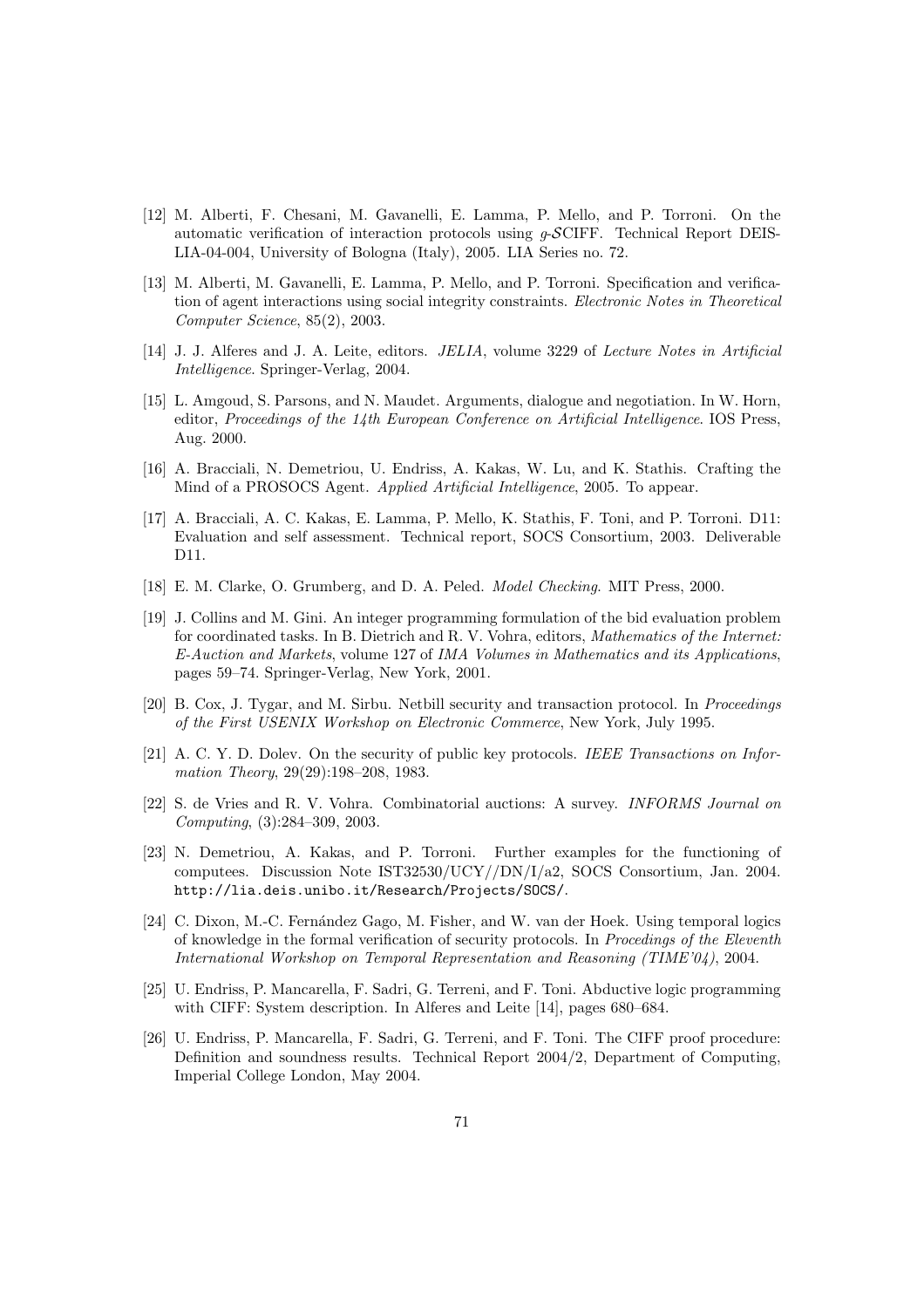[12] M. Alberti, F. Chesani, M. Gavanelli, E. Lamma, P. Mello, and P. Torroni. On the automatic verification of interaction protocols using *g*-$\mathcal{S}$CIFF. Technical Report DEIS-LIA-04-004, University of Bologna (Italy), 2005. LIA Series no. 72.

[13] M. Alberti, M. Gavanelli, E. Lamma, P. Mello, and P. Torroni. Specification and verification of agent interactions using social integrity constraints. *Electronic Notes in Theoretical Computer Science*, 85(2), 2003.

[14] J. J. Alferes and J. A. Leite, editors. *JELIA*, volume 3229 of *Lecture Notes in Artificial Intelligence*. Springer-Verlag, 2004.

[15] L. Amgoud, S. Parsons, and N. Maudet. Arguments, dialogue and negotiation. In W. Horn, editor, *Proceedings of the 14th European Conference on Artificial Intelligence*. IOS Press, Aug. 2000.

[16] A. Bracciali, N. Demetriou, U. Endriss, A. Kakas, W. Lu, and K. Stathis. Crafting the Mind of a PROSOCS Agent. *Applied Artificial Intelligence*, 2005. To appear.

[17] A. Bracciali, A. C. Kakas, E. Lamma, P. Mello, K. Stathis, F. Toni, and P. Torroni. D11: Evaluation and self assessment. Technical report, SOCS Consortium, 2003. Deliverable D11.

[18] E. M. Clarke, O. Grumberg, and D. A. Peled. *Model Checking*. MIT Press, 2000.

[19] J. Collins and M. Gini. An integer programming formulation of the bid evaluation problem for coordinated tasks. In B. Dietrich and R. V. Vohra, editors, *Mathematics of the Internet: E-Auction and Markets*, volume 127 of *IMA Volumes in Mathematics and its Applications*, pages 59–74. Springer-Verlag, New York, 2001.

[20] B. Cox, J. Tygar, and M. Sirbu. Netbill security and transaction protocol. In *Proceedings of the First USENIX Workshop on Electronic Commerce*, New York, July 1995.

[21] A. C. Y. D. Dolev. On the security of public key protocols. *IEEE Transactions on Information Theory*, 29(29):198–208, 1983.

[22] S. de Vries and R. V. Vohra. Combinatorial auctions: A survey. *INFORMS Journal on Computing*, (3):284–309, 2003.

[23] N. Demetriou, A. Kakas, and P. Torroni. Further examples for the functioning of computees. Discussion Note IST32530/UCY//DN/I/a2, SOCS Consortium, Jan. 2004. `http://lia.deis.unibo.it/Research/Projects/SOCS/`.

[24] C. Dixon, M.-C. Fernández Gago, M. Fisher, and W. van der Hoek. Using temporal logics of knowledge in the formal verification of security protocols. In *Procedings of the Eleventh International Workshop on Temporal Representation and Reasoning (TIME'04)*, 2004.

[25] U. Endriss, P. Mancarella, F. Sadri, G. Terreni, and F. Toni. Abductive logic programming with CIFF: System description. In Alferes and Leite [14], pages 680–684.

[26] U. Endriss, P. Mancarella, F. Sadri, G. Terreni, and F. Toni. The CIFF proof procedure: Definition and soundness results. Technical Report 2004/2, Department of Computing, Imperial College London, May 2004.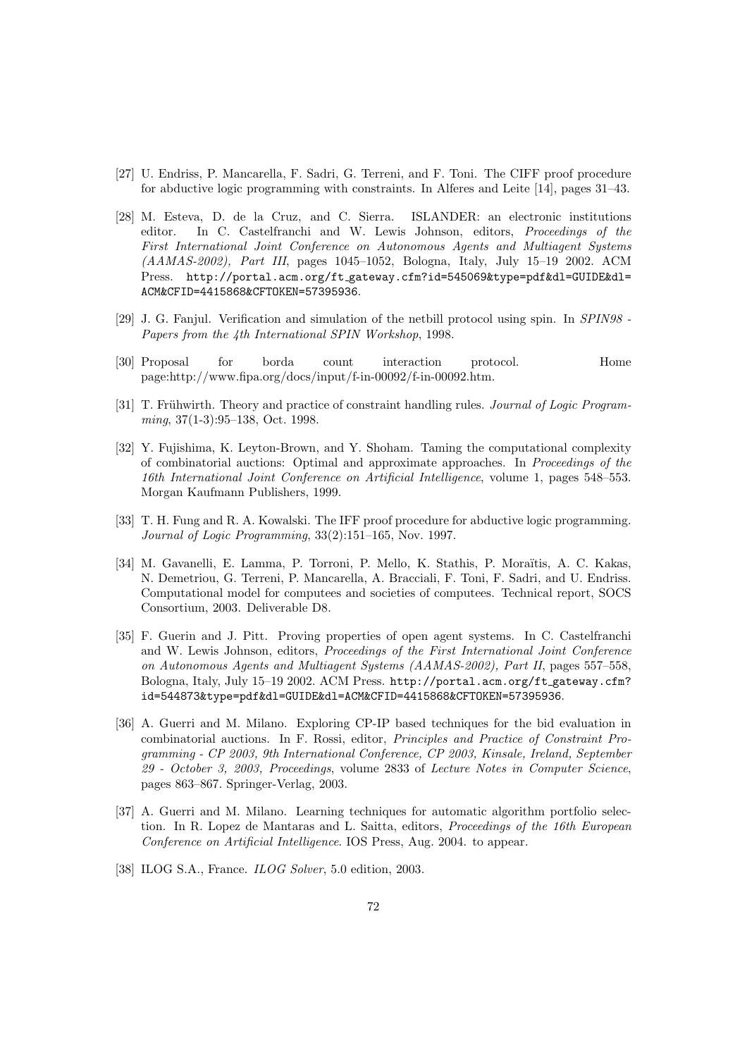[27] U. Endriss, P. Mancarella, F. Sadri, G. Terreni, and F. Toni. The CIFF proof procedure for abductive logic programming with constraints. In Alferes and Leite [14], pages 31–43.

[28] M. Esteva, D. de la Cruz, and C. Sierra. ISLANDER: an electronic institutions editor. In C. Castelfranchi and W. Lewis Johnson, editors, *Proceedings of the First International Joint Conference on Autonomous Agents and Multiagent Systems (AAMAS-2002), Part III*, pages 1045–1052, Bologna, Italy, July 15–19 2002. ACM Press. `http://portal.acm.org/ft_gateway.cfm?id=545069&type=pdf&dl=GUIDE&dl=ACM&CFID=4415868&CFTOKEN=57395936`.

[29] J. G. Fanjul. Verification and simulation of the netbill protocol using spin. In *SPIN98 - Papers from the 4th International SPIN Workshop*, 1998.

[30] Proposal for borda count interaction protocol. Home page:http://www.fipa.org/docs/input/f-in-00092/f-in-00092.htm.

[31] T. Frühwirth. Theory and practice of constraint handling rules. *Journal of Logic Programming*, 37(1-3):95–138, Oct. 1998.

[32] Y. Fujishima, K. Leyton-Brown, and Y. Shoham. Taming the computational complexity of combinatorial auctions: Optimal and approximate approaches. In *Proceedings of the 16th International Joint Conference on Artificial Intelligence*, volume 1, pages 548–553. Morgan Kaufmann Publishers, 1999.

[33] T. H. Fung and R. A. Kowalski. The IFF proof procedure for abductive logic programming. *Journal of Logic Programming*, 33(2):151–165, Nov. 1997.

[34] M. Gavanelli, E. Lamma, P. Torroni, P. Mello, K. Stathis, P. Moraïtis, A. C. Kakas, N. Demetriou, G. Terreni, P. Mancarella, A. Bracciali, F. Toni, F. Sadri, and U. Endriss. Computational model for computees and societies of computees. Technical report, SOCS Consortium, 2003. Deliverable D8.

[35] F. Guerin and J. Pitt. Proving properties of open agent systems. In C. Castelfranchi and W. Lewis Johnson, editors, *Proceedings of the First International Joint Conference on Autonomous Agents and Multiagent Systems (AAMAS-2002), Part II*, pages 557–558, Bologna, Italy, July 15–19 2002. ACM Press. `http://portal.acm.org/ft_gateway.cfm?id=544873&type=pdf&dl=GUIDE&dl=ACM&CFID=4415868&CFTOKEN=57395936`.

[36] A. Guerri and M. Milano. Exploring CP-IP based techniques for the bid evaluation in combinatorial auctions. In F. Rossi, editor, *Principles and Practice of Constraint Programming - CP 2003, 9th International Conference, CP 2003, Kinsale, Ireland, September 29 - October 3, 2003, Proceedings*, volume 2833 of *Lecture Notes in Computer Science*, pages 863–867. Springer-Verlag, 2003.

[37] A. Guerri and M. Milano. Learning techniques for automatic algorithm portfolio selection. In R. Lopez de Mantaras and L. Saitta, editors, *Proceedings of the 16th European Conference on Artificial Intelligence*. IOS Press, Aug. 2004. to appear.

[38] ILOG S.A., France. *ILOG Solver*, 5.0 edition, 2003.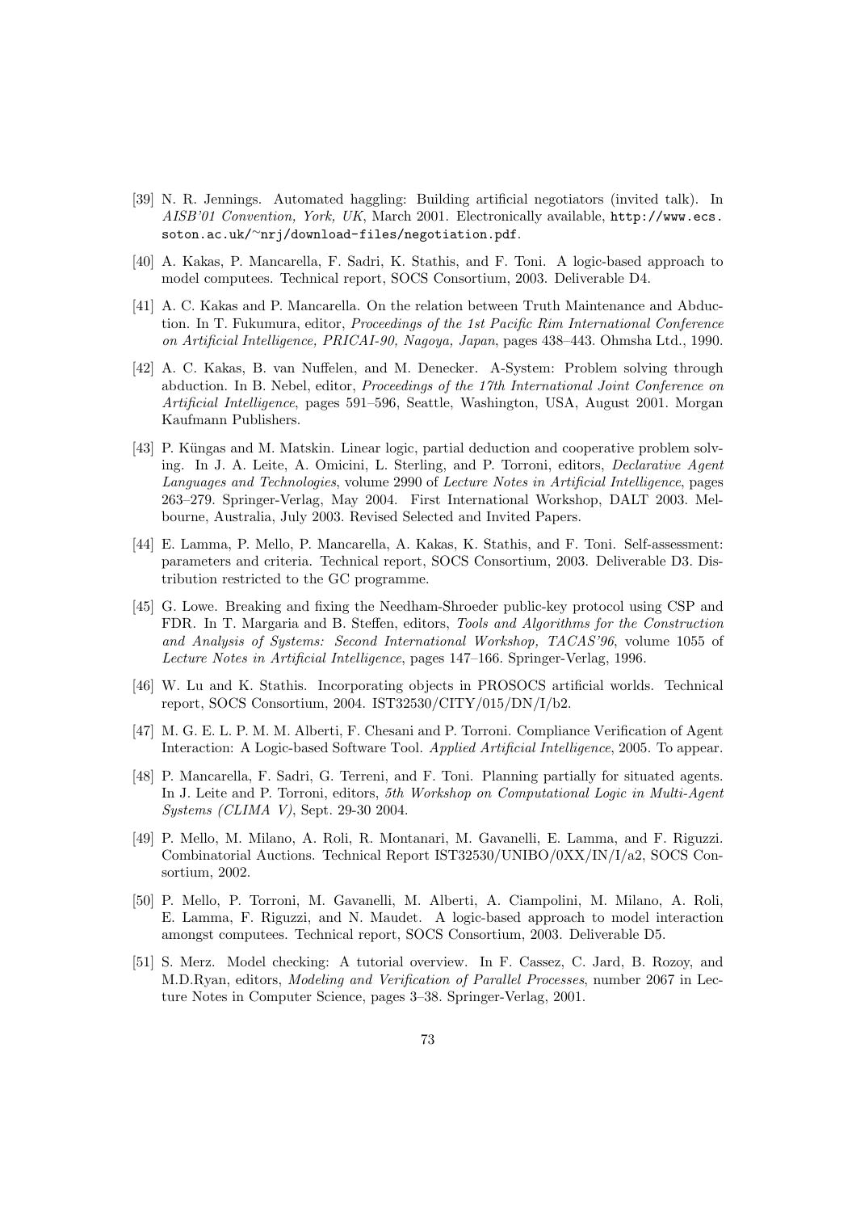[39] N. R. Jennings. Automated haggling: Building artificial negotiators (invited talk). In *AISB'01 Convention, York, UK*, March 2001. Electronically available, `http://www.ecs.soton.ac.uk/~nrj/download-files/negotiation.pdf`.

[40] A. Kakas, P. Mancarella, F. Sadri, K. Stathis, and F. Toni. A logic-based approach to model computees. Technical report, SOCS Consortium, 2003. Deliverable D4.

[41] A. C. Kakas and P. Mancarella. On the relation between Truth Maintenance and Abduction. In T. Fukumura, editor, *Proceedings of the 1st Pacific Rim International Conference on Artificial Intelligence, PRICAI-90, Nagoya, Japan*, pages 438–443. Ohmsha Ltd., 1990.

[42] A. C. Kakas, B. van Nuffelen, and M. Denecker. A-System: Problem solving through abduction. In B. Nebel, editor, *Proceedings of the 17th International Joint Conference on Artificial Intelligence*, pages 591–596, Seattle, Washington, USA, August 2001. Morgan Kaufmann Publishers.

[43] P. Küngas and M. Matskin. Linear logic, partial deduction and cooperative problem solving. In J. A. Leite, A. Omicini, L. Sterling, and P. Torroni, editors, *Declarative Agent Languages and Technologies*, volume 2990 of *Lecture Notes in Artificial Intelligence*, pages 263–279. Springer-Verlag, May 2004. First International Workshop, DALT 2003. Melbourne, Australia, July 2003. Revised Selected and Invited Papers.

[44] E. Lamma, P. Mello, P. Mancarella, A. Kakas, K. Stathis, and F. Toni. Self-assessment: parameters and criteria. Technical report, SOCS Consortium, 2003. Deliverable D3. Distribution restricted to the GC programme.

[45] G. Lowe. Breaking and fixing the Needham-Shroeder public-key protocol using CSP and FDR. In T. Margaria and B. Steffen, editors, *Tools and Algorithms for the Construction and Analysis of Systems: Second International Workshop, TACAS'96*, volume 1055 of *Lecture Notes in Artificial Intelligence*, pages 147–166. Springer-Verlag, 1996.

[46] W. Lu and K. Stathis. Incorporating objects in PROSOCS artificial worlds. Technical report, SOCS Consortium, 2004. IST32530/CITY/015/DN/I/b2.

[47] M. G. E. L. P. M. M. Alberti, F. Chesani and P. Torroni. Compliance Verification of Agent Interaction: A Logic-based Software Tool. *Applied Artificial Intelligence*, 2005. To appear.

[48] P. Mancarella, F. Sadri, G. Terreni, and F. Toni. Planning partially for situated agents. In J. Leite and P. Torroni, editors, *5th Workshop on Computational Logic in Multi-Agent Systems (CLIMA V)*, Sept. 29-30 2004.

[49] P. Mello, M. Milano, A. Roli, R. Montanari, M. Gavanelli, E. Lamma, and F. Riguzzi. Combinatorial Auctions. Technical Report IST32530/UNIBO/0XX/IN/I/a2, SOCS Consortium, 2002.

[50] P. Mello, P. Torroni, M. Gavanelli, M. Alberti, A. Ciampolini, M. Milano, A. Roli, E. Lamma, F. Riguzzi, and N. Maudet. A logic-based approach to model interaction amongst computees. Technical report, SOCS Consortium, 2003. Deliverable D5.

[51] S. Merz. Model checking: A tutorial overview. In F. Cassez, C. Jard, B. Rozoy, and M.D.Ryan, editors, *Modeling and Verification of Parallel Processes*, number 2067 in Lecture Notes in Computer Science, pages 3–38. Springer-Verlag, 2001.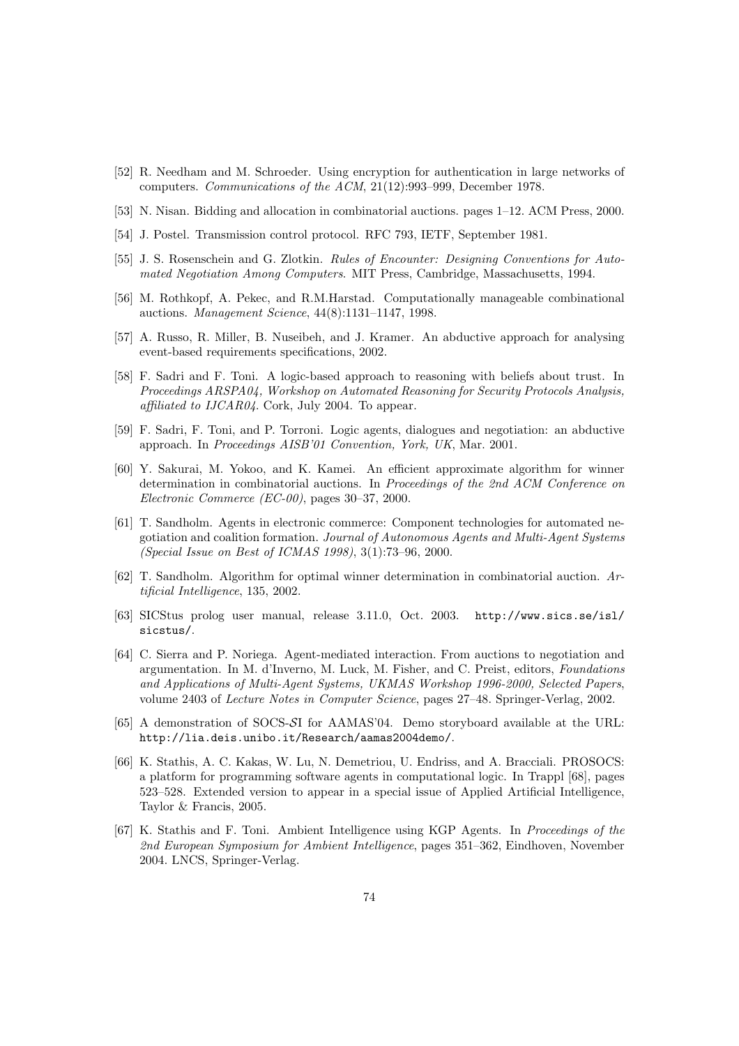[52] R. Needham and M. Schroeder. Using encryption for authentication in large networks of computers. *Communications of the ACM*, 21(12):993–999, December 1978.

[53] N. Nisan. Bidding and allocation in combinatorial auctions. pages 1–12. ACM Press, 2000.

[54] J. Postel. Transmission control protocol. RFC 793, IETF, September 1981.

[55] J. S. Rosenschein and G. Zlotkin. *Rules of Encounter: Designing Conventions for Automated Negotiation Among Computers*. MIT Press, Cambridge, Massachusetts, 1994.

[56] M. Rothkopf, A. Pekec, and R.M.Harstad. Computationally manageable combinational auctions. *Management Science*, 44(8):1131–1147, 1998.

[57] A. Russo, R. Miller, B. Nuseibeh, and J. Kramer. An abductive approach for analysing event-based requirements specifications, 2002.

[58] F. Sadri and F. Toni. A logic-based approach to reasoning with beliefs about trust. In *Proceedings ARSPA04, Workshop on Automated Reasoning for Security Protocols Analysis, affiliated to IJCAR04*. Cork, July 2004. To appear.

[59] F. Sadri, F. Toni, and P. Torroni. Logic agents, dialogues and negotiation: an abductive approach. In *Proceedings AISB'01 Convention, York, UK*, Mar. 2001.

[60] Y. Sakurai, M. Yokoo, and K. Kamei. An efficient approximate algorithm for winner determination in combinatorial auctions. In *Proceedings of the 2nd ACM Conference on Electronic Commerce (EC-00)*, pages 30–37, 2000.

[61] T. Sandholm. Agents in electronic commerce: Component technologies for automated negotiation and coalition formation. *Journal of Autonomous Agents and Multi-Agent Systems (Special Issue on Best of ICMAS 1998)*, 3(1):73–96, 2000.

[62] T. Sandholm. Algorithm for optimal winner determination in combinatorial auction. *Artificial Intelligence*, 135, 2002.

[63] SICStus prolog user manual, release 3.11.0, Oct. 2003. http://www.sics.se/isl/sicstus/.

[64] C. Sierra and P. Noriega. Agent-mediated interaction. From auctions to negotiation and argumentation. In M. d'Inverno, M. Luck, M. Fisher, and C. Preist, editors, *Foundations and Applications of Multi-Agent Systems, UKMAS Workshop 1996-2000, Selected Papers*, volume 2403 of *Lecture Notes in Computer Science*, pages 27–48. Springer-Verlag, 2002.

[65] A demonstration of SOCS-$\mathcal{S}$I for AAMAS'04. Demo storyboard available at the URL: http://lia.deis.unibo.it/Research/aamas2004demo/.

[66] K. Stathis, A. C. Kakas, W. Lu, N. Demetriou, U. Endriss, and A. Bracciali. PROSOCS: a platform for programming software agents in computational logic. In Trappl [68], pages 523–528. Extended version to appear in a special issue of Applied Artificial Intelligence, Taylor & Francis, 2005.

[67] K. Stathis and F. Toni. Ambient Intelligence using KGP Agents. In *Proceedings of the 2nd European Symposium for Ambient Intelligence*, pages 351–362, Eindhoven, November 2004. LNCS, Springer-Verlag.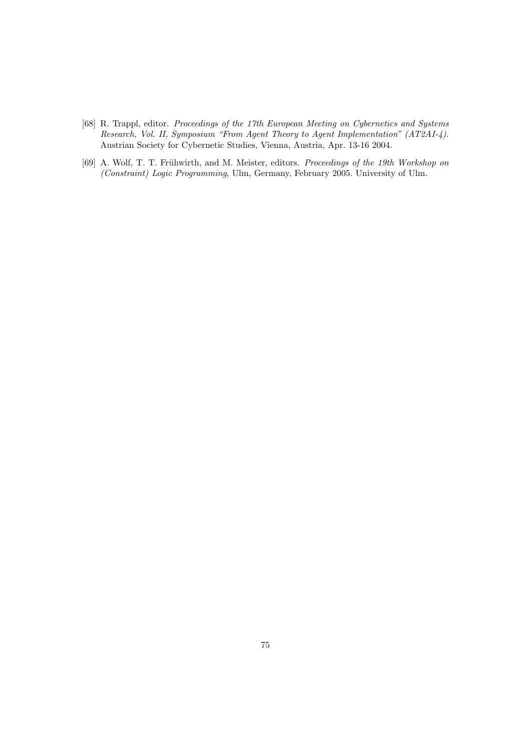[68] R. Trappl, editor. *Proceedings of the 17th European Meeting on Cybernetics and Systems Research, Vol. II, Symposium "From Agent Theory to Agent Implementation" (AT2AI-4)*. Austrian Society for Cybernetic Studies, Vienna, Austria, Apr. 13-16 2004.

[69] A. Wolf, T. T. Frühwirth, and M. Meister, editors. *Proceedings of the 19th Workshop on (Constraint) Logic Programming*, Ulm, Germany, February 2005. University of Ulm.